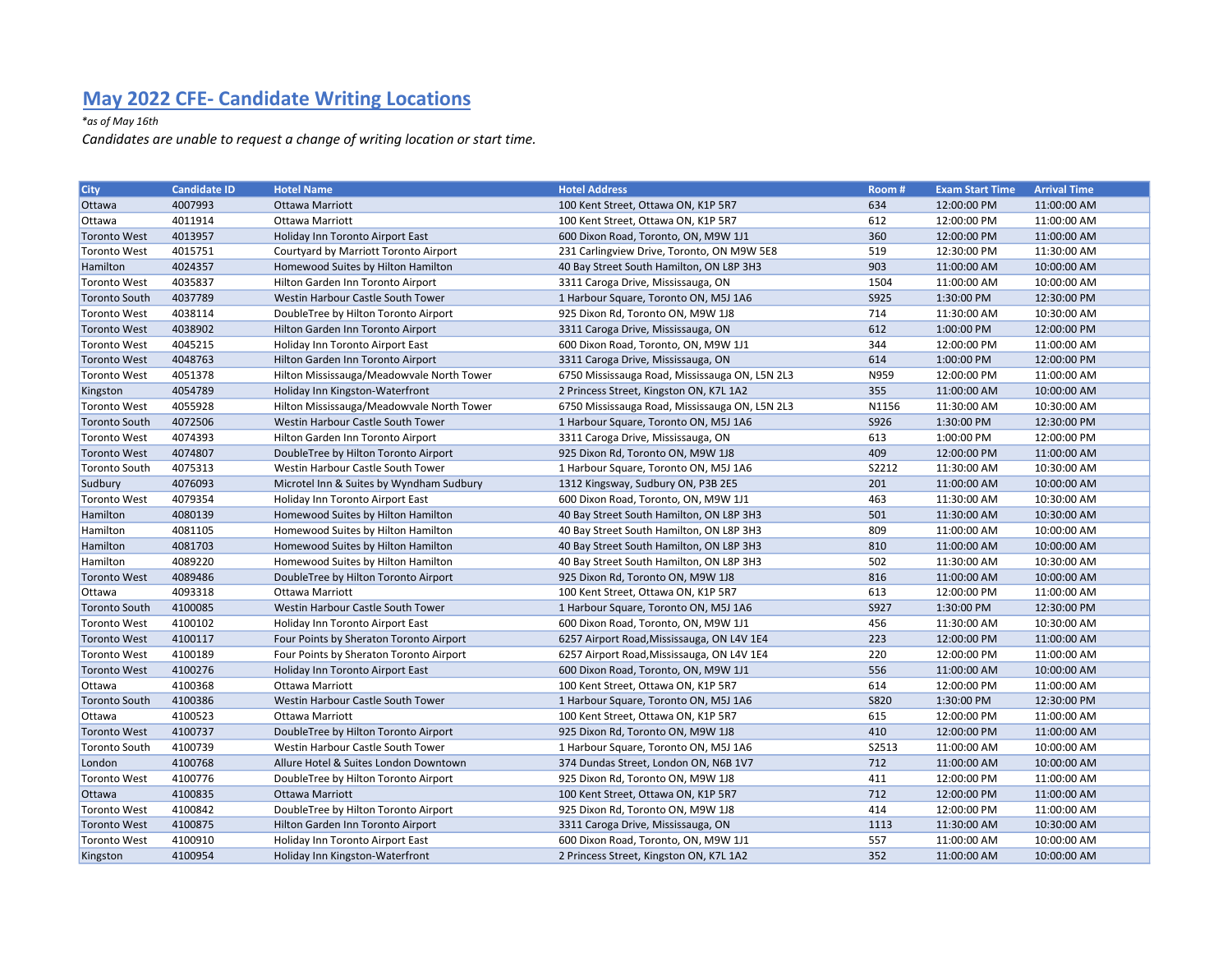# May 2022 CFE- Candidate Writing Locations

*\*as of May 16th*

*Candidates are unable to request a change of writing location or start time.*

| City | Candidate ID | Hotel Name | Hotel Address | Room # | Exam Start Time | Arrival Time |
|---|---|---|---|---|---|---|
| Ottawa | 4007993 | Ottawa Marriott | 100 Kent Street, Ottawa ON, K1P 5R7 | 634 | 12:00:00 PM | 11:00:00 AM |
| Ottawa | 4011914 | Ottawa Marriott | 100 Kent Street, Ottawa ON, K1P 5R7 | 612 | 12:00:00 PM | 11:00:00 AM |
| Toronto West | 4013957 | Holiday Inn Toronto Airport East | 600 Dixon Road, Toronto, ON, M9W 1J1 | 360 | 12:00:00 PM | 11:00:00 AM |
| Toronto West | 4015751 | Courtyard by Marriott Toronto Airport | 231 Carlingview Drive, Toronto, ON M9W 5E8 | 519 | 12:30:00 PM | 11:30:00 AM |
| Hamilton | 4024357 | Homewood Suites by Hilton Hamilton | 40 Bay Street South Hamilton, ON L8P 3H3 | 903 | 11:00:00 AM | 10:00:00 AM |
| Toronto West | 4035837 | Hilton Garden Inn Toronto Airport | 3311 Caroga Drive, Mississauga, ON | 1504 | 11:00:00 AM | 10:00:00 AM |
| Toronto South | 4037789 | Westin Harbour Castle South Tower | 1 Harbour Square, Toronto ON, M5J 1A6 | S925 | 1:30:00 PM | 12:30:00 PM |
| Toronto West | 4038114 | DoubleTree by Hilton Toronto Airport | 925 Dixon Rd, Toronto ON, M9W 1J8 | 714 | 11:30:00 AM | 10:30:00 AM |
| Toronto West | 4038902 | Hilton Garden Inn Toronto Airport | 3311 Caroga Drive, Mississauga, ON | 612 | 1:00:00 PM | 12:00:00 PM |
| Toronto West | 4045215 | Holiday Inn Toronto Airport East | 600 Dixon Road, Toronto, ON, M9W 1J1 | 344 | 12:00:00 PM | 11:00:00 AM |
| Toronto West | 4048763 | Hilton Garden Inn Toronto Airport | 3311 Caroga Drive, Mississauga, ON | 614 | 1:00:00 PM | 12:00:00 PM |
| Toronto West | 4051378 | Hilton Mississauga/Meadowvale North Tower | 6750 Mississauga Road, Mississauga ON, L5N 2L3 | N959 | 12:00:00 PM | 11:00:00 AM |
| Kingston | 4054789 | Holiday Inn Kingston-Waterfront | 2 Princess Street, Kingston ON, K7L 1A2 | 355 | 11:00:00 AM | 10:00:00 AM |
| Toronto West | 4055928 | Hilton Mississauga/Meadowvale North Tower | 6750 Mississauga Road, Mississauga ON, L5N 2L3 | N1156 | 11:30:00 AM | 10:30:00 AM |
| Toronto South | 4072506 | Westin Harbour Castle South Tower | 1 Harbour Square, Toronto ON, M5J 1A6 | S926 | 1:30:00 PM | 12:30:00 PM |
| Toronto West | 4074393 | Hilton Garden Inn Toronto Airport | 3311 Caroga Drive, Mississauga, ON | 613 | 1:00:00 PM | 12:00:00 PM |
| Toronto West | 4074807 | DoubleTree by Hilton Toronto Airport | 925 Dixon Rd, Toronto ON, M9W 1J8 | 409 | 12:00:00 PM | 11:00:00 AM |
| Toronto South | 4075313 | Westin Harbour Castle South Tower | 1 Harbour Square, Toronto ON, M5J 1A6 | S2212 | 11:30:00 AM | 10:30:00 AM |
| Sudbury | 4076093 | Microtel Inn & Suites by Wyndham Sudbury | 1312 Kingsway, Sudbury ON, P3B 2E5 | 201 | 11:00:00 AM | 10:00:00 AM |
| Toronto West | 4079354 | Holiday Inn Toronto Airport East | 600 Dixon Road, Toronto, ON, M9W 1J1 | 463 | 11:30:00 AM | 10:30:00 AM |
| Hamilton | 4080139 | Homewood Suites by Hilton Hamilton | 40 Bay Street South Hamilton, ON L8P 3H3 | 501 | 11:30:00 AM | 10:30:00 AM |
| Hamilton | 4081105 | Homewood Suites by Hilton Hamilton | 40 Bay Street South Hamilton, ON L8P 3H3 | 809 | 11:00:00 AM | 10:00:00 AM |
| Hamilton | 4081703 | Homewood Suites by Hilton Hamilton | 40 Bay Street South Hamilton, ON L8P 3H3 | 810 | 11:00:00 AM | 10:00:00 AM |
| Hamilton | 4089220 | Homewood Suites by Hilton Hamilton | 40 Bay Street South Hamilton, ON L8P 3H3 | 502 | 11:30:00 AM | 10:30:00 AM |
| Toronto West | 4089486 | DoubleTree by Hilton Toronto Airport | 925 Dixon Rd, Toronto ON, M9W 1J8 | 816 | 11:00:00 AM | 10:00:00 AM |
| Ottawa | 4093318 | Ottawa Marriott | 100 Kent Street, Ottawa ON, K1P 5R7 | 613 | 12:00:00 PM | 11:00:00 AM |
| Toronto South | 4100085 | Westin Harbour Castle South Tower | 1 Harbour Square, Toronto ON, M5J 1A6 | S927 | 1:30:00 PM | 12:30:00 PM |
| Toronto West | 4100102 | Holiday Inn Toronto Airport East | 600 Dixon Road, Toronto, ON, M9W 1J1 | 456 | 11:30:00 AM | 10:30:00 AM |
| Toronto West | 4100117 | Four Points by Sheraton Toronto Airport | 6257 Airport Road,Mississauga, ON L4V 1E4 | 223 | 12:00:00 PM | 11:00:00 AM |
| Toronto West | 4100189 | Four Points by Sheraton Toronto Airport | 6257 Airport Road,Mississauga, ON L4V 1E4 | 220 | 12:00:00 PM | 11:00:00 AM |
| Toronto West | 4100276 | Holiday Inn Toronto Airport East | 600 Dixon Road, Toronto, ON, M9W 1J1 | 556 | 11:00:00 AM | 10:00:00 AM |
| Ottawa | 4100368 | Ottawa Marriott | 100 Kent Street, Ottawa ON, K1P 5R7 | 614 | 12:00:00 PM | 11:00:00 AM |
| Toronto South | 4100386 | Westin Harbour Castle South Tower | 1 Harbour Square, Toronto ON, M5J 1A6 | S820 | 1:30:00 PM | 12:30:00 PM |
| Ottawa | 4100523 | Ottawa Marriott | 100 Kent Street, Ottawa ON, K1P 5R7 | 615 | 12:00:00 PM | 11:00:00 AM |
| Toronto West | 4100737 | DoubleTree by Hilton Toronto Airport | 925 Dixon Rd, Toronto ON, M9W 1J8 | 410 | 12:00:00 PM | 11:00:00 AM |
| Toronto South | 4100739 | Westin Harbour Castle South Tower | 1 Harbour Square, Toronto ON, M5J 1A6 | S2513 | 11:00:00 AM | 10:00:00 AM |
| London | 4100768 | Allure Hotel & Suites London Downtown | 374 Dundas Street, London ON, N6B 1V7 | 712 | 11:00:00 AM | 10:00:00 AM |
| Toronto West | 4100776 | DoubleTree by Hilton Toronto Airport | 925 Dixon Rd, Toronto ON, M9W 1J8 | 411 | 12:00:00 PM | 11:00:00 AM |
| Ottawa | 4100835 | Ottawa Marriott | 100 Kent Street, Ottawa ON, K1P 5R7 | 712 | 12:00:00 PM | 11:00:00 AM |
| Toronto West | 4100842 | DoubleTree by Hilton Toronto Airport | 925 Dixon Rd, Toronto ON, M9W 1J8 | 414 | 12:00:00 PM | 11:00:00 AM |
| Toronto West | 4100875 | Hilton Garden Inn Toronto Airport | 3311 Caroga Drive, Mississauga, ON | 1113 | 11:30:00 AM | 10:30:00 AM |
| Toronto West | 4100910 | Holiday Inn Toronto Airport East | 600 Dixon Road, Toronto, ON, M9W 1J1 | 557 | 11:00:00 AM | 10:00:00 AM |
| Kingston | 4100954 | Holiday Inn Kingston-Waterfront | 2 Princess Street, Kingston ON, K7L 1A2 | 352 | 11:00:00 AM | 10:00:00 AM |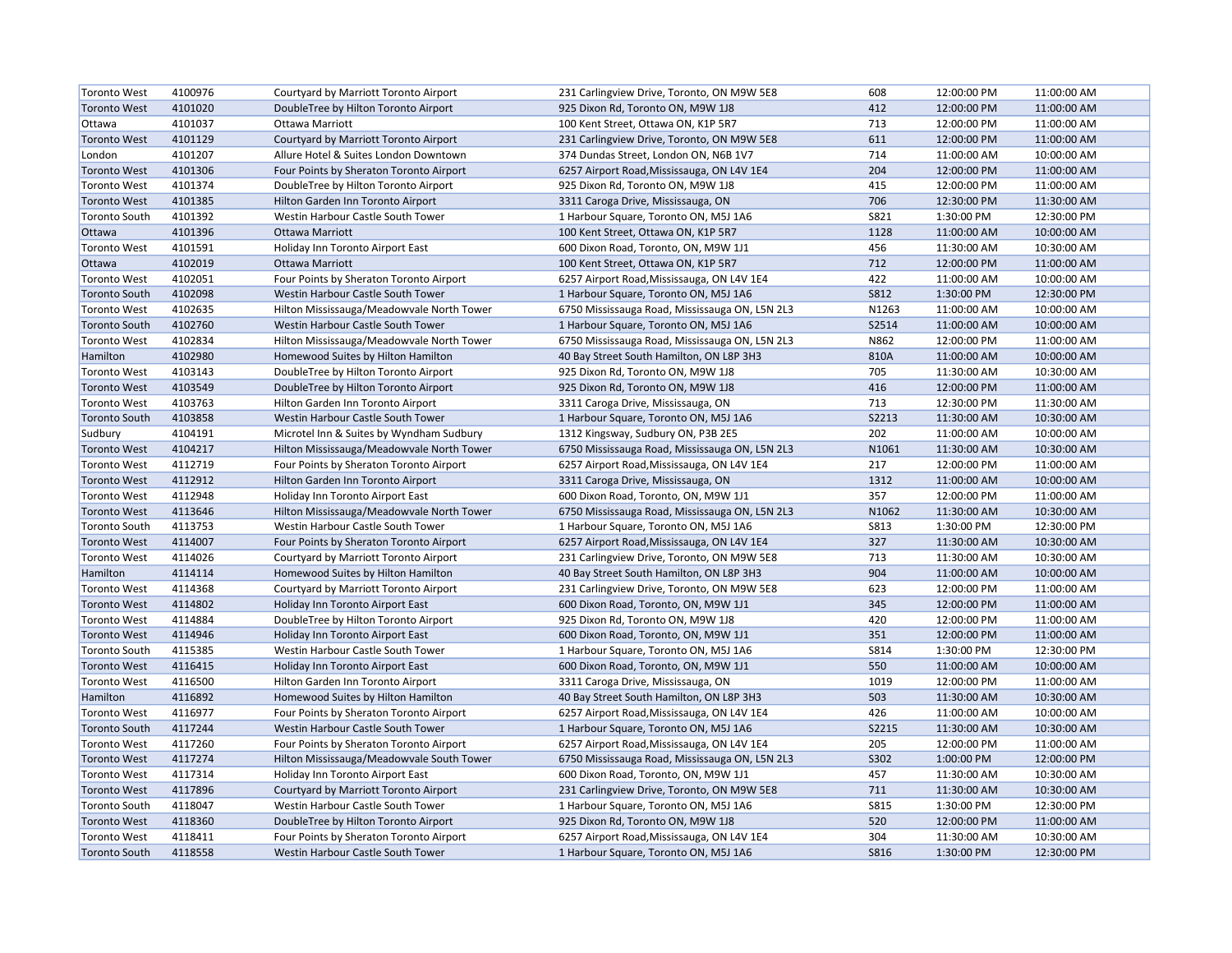| | | | | | | |
|---|---|---|---|---|---|---|
| Toronto West | 4100976 | Courtyard by Marriott Toronto Airport | 231 Carlingview Drive, Toronto, ON M9W 5E8 | 608 | 12:00:00 PM | 11:00:00 AM |
| Toronto West | 4101020 | DoubleTree by Hilton Toronto Airport | 925 Dixon Rd, Toronto ON, M9W 1J8 | 412 | 12:00:00 PM | 11:00:00 AM |
| Ottawa | 4101037 | Ottawa Marriott | 100 Kent Street, Ottawa ON, K1P 5R7 | 713 | 12:00:00 PM | 11:00:00 AM |
| Toronto West | 4101129 | Courtyard by Marriott Toronto Airport | 231 Carlingview Drive, Toronto, ON M9W 5E8 | 611 | 12:00:00 PM | 11:00:00 AM |
| London | 4101207 | Allure Hotel & Suites London Downtown | 374 Dundas Street, London ON, N6B 1V7 | 714 | 11:00:00 AM | 10:00:00 AM |
| Toronto West | 4101306 | Four Points by Sheraton Toronto Airport | 6257 Airport Road,Mississauga, ON L4V 1E4 | 204 | 12:00:00 PM | 11:00:00 AM |
| Toronto West | 4101374 | DoubleTree by Hilton Toronto Airport | 925 Dixon Rd, Toronto ON, M9W 1J8 | 415 | 12:00:00 PM | 11:00:00 AM |
| Toronto West | 4101385 | Hilton Garden Inn Toronto Airport | 3311 Caroga Drive, Mississauga, ON | 706 | 12:30:00 PM | 11:30:00 AM |
| Toronto South | 4101392 | Westin Harbour Castle South Tower | 1 Harbour Square, Toronto ON, M5J 1A6 | S821 | 1:30:00 PM | 12:30:00 PM |
| Ottawa | 4101396 | Ottawa Marriott | 100 Kent Street, Ottawa ON, K1P 5R7 | 1128 | 11:00:00 AM | 10:00:00 AM |
| Toronto West | 4101591 | Holiday Inn Toronto Airport East | 600 Dixon Road, Toronto, ON, M9W 1J1 | 456 | 11:30:00 AM | 10:30:00 AM |
| Ottawa | 4102019 | Ottawa Marriott | 100 Kent Street, Ottawa ON, K1P 5R7 | 712 | 12:00:00 PM | 11:00:00 AM |
| Toronto West | 4102051 | Four Points by Sheraton Toronto Airport | 6257 Airport Road,Mississauga, ON L4V 1E4 | 422 | 11:00:00 AM | 10:00:00 AM |
| Toronto South | 4102098 | Westin Harbour Castle South Tower | 1 Harbour Square, Toronto ON, M5J 1A6 | S812 | 1:30:00 PM | 12:30:00 PM |
| Toronto West | 4102635 | Hilton Mississauga/Meadowvale North Tower | 6750 Mississauga Road, Mississauga ON, L5N 2L3 | N1263 | 11:00:00 AM | 10:00:00 AM |
| Toronto South | 4102760 | Westin Harbour Castle South Tower | 1 Harbour Square, Toronto ON, M5J 1A6 | S2514 | 11:00:00 AM | 10:00:00 AM |
| Toronto West | 4102834 | Hilton Mississauga/Meadowvale North Tower | 6750 Mississauga Road, Mississauga ON, L5N 2L3 | N862 | 12:00:00 PM | 11:00:00 AM |
| Hamilton | 4102980 | Homewood Suites by Hilton Hamilton | 40 Bay Street South Hamilton, ON L8P 3H3 | 810A | 11:00:00 AM | 10:00:00 AM |
| Toronto West | 4103143 | DoubleTree by Hilton Toronto Airport | 925 Dixon Rd, Toronto ON, M9W 1J8 | 705 | 11:30:00 AM | 10:30:00 AM |
| Toronto West | 4103549 | DoubleTree by Hilton Toronto Airport | 925 Dixon Rd, Toronto ON, M9W 1J8 | 416 | 12:00:00 PM | 11:00:00 AM |
| Toronto West | 4103763 | Hilton Garden Inn Toronto Airport | 3311 Caroga Drive, Mississauga, ON | 713 | 12:30:00 PM | 11:30:00 AM |
| Toronto South | 4103858 | Westin Harbour Castle South Tower | 1 Harbour Square, Toronto ON, M5J 1A6 | S2213 | 11:30:00 AM | 10:30:00 AM |
| Sudbury | 4104191 | Microtel Inn & Suites by Wyndham Sudbury | 1312 Kingsway, Sudbury ON, P3B 2E5 | 202 | 11:00:00 AM | 10:00:00 AM |
| Toronto West | 4104217 | Hilton Mississauga/Meadowvale North Tower | 6750 Mississauga Road, Mississauga ON, L5N 2L3 | N1061 | 11:30:00 AM | 10:30:00 AM |
| Toronto West | 4112719 | Four Points by Sheraton Toronto Airport | 6257 Airport Road,Mississauga, ON L4V 1E4 | 217 | 12:00:00 PM | 11:00:00 AM |
| Toronto West | 4112912 | Hilton Garden Inn Toronto Airport | 3311 Caroga Drive, Mississauga, ON | 1312 | 11:00:00 AM | 10:00:00 AM |
| Toronto West | 4112948 | Holiday Inn Toronto Airport East | 600 Dixon Road, Toronto, ON, M9W 1J1 | 357 | 12:00:00 PM | 11:00:00 AM |
| Toronto West | 4113646 | Hilton Mississauga/Meadowvale North Tower | 6750 Mississauga Road, Mississauga ON, L5N 2L3 | N1062 | 11:30:00 AM | 10:30:00 AM |
| Toronto South | 4113753 | Westin Harbour Castle South Tower | 1 Harbour Square, Toronto ON, M5J 1A6 | S813 | 1:30:00 PM | 12:30:00 PM |
| Toronto West | 4114007 | Four Points by Sheraton Toronto Airport | 6257 Airport Road,Mississauga, ON L4V 1E4 | 327 | 11:30:00 AM | 10:30:00 AM |
| Toronto West | 4114026 | Courtyard by Marriott Toronto Airport | 231 Carlingview Drive, Toronto, ON M9W 5E8 | 713 | 11:30:00 AM | 10:30:00 AM |
| Hamilton | 4114114 | Homewood Suites by Hilton Hamilton | 40 Bay Street South Hamilton, ON L8P 3H3 | 904 | 11:00:00 AM | 10:00:00 AM |
| Toronto West | 4114368 | Courtyard by Marriott Toronto Airport | 231 Carlingview Drive, Toronto, ON M9W 5E8 | 623 | 12:00:00 PM | 11:00:00 AM |
| Toronto West | 4114802 | Holiday Inn Toronto Airport East | 600 Dixon Road, Toronto, ON, M9W 1J1 | 345 | 12:00:00 PM | 11:00:00 AM |
| Toronto West | 4114884 | DoubleTree by Hilton Toronto Airport | 925 Dixon Rd, Toronto ON, M9W 1J8 | 420 | 12:00:00 PM | 11:00:00 AM |
| Toronto West | 4114946 | Holiday Inn Toronto Airport East | 600 Dixon Road, Toronto, ON, M9W 1J1 | 351 | 12:00:00 PM | 11:00:00 AM |
| Toronto South | 4115385 | Westin Harbour Castle South Tower | 1 Harbour Square, Toronto ON, M5J 1A6 | S814 | 1:30:00 PM | 12:30:00 PM |
| Toronto West | 4116415 | Holiday Inn Toronto Airport East | 600 Dixon Road, Toronto, ON, M9W 1J1 | 550 | 11:00:00 AM | 10:00:00 AM |
| Toronto West | 4116500 | Hilton Garden Inn Toronto Airport | 3311 Caroga Drive, Mississauga, ON | 1019 | 12:00:00 PM | 11:00:00 AM |
| Hamilton | 4116892 | Homewood Suites by Hilton Hamilton | 40 Bay Street South Hamilton, ON L8P 3H3 | 503 | 11:30:00 AM | 10:30:00 AM |
| Toronto West | 4116977 | Four Points by Sheraton Toronto Airport | 6257 Airport Road,Mississauga, ON L4V 1E4 | 426 | 11:00:00 AM | 10:00:00 AM |
| Toronto South | 4117244 | Westin Harbour Castle South Tower | 1 Harbour Square, Toronto ON, M5J 1A6 | S2215 | 11:30:00 AM | 10:30:00 AM |
| Toronto West | 4117260 | Four Points by Sheraton Toronto Airport | 6257 Airport Road,Mississauga, ON L4V 1E4 | 205 | 12:00:00 PM | 11:00:00 AM |
| Toronto West | 4117274 | Hilton Mississauga/Meadowvale South Tower | 6750 Mississauga Road, Mississauga ON, L5N 2L3 | S302 | 1:00:00 PM | 12:00:00 PM |
| Toronto West | 4117314 | Holiday Inn Toronto Airport East | 600 Dixon Road, Toronto, ON, M9W 1J1 | 457 | 11:30:00 AM | 10:30:00 AM |
| Toronto West | 4117896 | Courtyard by Marriott Toronto Airport | 231 Carlingview Drive, Toronto, ON M9W 5E8 | 711 | 11:30:00 AM | 10:30:00 AM |
| Toronto South | 4118047 | Westin Harbour Castle South Tower | 1 Harbour Square, Toronto ON, M5J 1A6 | S815 | 1:30:00 PM | 12:30:00 PM |
| Toronto West | 4118360 | DoubleTree by Hilton Toronto Airport | 925 Dixon Rd, Toronto ON, M9W 1J8 | 520 | 12:00:00 PM | 11:00:00 AM |
| Toronto West | 4118411 | Four Points by Sheraton Toronto Airport | 6257 Airport Road,Mississauga, ON L4V 1E4 | 304 | 11:30:00 AM | 10:30:00 AM |
| Toronto South | 4118558 | Westin Harbour Castle South Tower | 1 Harbour Square, Toronto ON, M5J 1A6 | S816 | 1:30:00 PM | 12:30:00 PM |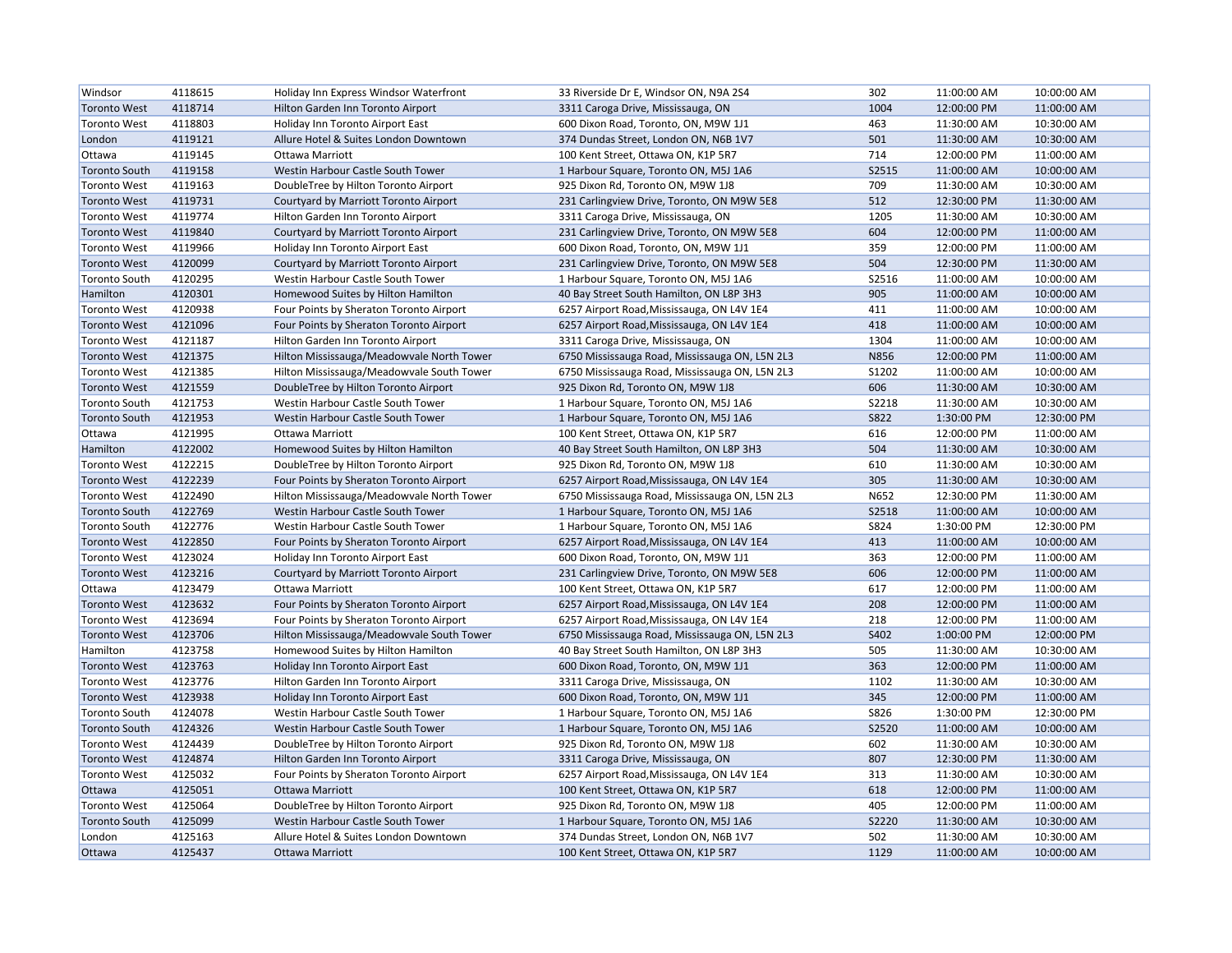| | | | | | | |
|---|---|---|---|---|---|---|
| Windsor | 4118615 | Holiday Inn Express Windsor Waterfront | 33 Riverside Dr E, Windsor ON, N9A 2S4 | 302 | 11:00:00 AM | 10:00:00 AM |
| Toronto West | 4118714 | Hilton Garden Inn Toronto Airport | 3311 Caroga Drive, Mississauga, ON | 1004 | 12:00:00 PM | 11:00:00 AM |
| Toronto West | 4118803 | Holiday Inn Toronto Airport East | 600 Dixon Road, Toronto, ON, M9W 1J1 | 463 | 11:30:00 AM | 10:30:00 AM |
| London | 4119121 | Allure Hotel & Suites London Downtown | 374 Dundas Street, London ON, N6B 1V7 | 501 | 11:30:00 AM | 10:30:00 AM |
| Ottawa | 4119145 | Ottawa Marriott | 100 Kent Street, Ottawa ON, K1P 5R7 | 714 | 12:00:00 PM | 11:00:00 AM |
| Toronto South | 4119158 | Westin Harbour Castle South Tower | 1 Harbour Square, Toronto ON, M5J 1A6 | S2515 | 11:00:00 AM | 10:00:00 AM |
| Toronto West | 4119163 | DoubleTree by Hilton Toronto Airport | 925 Dixon Rd, Toronto ON, M9W 1J8 | 709 | 11:30:00 AM | 10:30:00 AM |
| Toronto West | 4119731 | Courtyard by Marriott Toronto Airport | 231 Carlingview Drive, Toronto, ON M9W 5E8 | 512 | 12:30:00 PM | 11:30:00 AM |
| Toronto West | 4119774 | Hilton Garden Inn Toronto Airport | 3311 Caroga Drive, Mississauga, ON | 1205 | 11:30:00 AM | 10:30:00 AM |
| Toronto West | 4119840 | Courtyard by Marriott Toronto Airport | 231 Carlingview Drive, Toronto, ON M9W 5E8 | 604 | 12:00:00 PM | 11:00:00 AM |
| Toronto West | 4119966 | Holiday Inn Toronto Airport East | 600 Dixon Road, Toronto, ON, M9W 1J1 | 359 | 12:00:00 PM | 11:00:00 AM |
| Toronto West | 4120099 | Courtyard by Marriott Toronto Airport | 231 Carlingview Drive, Toronto, ON M9W 5E8 | 504 | 12:30:00 PM | 11:30:00 AM |
| Toronto South | 4120295 | Westin Harbour Castle South Tower | 1 Harbour Square, Toronto ON, M5J 1A6 | S2516 | 11:00:00 AM | 10:00:00 AM |
| Hamilton | 4120301 | Homewood Suites by Hilton Hamilton | 40 Bay Street South Hamilton, ON L8P 3H3 | 905 | 11:00:00 AM | 10:00:00 AM |
| Toronto West | 4120938 | Four Points by Sheraton Toronto Airport | 6257 Airport Road,Mississauga, ON L4V 1E4 | 411 | 11:00:00 AM | 10:00:00 AM |
| Toronto West | 4121096 | Four Points by Sheraton Toronto Airport | 6257 Airport Road,Mississauga, ON L4V 1E4 | 418 | 11:00:00 AM | 10:00:00 AM |
| Toronto West | 4121187 | Hilton Garden Inn Toronto Airport | 3311 Caroga Drive, Mississauga, ON | 1304 | 11:00:00 AM | 10:00:00 AM |
| Toronto West | 4121375 | Hilton Mississauga/Meadowvale North Tower | 6750 Mississauga Road, Mississauga ON, L5N 2L3 | N856 | 12:00:00 PM | 11:00:00 AM |
| Toronto West | 4121385 | Hilton Mississauga/Meadowvale South Tower | 6750 Mississauga Road, Mississauga ON, L5N 2L3 | S1202 | 11:00:00 AM | 10:00:00 AM |
| Toronto West | 4121559 | DoubleTree by Hilton Toronto Airport | 925 Dixon Rd, Toronto ON, M9W 1J8 | 606 | 11:30:00 AM | 10:30:00 AM |
| Toronto South | 4121753 | Westin Harbour Castle South Tower | 1 Harbour Square, Toronto ON, M5J 1A6 | S2218 | 11:30:00 AM | 10:30:00 AM |
| Toronto South | 4121953 | Westin Harbour Castle South Tower | 1 Harbour Square, Toronto ON, M5J 1A6 | S822 | 1:30:00 PM | 12:30:00 PM |
| Ottawa | 4121995 | Ottawa Marriott | 100 Kent Street, Ottawa ON, K1P 5R7 | 616 | 12:00:00 PM | 11:00:00 AM |
| Hamilton | 4122002 | Homewood Suites by Hilton Hamilton | 40 Bay Street South Hamilton, ON L8P 3H3 | 504 | 11:30:00 AM | 10:30:00 AM |
| Toronto West | 4122215 | DoubleTree by Hilton Toronto Airport | 925 Dixon Rd, Toronto ON, M9W 1J8 | 610 | 11:30:00 AM | 10:30:00 AM |
| Toronto West | 4122239 | Four Points by Sheraton Toronto Airport | 6257 Airport Road,Mississauga, ON L4V 1E4 | 305 | 11:30:00 AM | 10:30:00 AM |
| Toronto West | 4122490 | Hilton Mississauga/Meadowvale North Tower | 6750 Mississauga Road, Mississauga ON, L5N 2L3 | N652 | 12:30:00 PM | 11:30:00 AM |
| Toronto South | 4122769 | Westin Harbour Castle South Tower | 1 Harbour Square, Toronto ON, M5J 1A6 | S2518 | 11:00:00 AM | 10:00:00 AM |
| Toronto South | 4122776 | Westin Harbour Castle South Tower | 1 Harbour Square, Toronto ON, M5J 1A6 | S824 | 1:30:00 PM | 12:30:00 PM |
| Toronto West | 4122850 | Four Points by Sheraton Toronto Airport | 6257 Airport Road,Mississauga, ON L4V 1E4 | 413 | 11:00:00 AM | 10:00:00 AM |
| Toronto West | 4123024 | Holiday Inn Toronto Airport East | 600 Dixon Road, Toronto, ON, M9W 1J1 | 363 | 12:00:00 PM | 11:00:00 AM |
| Toronto West | 4123216 | Courtyard by Marriott Toronto Airport | 231 Carlingview Drive, Toronto, ON M9W 5E8 | 606 | 12:00:00 PM | 11:00:00 AM |
| Ottawa | 4123479 | Ottawa Marriott | 100 Kent Street, Ottawa ON, K1P 5R7 | 617 | 12:00:00 PM | 11:00:00 AM |
| Toronto West | 4123632 | Four Points by Sheraton Toronto Airport | 6257 Airport Road,Mississauga, ON L4V 1E4 | 208 | 12:00:00 PM | 11:00:00 AM |
| Toronto West | 4123694 | Four Points by Sheraton Toronto Airport | 6257 Airport Road,Mississauga, ON L4V 1E4 | 218 | 12:00:00 PM | 11:00:00 AM |
| Toronto West | 4123706 | Hilton Mississauga/Meadowvale South Tower | 6750 Mississauga Road, Mississauga ON, L5N 2L3 | S402 | 1:00:00 PM | 12:00:00 PM |
| Hamilton | 4123758 | Homewood Suites by Hilton Hamilton | 40 Bay Street South Hamilton, ON L8P 3H3 | 505 | 11:30:00 AM | 10:30:00 AM |
| Toronto West | 4123763 | Holiday Inn Toronto Airport East | 600 Dixon Road, Toronto, ON, M9W 1J1 | 363 | 12:00:00 PM | 11:00:00 AM |
| Toronto West | 4123776 | Hilton Garden Inn Toronto Airport | 3311 Caroga Drive, Mississauga, ON | 1102 | 11:30:00 AM | 10:30:00 AM |
| Toronto West | 4123938 | Holiday Inn Toronto Airport East | 600 Dixon Road, Toronto, ON, M9W 1J1 | 345 | 12:00:00 PM | 11:00:00 AM |
| Toronto South | 4124078 | Westin Harbour Castle South Tower | 1 Harbour Square, Toronto ON, M5J 1A6 | S826 | 1:30:00 PM | 12:30:00 PM |
| Toronto South | 4124326 | Westin Harbour Castle South Tower | 1 Harbour Square, Toronto ON, M5J 1A6 | S2520 | 11:00:00 AM | 10:00:00 AM |
| Toronto West | 4124439 | DoubleTree by Hilton Toronto Airport | 925 Dixon Rd, Toronto ON, M9W 1J8 | 602 | 11:30:00 AM | 10:30:00 AM |
| Toronto West | 4124874 | Hilton Garden Inn Toronto Airport | 3311 Caroga Drive, Mississauga, ON | 807 | 12:30:00 PM | 11:30:00 AM |
| Toronto West | 4125032 | Four Points by Sheraton Toronto Airport | 6257 Airport Road,Mississauga, ON L4V 1E4 | 313 | 11:30:00 AM | 10:30:00 AM |
| Ottawa | 4125051 | Ottawa Marriott | 100 Kent Street, Ottawa ON, K1P 5R7 | 618 | 12:00:00 PM | 11:00:00 AM |
| Toronto West | 4125064 | DoubleTree by Hilton Toronto Airport | 925 Dixon Rd, Toronto ON, M9W 1J8 | 405 | 12:00:00 PM | 11:00:00 AM |
| Toronto South | 4125099 | Westin Harbour Castle South Tower | 1 Harbour Square, Toronto ON, M5J 1A6 | S2220 | 11:30:00 AM | 10:30:00 AM |
| London | 4125163 | Allure Hotel & Suites London Downtown | 374 Dundas Street, London ON, N6B 1V7 | 502 | 11:30:00 AM | 10:30:00 AM |
| Ottawa | 4125437 | Ottawa Marriott | 100 Kent Street, Ottawa ON, K1P 5R7 | 1129 | 11:00:00 AM | 10:00:00 AM |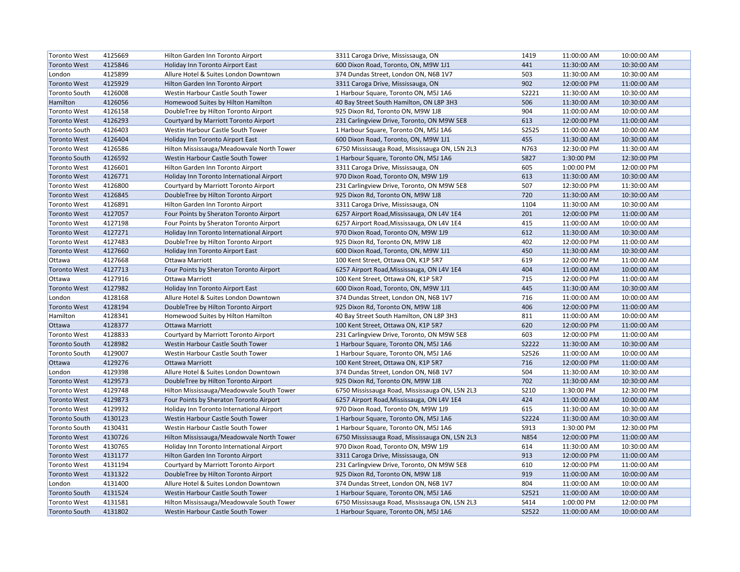| | | | | | | |
|---|---|---|---|---|---|---|
| Toronto West | 4125669 | Hilton Garden Inn Toronto Airport | 3311 Caroga Drive, Mississauga, ON | 1419 | 11:00:00 AM | 10:00:00 AM |
| Toronto West | 4125846 | Holiday Inn Toronto Airport East | 600 Dixon Road, Toronto, ON, M9W 1J1 | 441 | 11:30:00 AM | 10:30:00 AM |
| London | 4125899 | Allure Hotel & Suites London Downtown | 374 Dundas Street, London ON, N6B 1V7 | 503 | 11:30:00 AM | 10:30:00 AM |
| Toronto West | 4125929 | Hilton Garden Inn Toronto Airport | 3311 Caroga Drive, Mississauga, ON | 902 | 12:00:00 PM | 11:00:00 AM |
| Toronto South | 4126008 | Westin Harbour Castle South Tower | 1 Harbour Square, Toronto ON, M5J 1A6 | S2221 | 11:30:00 AM | 10:30:00 AM |
| Hamilton | 4126056 | Homewood Suites by Hilton Hamilton | 40 Bay Street South Hamilton, ON L8P 3H3 | 506 | 11:30:00 AM | 10:30:00 AM |
| Toronto West | 4126158 | DoubleTree by Hilton Toronto Airport | 925 Dixon Rd, Toronto ON, M9W 1J8 | 904 | 11:00:00 AM | 10:00:00 AM |
| Toronto West | 4126293 | Courtyard by Marriott Toronto Airport | 231 Carlingview Drive, Toronto, ON M9W 5E8 | 613 | 12:00:00 PM | 11:00:00 AM |
| Toronto South | 4126403 | Westin Harbour Castle South Tower | 1 Harbour Square, Toronto ON, M5J 1A6 | S2525 | 11:00:00 AM | 10:00:00 AM |
| Toronto West | 4126404 | Holiday Inn Toronto Airport East | 600 Dixon Road, Toronto, ON, M9W 1J1 | 455 | 11:30:00 AM | 10:30:00 AM |
| Toronto West | 4126586 | Hilton Mississauga/Meadowvale North Tower | 6750 Mississauga Road, Mississauga ON, L5N 2L3 | N763 | 12:30:00 PM | 11:30:00 AM |
| Toronto South | 4126592 | Westin Harbour Castle South Tower | 1 Harbour Square, Toronto ON, M5J 1A6 | S827 | 1:30:00 PM | 12:30:00 PM |
| Toronto West | 4126601 | Hilton Garden Inn Toronto Airport | 3311 Caroga Drive, Mississauga, ON | 605 | 1:00:00 PM | 12:00:00 PM |
| Toronto West | 4126771 | Holiday Inn Toronto International Airport | 970 Dixon Road, Toronto ON, M9W 1J9 | 613 | 11:30:00 AM | 10:30:00 AM |
| Toronto West | 4126800 | Courtyard by Marriott Toronto Airport | 231 Carlingview Drive, Toronto, ON M9W 5E8 | 507 | 12:30:00 PM | 11:30:00 AM |
| Toronto West | 4126845 | DoubleTree by Hilton Toronto Airport | 925 Dixon Rd, Toronto ON, M9W 1J8 | 720 | 11:30:00 AM | 10:30:00 AM |
| Toronto West | 4126891 | Hilton Garden Inn Toronto Airport | 3311 Caroga Drive, Mississauga, ON | 1104 | 11:30:00 AM | 10:30:00 AM |
| Toronto West | 4127057 | Four Points by Sheraton Toronto Airport | 6257 Airport Road,Mississauga, ON L4V 1E4 | 201 | 12:00:00 PM | 11:00:00 AM |
| Toronto West | 4127198 | Four Points by Sheraton Toronto Airport | 6257 Airport Road,Mississauga, ON L4V 1E4 | 415 | 11:00:00 AM | 10:00:00 AM |
| Toronto West | 4127271 | Holiday Inn Toronto International Airport | 970 Dixon Road, Toronto ON, M9W 1J9 | 612 | 11:30:00 AM | 10:30:00 AM |
| Toronto West | 4127483 | DoubleTree by Hilton Toronto Airport | 925 Dixon Rd, Toronto ON, M9W 1J8 | 402 | 12:00:00 PM | 11:00:00 AM |
| Toronto West | 4127660 | Holiday Inn Toronto Airport East | 600 Dixon Road, Toronto, ON, M9W 1J1 | 450 | 11:30:00 AM | 10:30:00 AM |
| Ottawa | 4127668 | Ottawa Marriott | 100 Kent Street, Ottawa ON, K1P 5R7 | 619 | 12:00:00 PM | 11:00:00 AM |
| Toronto West | 4127713 | Four Points by Sheraton Toronto Airport | 6257 Airport Road,Mississauga, ON L4V 1E4 | 404 | 11:00:00 AM | 10:00:00 AM |
| Ottawa | 4127916 | Ottawa Marriott | 100 Kent Street, Ottawa ON, K1P 5R7 | 715 | 12:00:00 PM | 11:00:00 AM |
| Toronto West | 4127982 | Holiday Inn Toronto Airport East | 600 Dixon Road, Toronto, ON, M9W 1J1 | 445 | 11:30:00 AM | 10:30:00 AM |
| London | 4128168 | Allure Hotel & Suites London Downtown | 374 Dundas Street, London ON, N6B 1V7 | 716 | 11:00:00 AM | 10:00:00 AM |
| Toronto West | 4128194 | DoubleTree by Hilton Toronto Airport | 925 Dixon Rd, Toronto ON, M9W 1J8 | 406 | 12:00:00 PM | 11:00:00 AM |
| Hamilton | 4128341 | Homewood Suites by Hilton Hamilton | 40 Bay Street South Hamilton, ON L8P 3H3 | 811 | 11:00:00 AM | 10:00:00 AM |
| Ottawa | 4128377 | Ottawa Marriott | 100 Kent Street, Ottawa ON, K1P 5R7 | 620 | 12:00:00 PM | 11:00:00 AM |
| Toronto West | 4128833 | Courtyard by Marriott Toronto Airport | 231 Carlingview Drive, Toronto, ON M9W 5E8 | 603 | 12:00:00 PM | 11:00:00 AM |
| Toronto South | 4128982 | Westin Harbour Castle South Tower | 1 Harbour Square, Toronto ON, M5J 1A6 | S2222 | 11:30:00 AM | 10:30:00 AM |
| Toronto South | 4129007 | Westin Harbour Castle South Tower | 1 Harbour Square, Toronto ON, M5J 1A6 | S2526 | 11:00:00 AM | 10:00:00 AM |
| Ottawa | 4129276 | Ottawa Marriott | 100 Kent Street, Ottawa ON, K1P 5R7 | 716 | 12:00:00 PM | 11:00:00 AM |
| London | 4129398 | Allure Hotel & Suites London Downtown | 374 Dundas Street, London ON, N6B 1V7 | 504 | 11:30:00 AM | 10:30:00 AM |
| Toronto West | 4129573 | DoubleTree by Hilton Toronto Airport | 925 Dixon Rd, Toronto ON, M9W 1J8 | 702 | 11:30:00 AM | 10:30:00 AM |
| Toronto West | 4129748 | Hilton Mississauga/Meadowvale South Tower | 6750 Mississauga Road, Mississauga ON, L5N 2L3 | S210 | 1:30:00 PM | 12:30:00 PM |
| Toronto West | 4129873 | Four Points by Sheraton Toronto Airport | 6257 Airport Road,Mississauga, ON L4V 1E4 | 424 | 11:00:00 AM | 10:00:00 AM |
| Toronto West | 4129932 | Holiday Inn Toronto International Airport | 970 Dixon Road, Toronto ON, M9W 1J9 | 615 | 11:30:00 AM | 10:30:00 AM |
| Toronto South | 4130123 | Westin Harbour Castle South Tower | 1 Harbour Square, Toronto ON, M5J 1A6 | S2224 | 11:30:00 AM | 10:30:00 AM |
| Toronto South | 4130431 | Westin Harbour Castle South Tower | 1 Harbour Square, Toronto ON, M5J 1A6 | S913 | 1:30:00 PM | 12:30:00 PM |
| Toronto West | 4130726 | Hilton Mississauga/Meadowvale North Tower | 6750 Mississauga Road, Mississauga ON, L5N 2L3 | N854 | 12:00:00 PM | 11:00:00 AM |
| Toronto West | 4130765 | Holiday Inn Toronto International Airport | 970 Dixon Road, Toronto ON, M9W 1J9 | 614 | 11:30:00 AM | 10:30:00 AM |
| Toronto West | 4131177 | Hilton Garden Inn Toronto Airport | 3311 Caroga Drive, Mississauga, ON | 913 | 12:00:00 PM | 11:00:00 AM |
| Toronto West | 4131194 | Courtyard by Marriott Toronto Airport | 231 Carlingview Drive, Toronto, ON M9W 5E8 | 610 | 12:00:00 PM | 11:00:00 AM |
| Toronto West | 4131322 | DoubleTree by Hilton Toronto Airport | 925 Dixon Rd, Toronto ON, M9W 1J8 | 919 | 11:00:00 AM | 10:00:00 AM |
| London | 4131400 | Allure Hotel & Suites London Downtown | 374 Dundas Street, London ON, N6B 1V7 | 804 | 11:00:00 AM | 10:00:00 AM |
| Toronto South | 4131524 | Westin Harbour Castle South Tower | 1 Harbour Square, Toronto ON, M5J 1A6 | S2521 | 11:00:00 AM | 10:00:00 AM |
| Toronto West | 4131581 | Hilton Mississauga/Meadowvale South Tower | 6750 Mississauga Road, Mississauga ON, L5N 2L3 | S414 | 1:00:00 PM | 12:00:00 PM |
| Toronto South | 4131802 | Westin Harbour Castle South Tower | 1 Harbour Square, Toronto ON, M5J 1A6 | S2522 | 11:00:00 AM | 10:00:00 AM |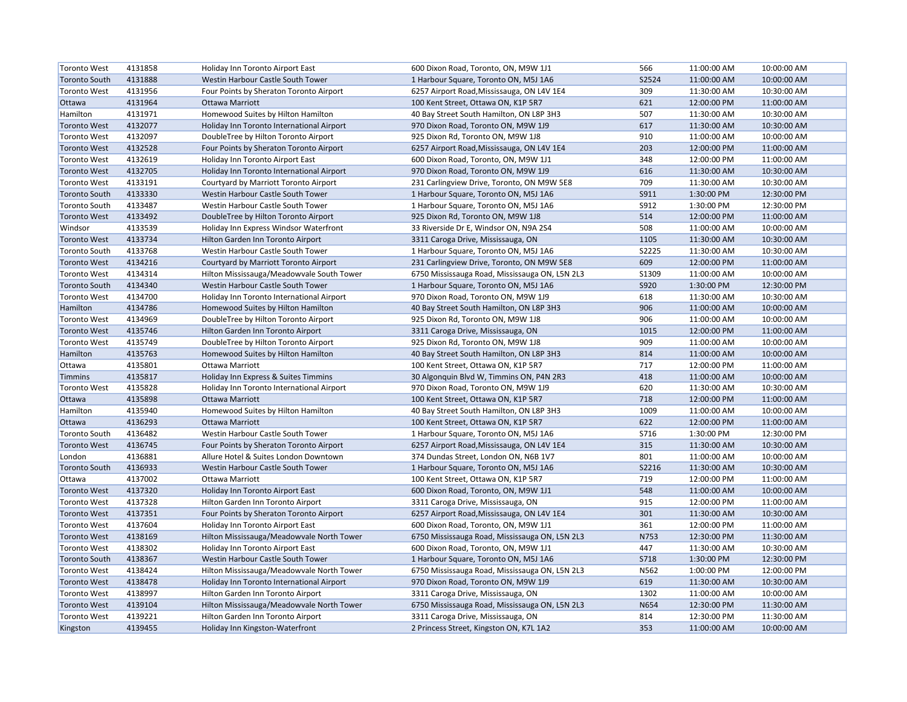| | | | | | | |
|---|---|---|---|---|---|---|
| Toronto West | 4131858 | Holiday Inn Toronto Airport East | 600 Dixon Road, Toronto, ON, M9W 1J1 | 566 | 11:00:00 AM | 10:00:00 AM |
| Toronto South | 4131888 | Westin Harbour Castle South Tower | 1 Harbour Square, Toronto ON, M5J 1A6 | S2524 | 11:00:00 AM | 10:00:00 AM |
| Toronto West | 4131956 | Four Points by Sheraton Toronto Airport | 6257 Airport Road,Mississauga, ON L4V 1E4 | 309 | 11:30:00 AM | 10:30:00 AM |
| Ottawa | 4131964 | Ottawa Marriott | 100 Kent Street, Ottawa ON, K1P 5R7 | 621 | 12:00:00 PM | 11:00:00 AM |
| Hamilton | 4131971 | Homewood Suites by Hilton Hamilton | 40 Bay Street South Hamilton, ON L8P 3H3 | 507 | 11:30:00 AM | 10:30:00 AM |
| Toronto West | 4132077 | Holiday Inn Toronto International Airport | 970 Dixon Road, Toronto ON, M9W 1J9 | 617 | 11:30:00 AM | 10:30:00 AM |
| Toronto West | 4132097 | DoubleTree by Hilton Toronto Airport | 925 Dixon Rd, Toronto ON, M9W 1J8 | 910 | 11:00:00 AM | 10:00:00 AM |
| Toronto West | 4132528 | Four Points by Sheraton Toronto Airport | 6257 Airport Road,Mississauga, ON L4V 1E4 | 203 | 12:00:00 PM | 11:00:00 AM |
| Toronto West | 4132619 | Holiday Inn Toronto Airport East | 600 Dixon Road, Toronto, ON, M9W 1J1 | 348 | 12:00:00 PM | 11:00:00 AM |
| Toronto West | 4132705 | Holiday Inn Toronto International Airport | 970 Dixon Road, Toronto ON, M9W 1J9 | 616 | 11:30:00 AM | 10:30:00 AM |
| Toronto West | 4133191 | Courtyard by Marriott Toronto Airport | 231 Carlingview Drive, Toronto, ON M9W 5E8 | 709 | 11:30:00 AM | 10:30:00 AM |
| Toronto South | 4133330 | Westin Harbour Castle South Tower | 1 Harbour Square, Toronto ON, M5J 1A6 | S911 | 1:30:00 PM | 12:30:00 PM |
| Toronto South | 4133487 | Westin Harbour Castle South Tower | 1 Harbour Square, Toronto ON, M5J 1A6 | S912 | 1:30:00 PM | 12:30:00 PM |
| Toronto West | 4133492 | DoubleTree by Hilton Toronto Airport | 925 Dixon Rd, Toronto ON, M9W 1J8 | 514 | 12:00:00 PM | 11:00:00 AM |
| Windsor | 4133539 | Holiday Inn Express Windsor Waterfront | 33 Riverside Dr E, Windsor ON, N9A 2S4 | 508 | 11:00:00 AM | 10:00:00 AM |
| Toronto West | 4133734 | Hilton Garden Inn Toronto Airport | 3311 Caroga Drive, Mississauga, ON | 1105 | 11:30:00 AM | 10:30:00 AM |
| Toronto South | 4133768 | Westin Harbour Castle South Tower | 1 Harbour Square, Toronto ON, M5J 1A6 | S2225 | 11:30:00 AM | 10:30:00 AM |
| Toronto West | 4134216 | Courtyard by Marriott Toronto Airport | 231 Carlingview Drive, Toronto, ON M9W 5E8 | 609 | 12:00:00 PM | 11:00:00 AM |
| Toronto West | 4134314 | Hilton Mississauga/Meadowvale South Tower | 6750 Mississauga Road, Mississauga ON, L5N 2L3 | S1309 | 11:00:00 AM | 10:00:00 AM |
| Toronto South | 4134340 | Westin Harbour Castle South Tower | 1 Harbour Square, Toronto ON, M5J 1A6 | S920 | 1:30:00 PM | 12:30:00 PM |
| Toronto West | 4134700 | Holiday Inn Toronto International Airport | 970 Dixon Road, Toronto ON, M9W 1J9 | 618 | 11:30:00 AM | 10:30:00 AM |
| Hamilton | 4134786 | Homewood Suites by Hilton Hamilton | 40 Bay Street South Hamilton, ON L8P 3H3 | 906 | 11:00:00 AM | 10:00:00 AM |
| Toronto West | 4134969 | DoubleTree by Hilton Toronto Airport | 925 Dixon Rd, Toronto ON, M9W 1J8 | 906 | 11:00:00 AM | 10:00:00 AM |
| Toronto West | 4135746 | Hilton Garden Inn Toronto Airport | 3311 Caroga Drive, Mississauga, ON | 1015 | 12:00:00 PM | 11:00:00 AM |
| Toronto West | 4135749 | DoubleTree by Hilton Toronto Airport | 925 Dixon Rd, Toronto ON, M9W 1J8 | 909 | 11:00:00 AM | 10:00:00 AM |
| Hamilton | 4135763 | Homewood Suites by Hilton Hamilton | 40 Bay Street South Hamilton, ON L8P 3H3 | 814 | 11:00:00 AM | 10:00:00 AM |
| Ottawa | 4135801 | Ottawa Marriott | 100 Kent Street, Ottawa ON, K1P 5R7 | 717 | 12:00:00 PM | 11:00:00 AM |
| Timmins | 4135817 | Holiday Inn Express & Suites Timmins | 30 Algonquin Blvd W, Timmins ON, P4N 2R3 | 418 | 11:00:00 AM | 10:00:00 AM |
| Toronto West | 4135828 | Holiday Inn Toronto International Airport | 970 Dixon Road, Toronto ON, M9W 1J9 | 620 | 11:30:00 AM | 10:30:00 AM |
| Ottawa | 4135898 | Ottawa Marriott | 100 Kent Street, Ottawa ON, K1P 5R7 | 718 | 12:00:00 PM | 11:00:00 AM |
| Hamilton | 4135940 | Homewood Suites by Hilton Hamilton | 40 Bay Street South Hamilton, ON L8P 3H3 | 1009 | 11:00:00 AM | 10:00:00 AM |
| Ottawa | 4136293 | Ottawa Marriott | 100 Kent Street, Ottawa ON, K1P 5R7 | 622 | 12:00:00 PM | 11:00:00 AM |
| Toronto South | 4136482 | Westin Harbour Castle South Tower | 1 Harbour Square, Toronto ON, M5J 1A6 | S716 | 1:30:00 PM | 12:30:00 PM |
| Toronto West | 4136745 | Four Points by Sheraton Toronto Airport | 6257 Airport Road,Mississauga, ON L4V 1E4 | 315 | 11:30:00 AM | 10:30:00 AM |
| London | 4136881 | Allure Hotel & Suites London Downtown | 374 Dundas Street, London ON, N6B 1V7 | 801 | 11:00:00 AM | 10:00:00 AM |
| Toronto South | 4136933 | Westin Harbour Castle South Tower | 1 Harbour Square, Toronto ON, M5J 1A6 | S2216 | 11:30:00 AM | 10:30:00 AM |
| Ottawa | 4137002 | Ottawa Marriott | 100 Kent Street, Ottawa ON, K1P 5R7 | 719 | 12:00:00 PM | 11:00:00 AM |
| Toronto West | 4137320 | Holiday Inn Toronto Airport East | 600 Dixon Road, Toronto, ON, M9W 1J1 | 548 | 11:00:00 AM | 10:00:00 AM |
| Toronto West | 4137328 | Hilton Garden Inn Toronto Airport | 3311 Caroga Drive, Mississauga, ON | 915 | 12:00:00 PM | 11:00:00 AM |
| Toronto West | 4137351 | Four Points by Sheraton Toronto Airport | 6257 Airport Road,Mississauga, ON L4V 1E4 | 301 | 11:30:00 AM | 10:30:00 AM |
| Toronto West | 4137604 | Holiday Inn Toronto Airport East | 600 Dixon Road, Toronto, ON, M9W 1J1 | 361 | 12:00:00 PM | 11:00:00 AM |
| Toronto West | 4138169 | Hilton Mississauga/Meadowvale North Tower | 6750 Mississauga Road, Mississauga ON, L5N 2L3 | N753 | 12:30:00 PM | 11:30:00 AM |
| Toronto West | 4138302 | Holiday Inn Toronto Airport East | 600 Dixon Road, Toronto, ON, M9W 1J1 | 447 | 11:30:00 AM | 10:30:00 AM |
| Toronto South | 4138367 | Westin Harbour Castle South Tower | 1 Harbour Square, Toronto ON, M5J 1A6 | S718 | 1:30:00 PM | 12:30:00 PM |
| Toronto West | 4138424 | Hilton Mississauga/Meadowvale North Tower | 6750 Mississauga Road, Mississauga ON, L5N 2L3 | N562 | 1:00:00 PM | 12:00:00 PM |
| Toronto West | 4138478 | Holiday Inn Toronto International Airport | 970 Dixon Road, Toronto ON, M9W 1J9 | 619 | 11:30:00 AM | 10:30:00 AM |
| Toronto West | 4138997 | Hilton Garden Inn Toronto Airport | 3311 Caroga Drive, Mississauga, ON | 1302 | 11:00:00 AM | 10:00:00 AM |
| Toronto West | 4139104 | Hilton Mississauga/Meadowvale North Tower | 6750 Mississauga Road, Mississauga ON, L5N 2L3 | N654 | 12:30:00 PM | 11:30:00 AM |
| Toronto West | 4139221 | Hilton Garden Inn Toronto Airport | 3311 Caroga Drive, Mississauga, ON | 814 | 12:30:00 PM | 11:30:00 AM |
| Kingston | 4139455 | Holiday Inn Kingston-Waterfront | 2 Princess Street, Kingston ON, K7L 1A2 | 353 | 11:00:00 AM | 10:00:00 AM |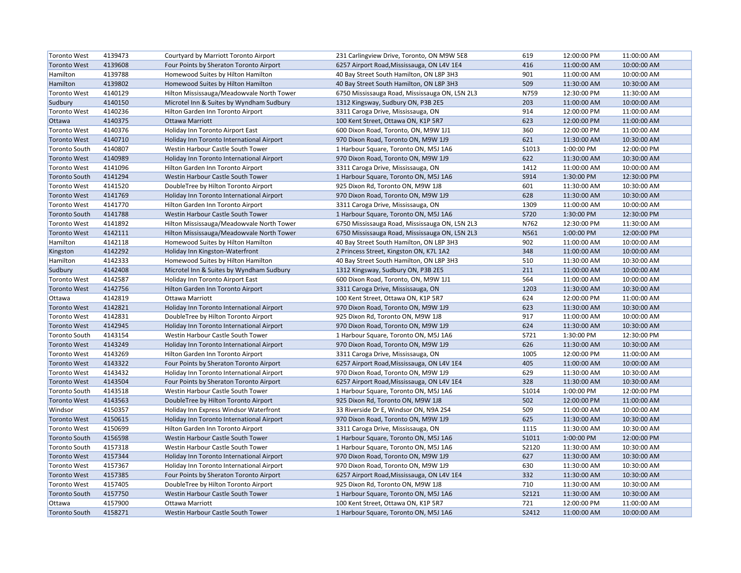| Toronto West | 4139473 | Courtyard by Marriott Toronto Airport | 231 Carlingview Drive, Toronto, ON M9W 5E8 | 619 | 12:00:00 PM | 11:00:00 AM |
|---|---|---|---|---|---|---|
| Toronto West | 4139608 | Four Points by Sheraton Toronto Airport | 6257 Airport Road,Mississauga, ON L4V 1E4 | 416 | 11:00:00 AM | 10:00:00 AM |
| Hamilton | 4139788 | Homewood Suites by Hilton Hamilton | 40 Bay Street South Hamilton, ON L8P 3H3 | 901 | 11:00:00 AM | 10:00:00 AM |
| Hamilton | 4139802 | Homewood Suites by Hilton Hamilton | 40 Bay Street South Hamilton, ON L8P 3H3 | 509 | 11:30:00 AM | 10:30:00 AM |
| Toronto West | 4140129 | Hilton Mississauga/Meadowvale North Tower | 6750 Mississauga Road, Mississauga ON, L5N 2L3 | N759 | 12:30:00 PM | 11:30:00 AM |
| Sudbury | 4140150 | Microtel Inn & Suites by Wyndham Sudbury | 1312 Kingsway, Sudbury ON, P3B 2E5 | 203 | 11:00:00 AM | 10:00:00 AM |
| Toronto West | 4140236 | Hilton Garden Inn Toronto Airport | 3311 Caroga Drive, Mississauga, ON | 914 | 12:00:00 PM | 11:00:00 AM |
| Ottawa | 4140375 | Ottawa Marriott | 100 Kent Street, Ottawa ON, K1P 5R7 | 623 | 12:00:00 PM | 11:00:00 AM |
| Toronto West | 4140376 | Holiday Inn Toronto Airport East | 600 Dixon Road, Toronto, ON, M9W 1J1 | 360 | 12:00:00 PM | 11:00:00 AM |
| Toronto West | 4140710 | Holiday Inn Toronto International Airport | 970 Dixon Road, Toronto ON, M9W 1J9 | 621 | 11:30:00 AM | 10:30:00 AM |
| Toronto South | 4140807 | Westin Harbour Castle South Tower | 1 Harbour Square, Toronto ON, M5J 1A6 | S1013 | 1:00:00 PM | 12:00:00 PM |
| Toronto West | 4140989 | Holiday Inn Toronto International Airport | 970 Dixon Road, Toronto ON, M9W 1J9 | 622 | 11:30:00 AM | 10:30:00 AM |
| Toronto West | 4141096 | Hilton Garden Inn Toronto Airport | 3311 Caroga Drive, Mississauga, ON | 1412 | 11:00:00 AM | 10:00:00 AM |
| Toronto South | 4141294 | Westin Harbour Castle South Tower | 1 Harbour Square, Toronto ON, M5J 1A6 | S914 | 1:30:00 PM | 12:30:00 PM |
| Toronto West | 4141520 | DoubleTree by Hilton Toronto Airport | 925 Dixon Rd, Toronto ON, M9W 1J8 | 601 | 11:30:00 AM | 10:30:00 AM |
| Toronto West | 4141769 | Holiday Inn Toronto International Airport | 970 Dixon Road, Toronto ON, M9W 1J9 | 628 | 11:30:00 AM | 10:30:00 AM |
| Toronto West | 4141770 | Hilton Garden Inn Toronto Airport | 3311 Caroga Drive, Mississauga, ON | 1309 | 11:00:00 AM | 10:00:00 AM |
| Toronto South | 4141788 | Westin Harbour Castle South Tower | 1 Harbour Square, Toronto ON, M5J 1A6 | S720 | 1:30:00 PM | 12:30:00 PM |
| Toronto West | 4141892 | Hilton Mississauga/Meadowvale North Tower | 6750 Mississauga Road, Mississauga ON, L5N 2L3 | N762 | 12:30:00 PM | 11:30:00 AM |
| Toronto West | 4142111 | Hilton Mississauga/Meadowvale North Tower | 6750 Mississauga Road, Mississauga ON, L5N 2L3 | N561 | 1:00:00 PM | 12:00:00 PM |
| Hamilton | 4142118 | Homewood Suites by Hilton Hamilton | 40 Bay Street South Hamilton, ON L8P 3H3 | 902 | 11:00:00 AM | 10:00:00 AM |
| Kingston | 4142292 | Holiday Inn Kingston-Waterfront | 2 Princess Street, Kingston ON, K7L 1A2 | 348 | 11:00:00 AM | 10:00:00 AM |
| Hamilton | 4142333 | Homewood Suites by Hilton Hamilton | 40 Bay Street South Hamilton, ON L8P 3H3 | 510 | 11:30:00 AM | 10:30:00 AM |
| Sudbury | 4142408 | Microtel Inn & Suites by Wyndham Sudbury | 1312 Kingsway, Sudbury ON, P3B 2E5 | 211 | 11:00:00 AM | 10:00:00 AM |
| Toronto West | 4142587 | Holiday Inn Toronto Airport East | 600 Dixon Road, Toronto, ON, M9W 1J1 | 564 | 11:00:00 AM | 10:00:00 AM |
| Toronto West | 4142756 | Hilton Garden Inn Toronto Airport | 3311 Caroga Drive, Mississauga, ON | 1203 | 11:30:00 AM | 10:30:00 AM |
| Ottawa | 4142819 | Ottawa Marriott | 100 Kent Street, Ottawa ON, K1P 5R7 | 624 | 12:00:00 PM | 11:00:00 AM |
| Toronto West | 4142821 | Holiday Inn Toronto International Airport | 970 Dixon Road, Toronto ON, M9W 1J9 | 623 | 11:30:00 AM | 10:30:00 AM |
| Toronto West | 4142831 | DoubleTree by Hilton Toronto Airport | 925 Dixon Rd, Toronto ON, M9W 1J8 | 917 | 11:00:00 AM | 10:00:00 AM |
| Toronto West | 4142945 | Holiday Inn Toronto International Airport | 970 Dixon Road, Toronto ON, M9W 1J9 | 624 | 11:30:00 AM | 10:30:00 AM |
| Toronto South | 4143154 | Westin Harbour Castle South Tower | 1 Harbour Square, Toronto ON, M5J 1A6 | S721 | 1:30:00 PM | 12:30:00 PM |
| Toronto West | 4143249 | Holiday Inn Toronto International Airport | 970 Dixon Road, Toronto ON, M9W 1J9 | 626 | 11:30:00 AM | 10:30:00 AM |
| Toronto West | 4143269 | Hilton Garden Inn Toronto Airport | 3311 Caroga Drive, Mississauga, ON | 1005 | 12:00:00 PM | 11:00:00 AM |
| Toronto West | 4143322 | Four Points by Sheraton Toronto Airport | 6257 Airport Road,Mississauga, ON L4V 1E4 | 405 | 11:00:00 AM | 10:00:00 AM |
| Toronto West | 4143432 | Holiday Inn Toronto International Airport | 970 Dixon Road, Toronto ON, M9W 1J9 | 629 | 11:30:00 AM | 10:30:00 AM |
| Toronto West | 4143504 | Four Points by Sheraton Toronto Airport | 6257 Airport Road,Mississauga, ON L4V 1E4 | 328 | 11:30:00 AM | 10:30:00 AM |
| Toronto South | 4143518 | Westin Harbour Castle South Tower | 1 Harbour Square, Toronto ON, M5J 1A6 | S1014 | 1:00:00 PM | 12:00:00 PM |
| Toronto West | 4143563 | DoubleTree by Hilton Toronto Airport | 925 Dixon Rd, Toronto ON, M9W 1J8 | 502 | 12:00:00 PM | 11:00:00 AM |
| Windsor | 4150357 | Holiday Inn Express Windsor Waterfront | 33 Riverside Dr E, Windsor ON, N9A 2S4 | 509 | 11:00:00 AM | 10:00:00 AM |
| Toronto West | 4150615 | Holiday Inn Toronto International Airport | 970 Dixon Road, Toronto ON, M9W 1J9 | 625 | 11:30:00 AM | 10:30:00 AM |
| Toronto West | 4150699 | Hilton Garden Inn Toronto Airport | 3311 Caroga Drive, Mississauga, ON | 1115 | 11:30:00 AM | 10:30:00 AM |
| Toronto South | 4156598 | Westin Harbour Castle South Tower | 1 Harbour Square, Toronto ON, M5J 1A6 | S1011 | 1:00:00 PM | 12:00:00 PM |
| Toronto South | 4157318 | Westin Harbour Castle South Tower | 1 Harbour Square, Toronto ON, M5J 1A6 | S2120 | 11:30:00 AM | 10:30:00 AM |
| Toronto West | 4157344 | Holiday Inn Toronto International Airport | 970 Dixon Road, Toronto ON, M9W 1J9 | 627 | 11:30:00 AM | 10:30:00 AM |
| Toronto West | 4157367 | Holiday Inn Toronto International Airport | 970 Dixon Road, Toronto ON, M9W 1J9 | 630 | 11:30:00 AM | 10:30:00 AM |
| Toronto West | 4157385 | Four Points by Sheraton Toronto Airport | 6257 Airport Road,Mississauga, ON L4V 1E4 | 332 | 11:30:00 AM | 10:30:00 AM |
| Toronto West | 4157405 | DoubleTree by Hilton Toronto Airport | 925 Dixon Rd, Toronto ON, M9W 1J8 | 710 | 11:30:00 AM | 10:30:00 AM |
| Toronto South | 4157750 | Westin Harbour Castle South Tower | 1 Harbour Square, Toronto ON, M5J 1A6 | S2121 | 11:30:00 AM | 10:30:00 AM |
| Ottawa | 4157900 | Ottawa Marriott | 100 Kent Street, Ottawa ON, K1P 5R7 | 721 | 12:00:00 PM | 11:00:00 AM |
| Toronto South | 4158271 | Westin Harbour Castle South Tower | 1 Harbour Square, Toronto ON, M5J 1A6 | S2412 | 11:00:00 AM | 10:00:00 AM |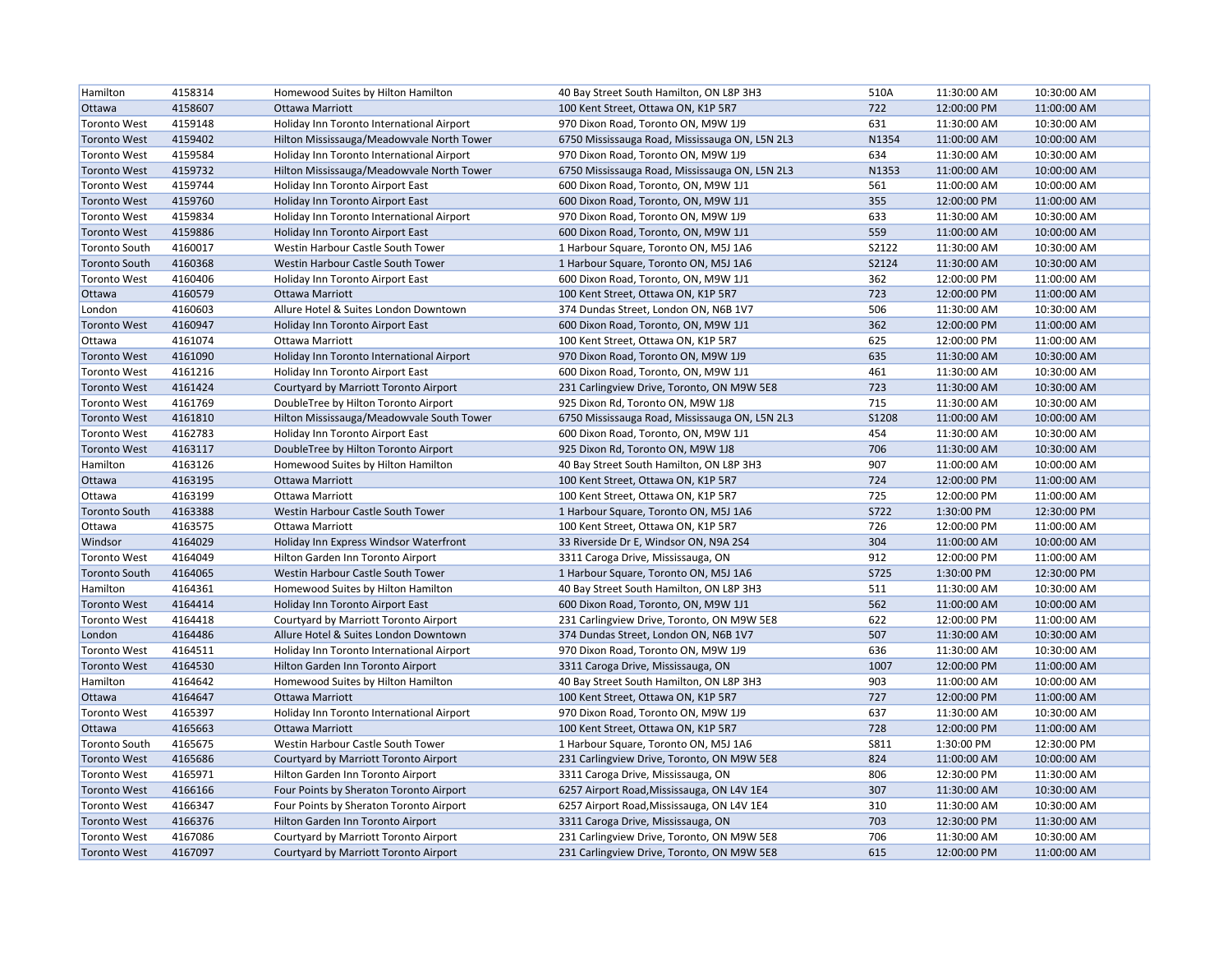| Hamilton | 4158314 | Homewood Suites by Hilton Hamilton | 40 Bay Street South Hamilton, ON L8P 3H3 | 510A | 11:30:00 AM | 10:30:00 AM |
|---|---|---|---|---|---|---|
| Ottawa | 4158607 | Ottawa Marriott | 100 Kent Street, Ottawa ON, K1P 5R7 | 722 | 12:00:00 PM | 11:00:00 AM |
| Toronto West | 4159148 | Holiday Inn Toronto International Airport | 970 Dixon Road, Toronto ON, M9W 1J9 | 631 | 11:30:00 AM | 10:30:00 AM |
| Toronto West | 4159402 | Hilton Mississauga/Meadowvale North Tower | 6750 Mississauga Road, Mississauga ON, L5N 2L3 | N1354 | 11:00:00 AM | 10:00:00 AM |
| Toronto West | 4159584 | Holiday Inn Toronto International Airport | 970 Dixon Road, Toronto ON, M9W 1J9 | 634 | 11:30:00 AM | 10:30:00 AM |
| Toronto West | 4159732 | Hilton Mississauga/Meadowvale North Tower | 6750 Mississauga Road, Mississauga ON, L5N 2L3 | N1353 | 11:00:00 AM | 10:00:00 AM |
| Toronto West | 4159744 | Holiday Inn Toronto Airport East | 600 Dixon Road, Toronto, ON, M9W 1J1 | 561 | 11:00:00 AM | 10:00:00 AM |
| Toronto West | 4159760 | Holiday Inn Toronto Airport East | 600 Dixon Road, Toronto, ON, M9W 1J1 | 355 | 12:00:00 PM | 11:00:00 AM |
| Toronto West | 4159834 | Holiday Inn Toronto International Airport | 970 Dixon Road, Toronto ON, M9W 1J9 | 633 | 11:30:00 AM | 10:30:00 AM |
| Toronto West | 4159886 | Holiday Inn Toronto Airport East | 600 Dixon Road, Toronto, ON, M9W 1J1 | 559 | 11:00:00 AM | 10:00:00 AM |
| Toronto South | 4160017 | Westin Harbour Castle South Tower | 1 Harbour Square, Toronto ON, M5J 1A6 | S2122 | 11:30:00 AM | 10:30:00 AM |
| Toronto South | 4160368 | Westin Harbour Castle South Tower | 1 Harbour Square, Toronto ON, M5J 1A6 | S2124 | 11:30:00 AM | 10:30:00 AM |
| Toronto West | 4160406 | Holiday Inn Toronto Airport East | 600 Dixon Road, Toronto, ON, M9W 1J1 | 362 | 12:00:00 PM | 11:00:00 AM |
| Ottawa | 4160579 | Ottawa Marriott | 100 Kent Street, Ottawa ON, K1P 5R7 | 723 | 12:00:00 PM | 11:00:00 AM |
| London | 4160603 | Allure Hotel & Suites London Downtown | 374 Dundas Street, London ON, N6B 1V7 | 506 | 11:30:00 AM | 10:30:00 AM |
| Toronto West | 4160947 | Holiday Inn Toronto Airport East | 600 Dixon Road, Toronto, ON, M9W 1J1 | 362 | 12:00:00 PM | 11:00:00 AM |
| Ottawa | 4161074 | Ottawa Marriott | 100 Kent Street, Ottawa ON, K1P 5R7 | 625 | 12:00:00 PM | 11:00:00 AM |
| Toronto West | 4161090 | Holiday Inn Toronto International Airport | 970 Dixon Road, Toronto ON, M9W 1J9 | 635 | 11:30:00 AM | 10:30:00 AM |
| Toronto West | 4161216 | Holiday Inn Toronto Airport East | 600 Dixon Road, Toronto, ON, M9W 1J1 | 461 | 11:30:00 AM | 10:30:00 AM |
| Toronto West | 4161424 | Courtyard by Marriott Toronto Airport | 231 Carlingview Drive, Toronto, ON M9W 5E8 | 723 | 11:30:00 AM | 10:30:00 AM |
| Toronto West | 4161769 | DoubleTree by Hilton Toronto Airport | 925 Dixon Rd, Toronto ON, M9W 1J8 | 715 | 11:30:00 AM | 10:30:00 AM |
| Toronto West | 4161810 | Hilton Mississauga/Meadowvale South Tower | 6750 Mississauga Road, Mississauga ON, L5N 2L3 | S1208 | 11:00:00 AM | 10:00:00 AM |
| Toronto West | 4162783 | Holiday Inn Toronto Airport East | 600 Dixon Road, Toronto, ON, M9W 1J1 | 454 | 11:30:00 AM | 10:30:00 AM |
| Toronto West | 4163117 | DoubleTree by Hilton Toronto Airport | 925 Dixon Rd, Toronto ON, M9W 1J8 | 706 | 11:30:00 AM | 10:30:00 AM |
| Hamilton | 4163126 | Homewood Suites by Hilton Hamilton | 40 Bay Street South Hamilton, ON L8P 3H3 | 907 | 11:00:00 AM | 10:00:00 AM |
| Ottawa | 4163195 | Ottawa Marriott | 100 Kent Street, Ottawa ON, K1P 5R7 | 724 | 12:00:00 PM | 11:00:00 AM |
| Ottawa | 4163199 | Ottawa Marriott | 100 Kent Street, Ottawa ON, K1P 5R7 | 725 | 12:00:00 PM | 11:00:00 AM |
| Toronto South | 4163388 | Westin Harbour Castle South Tower | 1 Harbour Square, Toronto ON, M5J 1A6 | S722 | 1:30:00 PM | 12:30:00 PM |
| Ottawa | 4163575 | Ottawa Marriott | 100 Kent Street, Ottawa ON, K1P 5R7 | 726 | 12:00:00 PM | 11:00:00 AM |
| Windsor | 4164029 | Holiday Inn Express Windsor Waterfront | 33 Riverside Dr E, Windsor ON, N9A 2S4 | 304 | 11:00:00 AM | 10:00:00 AM |
| Toronto West | 4164049 | Hilton Garden Inn Toronto Airport | 3311 Caroga Drive, Mississauga, ON | 912 | 12:00:00 PM | 11:00:00 AM |
| Toronto South | 4164065 | Westin Harbour Castle South Tower | 1 Harbour Square, Toronto ON, M5J 1A6 | S725 | 1:30:00 PM | 12:30:00 PM |
| Hamilton | 4164361 | Homewood Suites by Hilton Hamilton | 40 Bay Street South Hamilton, ON L8P 3H3 | 511 | 11:30:00 AM | 10:30:00 AM |
| Toronto West | 4164414 | Holiday Inn Toronto Airport East | 600 Dixon Road, Toronto, ON, M9W 1J1 | 562 | 11:00:00 AM | 10:00:00 AM |
| Toronto West | 4164418 | Courtyard by Marriott Toronto Airport | 231 Carlingview Drive, Toronto, ON M9W 5E8 | 622 | 12:00:00 PM | 11:00:00 AM |
| London | 4164486 | Allure Hotel & Suites London Downtown | 374 Dundas Street, London ON, N6B 1V7 | 507 | 11:30:00 AM | 10:30:00 AM |
| Toronto West | 4164511 | Holiday Inn Toronto International Airport | 970 Dixon Road, Toronto ON, M9W 1J9 | 636 | 11:30:00 AM | 10:30:00 AM |
| Toronto West | 4164530 | Hilton Garden Inn Toronto Airport | 3311 Caroga Drive, Mississauga, ON | 1007 | 12:00:00 PM | 11:00:00 AM |
| Hamilton | 4164642 | Homewood Suites by Hilton Hamilton | 40 Bay Street South Hamilton, ON L8P 3H3 | 903 | 11:00:00 AM | 10:00:00 AM |
| Ottawa | 4164647 | Ottawa Marriott | 100 Kent Street, Ottawa ON, K1P 5R7 | 727 | 12:00:00 PM | 11:00:00 AM |
| Toronto West | 4165397 | Holiday Inn Toronto International Airport | 970 Dixon Road, Toronto ON, M9W 1J9 | 637 | 11:30:00 AM | 10:30:00 AM |
| Ottawa | 4165663 | Ottawa Marriott | 100 Kent Street, Ottawa ON, K1P 5R7 | 728 | 12:00:00 PM | 11:00:00 AM |
| Toronto South | 4165675 | Westin Harbour Castle South Tower | 1 Harbour Square, Toronto ON, M5J 1A6 | S811 | 1:30:00 PM | 12:30:00 PM |
| Toronto West | 4165686 | Courtyard by Marriott Toronto Airport | 231 Carlingview Drive, Toronto, ON M9W 5E8 | 824 | 11:00:00 AM | 10:00:00 AM |
| Toronto West | 4165971 | Hilton Garden Inn Toronto Airport | 3311 Caroga Drive, Mississauga, ON | 806 | 12:30:00 PM | 11:30:00 AM |
| Toronto West | 4166166 | Four Points by Sheraton Toronto Airport | 6257 Airport Road,Mississauga, ON L4V 1E4 | 307 | 11:30:00 AM | 10:30:00 AM |
| Toronto West | 4166347 | Four Points by Sheraton Toronto Airport | 6257 Airport Road,Mississauga, ON L4V 1E4 | 310 | 11:30:00 AM | 10:30:00 AM |
| Toronto West | 4166376 | Hilton Garden Inn Toronto Airport | 3311 Caroga Drive, Mississauga, ON | 703 | 12:30:00 PM | 11:30:00 AM |
| Toronto West | 4167086 | Courtyard by Marriott Toronto Airport | 231 Carlingview Drive, Toronto, ON M9W 5E8 | 706 | 11:30:00 AM | 10:30:00 AM |
| Toronto West | 4167097 | Courtyard by Marriott Toronto Airport | 231 Carlingview Drive, Toronto, ON M9W 5E8 | 615 | 12:00:00 PM | 11:00:00 AM |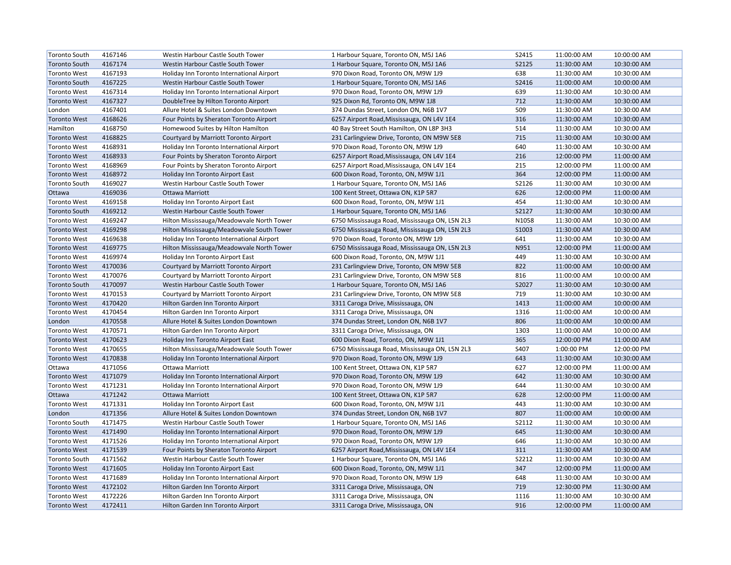| Toronto South | 4167146 | Westin Harbour Castle South Tower | 1 Harbour Square, Toronto ON, M5J 1A6 | S2415 | 11:00:00 AM | 10:00:00 AM |
|---|---|---|---|---|---|---|
| Toronto South | 4167174 | Westin Harbour Castle South Tower | 1 Harbour Square, Toronto ON, M5J 1A6 | S2125 | 11:30:00 AM | 10:30:00 AM |
| Toronto West | 4167193 | Holiday Inn Toronto International Airport | 970 Dixon Road, Toronto ON, M9W 1J9 | 638 | 11:30:00 AM | 10:30:00 AM |
| Toronto South | 4167225 | Westin Harbour Castle South Tower | 1 Harbour Square, Toronto ON, M5J 1A6 | S2416 | 11:00:00 AM | 10:00:00 AM |
| Toronto West | 4167314 | Holiday Inn Toronto International Airport | 970 Dixon Road, Toronto ON, M9W 1J9 | 639 | 11:30:00 AM | 10:30:00 AM |
| Toronto West | 4167327 | DoubleTree by Hilton Toronto Airport | 925 Dixon Rd, Toronto ON, M9W 1J8 | 712 | 11:30:00 AM | 10:30:00 AM |
| London | 4167401 | Allure Hotel & Suites London Downtown | 374 Dundas Street, London ON, N6B 1V7 | 509 | 11:30:00 AM | 10:30:00 AM |
| Toronto West | 4168626 | Four Points by Sheraton Toronto Airport | 6257 Airport Road,Mississauga, ON L4V 1E4 | 316 | 11:30:00 AM | 10:30:00 AM |
| Hamilton | 4168750 | Homewood Suites by Hilton Hamilton | 40 Bay Street South Hamilton, ON L8P 3H3 | 514 | 11:30:00 AM | 10:30:00 AM |
| Toronto West | 4168825 | Courtyard by Marriott Toronto Airport | 231 Carlingview Drive, Toronto, ON M9W 5E8 | 715 | 11:30:00 AM | 10:30:00 AM |
| Toronto West | 4168931 | Holiday Inn Toronto International Airport | 970 Dixon Road, Toronto ON, M9W 1J9 | 640 | 11:30:00 AM | 10:30:00 AM |
| Toronto West | 4168933 | Four Points by Sheraton Toronto Airport | 6257 Airport Road,Mississauga, ON L4V 1E4 | 216 | 12:00:00 PM | 11:00:00 AM |
| Toronto West | 4168969 | Four Points by Sheraton Toronto Airport | 6257 Airport Road,Mississauga, ON L4V 1E4 | 215 | 12:00:00 PM | 11:00:00 AM |
| Toronto West | 4168972 | Holiday Inn Toronto Airport East | 600 Dixon Road, Toronto, ON, M9W 1J1 | 364 | 12:00:00 PM | 11:00:00 AM |
| Toronto South | 4169027 | Westin Harbour Castle South Tower | 1 Harbour Square, Toronto ON, M5J 1A6 | S2126 | 11:30:00 AM | 10:30:00 AM |
| Ottawa | 4169036 | Ottawa Marriott | 100 Kent Street, Ottawa ON, K1P 5R7 | 626 | 12:00:00 PM | 11:00:00 AM |
| Toronto West | 4169158 | Holiday Inn Toronto Airport East | 600 Dixon Road, Toronto, ON, M9W 1J1 | 454 | 11:30:00 AM | 10:30:00 AM |
| Toronto South | 4169212 | Westin Harbour Castle South Tower | 1 Harbour Square, Toronto ON, M5J 1A6 | S2127 | 11:30:00 AM | 10:30:00 AM |
| Toronto West | 4169247 | Hilton Mississauga/Meadowvale North Tower | 6750 Mississauga Road, Mississauga ON, L5N 2L3 | N1058 | 11:30:00 AM | 10:30:00 AM |
| Toronto West | 4169298 | Hilton Mississauga/Meadowvale South Tower | 6750 Mississauga Road, Mississauga ON, L5N 2L3 | S1003 | 11:30:00 AM | 10:30:00 AM |
| Toronto West | 4169638 | Holiday Inn Toronto International Airport | 970 Dixon Road, Toronto ON, M9W 1J9 | 641 | 11:30:00 AM | 10:30:00 AM |
| Toronto West | 4169775 | Hilton Mississauga/Meadowvale North Tower | 6750 Mississauga Road, Mississauga ON, L5N 2L3 | N951 | 12:00:00 PM | 11:00:00 AM |
| Toronto West | 4169974 | Holiday Inn Toronto Airport East | 600 Dixon Road, Toronto, ON, M9W 1J1 | 449 | 11:30:00 AM | 10:30:00 AM |
| Toronto West | 4170036 | Courtyard by Marriott Toronto Airport | 231 Carlingview Drive, Toronto, ON M9W 5E8 | 822 | 11:00:00 AM | 10:00:00 AM |
| Toronto West | 4170076 | Courtyard by Marriott Toronto Airport | 231 Carlingview Drive, Toronto, ON M9W 5E8 | 816 | 11:00:00 AM | 10:00:00 AM |
| Toronto South | 4170097 | Westin Harbour Castle South Tower | 1 Harbour Square, Toronto ON, M5J 1A6 | S2027 | 11:30:00 AM | 10:30:00 AM |
| Toronto West | 4170153 | Courtyard by Marriott Toronto Airport | 231 Carlingview Drive, Toronto, ON M9W 5E8 | 719 | 11:30:00 AM | 10:30:00 AM |
| Toronto West | 4170420 | Hilton Garden Inn Toronto Airport | 3311 Caroga Drive, Mississauga, ON | 1413 | 11:00:00 AM | 10:00:00 AM |
| Toronto West | 4170454 | Hilton Garden Inn Toronto Airport | 3311 Caroga Drive, Mississauga, ON | 1316 | 11:00:00 AM | 10:00:00 AM |
| London | 4170558 | Allure Hotel & Suites London Downtown | 374 Dundas Street, London ON, N6B 1V7 | 806 | 11:00:00 AM | 10:00:00 AM |
| Toronto West | 4170571 | Hilton Garden Inn Toronto Airport | 3311 Caroga Drive, Mississauga, ON | 1303 | 11:00:00 AM | 10:00:00 AM |
| Toronto West | 4170623 | Holiday Inn Toronto Airport East | 600 Dixon Road, Toronto, ON, M9W 1J1 | 365 | 12:00:00 PM | 11:00:00 AM |
| Toronto West | 4170655 | Hilton Mississauga/Meadowvale South Tower | 6750 Mississauga Road, Mississauga ON, L5N 2L3 | S407 | 1:00:00 PM | 12:00:00 PM |
| Toronto West | 4170838 | Holiday Inn Toronto International Airport | 970 Dixon Road, Toronto ON, M9W 1J9 | 643 | 11:30:00 AM | 10:30:00 AM |
| Ottawa | 4171056 | Ottawa Marriott | 100 Kent Street, Ottawa ON, K1P 5R7 | 627 | 12:00:00 PM | 11:00:00 AM |
| Toronto West | 4171079 | Holiday Inn Toronto International Airport | 970 Dixon Road, Toronto ON, M9W 1J9 | 642 | 11:30:00 AM | 10:30:00 AM |
| Toronto West | 4171231 | Holiday Inn Toronto International Airport | 970 Dixon Road, Toronto ON, M9W 1J9 | 644 | 11:30:00 AM | 10:30:00 AM |
| Ottawa | 4171242 | Ottawa Marriott | 100 Kent Street, Ottawa ON, K1P 5R7 | 628 | 12:00:00 PM | 11:00:00 AM |
| Toronto West | 4171331 | Holiday Inn Toronto Airport East | 600 Dixon Road, Toronto, ON, M9W 1J1 | 443 | 11:30:00 AM | 10:30:00 AM |
| London | 4171356 | Allure Hotel & Suites London Downtown | 374 Dundas Street, London ON, N6B 1V7 | 807 | 11:00:00 AM | 10:00:00 AM |
| Toronto South | 4171475 | Westin Harbour Castle South Tower | 1 Harbour Square, Toronto ON, M5J 1A6 | S2112 | 11:30:00 AM | 10:30:00 AM |
| Toronto West | 4171490 | Holiday Inn Toronto International Airport | 970 Dixon Road, Toronto ON, M9W 1J9 | 645 | 11:30:00 AM | 10:30:00 AM |
| Toronto West | 4171526 | Holiday Inn Toronto International Airport | 970 Dixon Road, Toronto ON, M9W 1J9 | 646 | 11:30:00 AM | 10:30:00 AM |
| Toronto West | 4171539 | Four Points by Sheraton Toronto Airport | 6257 Airport Road,Mississauga, ON L4V 1E4 | 311 | 11:30:00 AM | 10:30:00 AM |
| Toronto South | 4171562 | Westin Harbour Castle South Tower | 1 Harbour Square, Toronto ON, M5J 1A6 | S2212 | 11:30:00 AM | 10:30:00 AM |
| Toronto West | 4171605 | Holiday Inn Toronto Airport East | 600 Dixon Road, Toronto, ON, M9W 1J1 | 347 | 12:00:00 PM | 11:00:00 AM |
| Toronto West | 4171689 | Holiday Inn Toronto International Airport | 970 Dixon Road, Toronto ON, M9W 1J9 | 648 | 11:30:00 AM | 10:30:00 AM |
| Toronto West | 4172102 | Hilton Garden Inn Toronto Airport | 3311 Caroga Drive, Mississauga, ON | 719 | 12:30:00 PM | 11:30:00 AM |
| Toronto West | 4172226 | Hilton Garden Inn Toronto Airport | 3311 Caroga Drive, Mississauga, ON | 1116 | 11:30:00 AM | 10:30:00 AM |
| Toronto West | 4172411 | Hilton Garden Inn Toronto Airport | 3311 Caroga Drive, Mississauga, ON | 916 | 12:00:00 PM | 11:00:00 AM |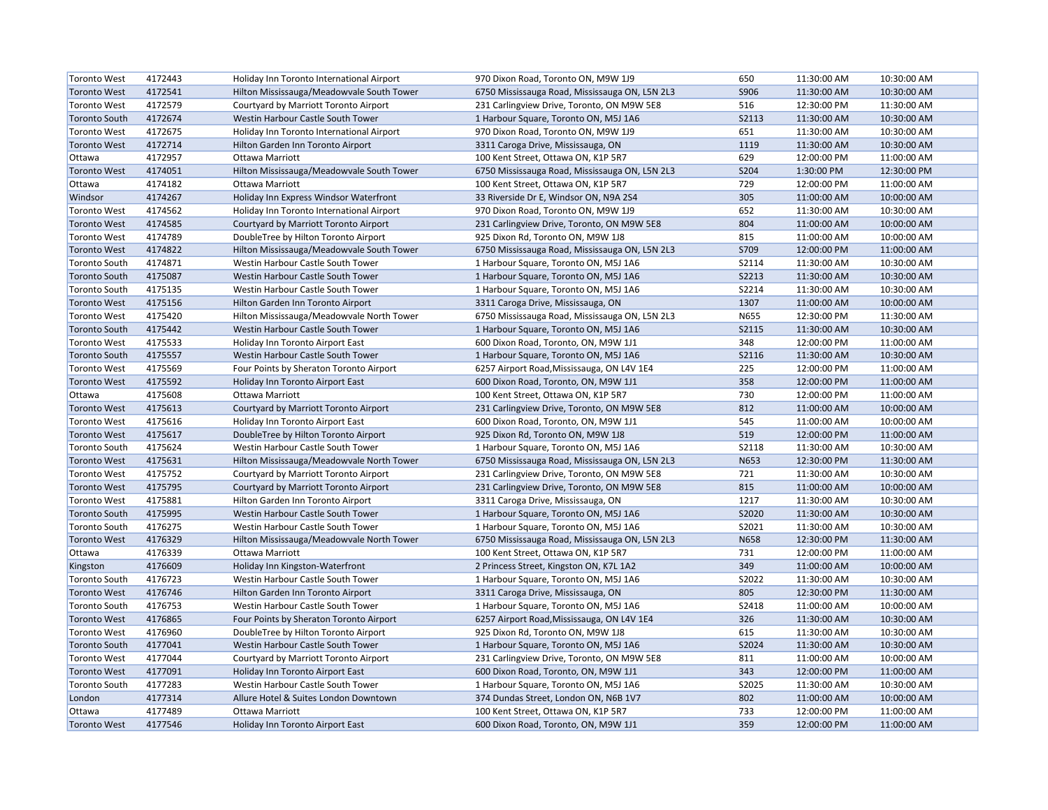| Toronto West | 4172443 | Holiday Inn Toronto International Airport | 970 Dixon Road, Toronto ON, M9W 1J9 | 650 | 11:30:00 AM | 10:30:00 AM |
|---|---|---|---|---|---|---|
| Toronto West | 4172541 | Hilton Mississauga/Meadowvale South Tower | 6750 Mississauga Road, Mississauga ON, L5N 2L3 | S906 | 11:30:00 AM | 10:30:00 AM |
| Toronto West | 4172579 | Courtyard by Marriott Toronto Airport | 231 Carlingview Drive, Toronto, ON M9W 5E8 | 516 | 12:30:00 PM | 11:30:00 AM |
| Toronto South | 4172674 | Westin Harbour Castle South Tower | 1 Harbour Square, Toronto ON, M5J 1A6 | S2113 | 11:30:00 AM | 10:30:00 AM |
| Toronto West | 4172675 | Holiday Inn Toronto International Airport | 970 Dixon Road, Toronto ON, M9W 1J9 | 651 | 11:30:00 AM | 10:30:00 AM |
| Toronto West | 4172714 | Hilton Garden Inn Toronto Airport | 3311 Caroga Drive, Mississauga, ON | 1119 | 11:30:00 AM | 10:30:00 AM |
| Ottawa | 4172957 | Ottawa Marriott | 100 Kent Street, Ottawa ON, K1P 5R7 | 629 | 12:00:00 PM | 11:00:00 AM |
| Toronto West | 4174051 | Hilton Mississauga/Meadowvale South Tower | 6750 Mississauga Road, Mississauga ON, L5N 2L3 | S204 | 1:30:00 PM | 12:30:00 PM |
| Ottawa | 4174182 | Ottawa Marriott | 100 Kent Street, Ottawa ON, K1P 5R7 | 729 | 12:00:00 PM | 11:00:00 AM |
| Windsor | 4174267 | Holiday Inn Express Windsor Waterfront | 33 Riverside Dr E, Windsor ON, N9A 2S4 | 305 | 11:00:00 AM | 10:00:00 AM |
| Toronto West | 4174562 | Holiday Inn Toronto International Airport | 970 Dixon Road, Toronto ON, M9W 1J9 | 652 | 11:30:00 AM | 10:30:00 AM |
| Toronto West | 4174585 | Courtyard by Marriott Toronto Airport | 231 Carlingview Drive, Toronto, ON M9W 5E8 | 804 | 11:00:00 AM | 10:00:00 AM |
| Toronto West | 4174789 | DoubleTree by Hilton Toronto Airport | 925 Dixon Rd, Toronto ON, M9W 1J8 | 815 | 11:00:00 AM | 10:00:00 AM |
| Toronto West | 4174822 | Hilton Mississauga/Meadowvale South Tower | 6750 Mississauga Road, Mississauga ON, L5N 2L3 | S709 | 12:00:00 PM | 11:00:00 AM |
| Toronto South | 4174871 | Westin Harbour Castle South Tower | 1 Harbour Square, Toronto ON, M5J 1A6 | S2114 | 11:30:00 AM | 10:30:00 AM |
| Toronto South | 4175087 | Westin Harbour Castle South Tower | 1 Harbour Square, Toronto ON, M5J 1A6 | S2213 | 11:30:00 AM | 10:30:00 AM |
| Toronto South | 4175135 | Westin Harbour Castle South Tower | 1 Harbour Square, Toronto ON, M5J 1A6 | S2214 | 11:30:00 AM | 10:30:00 AM |
| Toronto West | 4175156 | Hilton Garden Inn Toronto Airport | 3311 Caroga Drive, Mississauga, ON | 1307 | 11:00:00 AM | 10:00:00 AM |
| Toronto West | 4175420 | Hilton Mississauga/Meadowvale North Tower | 6750 Mississauga Road, Mississauga ON, L5N 2L3 | N655 | 12:30:00 PM | 11:30:00 AM |
| Toronto South | 4175442 | Westin Harbour Castle South Tower | 1 Harbour Square, Toronto ON, M5J 1A6 | S2115 | 11:30:00 AM | 10:30:00 AM |
| Toronto West | 4175533 | Holiday Inn Toronto Airport East | 600 Dixon Road, Toronto, ON, M9W 1J1 | 348 | 12:00:00 PM | 11:00:00 AM |
| Toronto South | 4175557 | Westin Harbour Castle South Tower | 1 Harbour Square, Toronto ON, M5J 1A6 | S2116 | 11:30:00 AM | 10:30:00 AM |
| Toronto West | 4175569 | Four Points by Sheraton Toronto Airport | 6257 Airport Road,Mississauga, ON L4V 1E4 | 225 | 12:00:00 PM | 11:00:00 AM |
| Toronto West | 4175592 | Holiday Inn Toronto Airport East | 600 Dixon Road, Toronto, ON, M9W 1J1 | 358 | 12:00:00 PM | 11:00:00 AM |
| Ottawa | 4175608 | Ottawa Marriott | 100 Kent Street, Ottawa ON, K1P 5R7 | 730 | 12:00:00 PM | 11:00:00 AM |
| Toronto West | 4175613 | Courtyard by Marriott Toronto Airport | 231 Carlingview Drive, Toronto, ON M9W 5E8 | 812 | 11:00:00 AM | 10:00:00 AM |
| Toronto West | 4175616 | Holiday Inn Toronto Airport East | 600 Dixon Road, Toronto, ON, M9W 1J1 | 545 | 11:00:00 AM | 10:00:00 AM |
| Toronto West | 4175617 | DoubleTree by Hilton Toronto Airport | 925 Dixon Rd, Toronto ON, M9W 1J8 | 519 | 12:00:00 PM | 11:00:00 AM |
| Toronto South | 4175624 | Westin Harbour Castle South Tower | 1 Harbour Square, Toronto ON, M5J 1A6 | S2118 | 11:30:00 AM | 10:30:00 AM |
| Toronto West | 4175631 | Hilton Mississauga/Meadowvale North Tower | 6750 Mississauga Road, Mississauga ON, L5N 2L3 | N653 | 12:30:00 PM | 11:30:00 AM |
| Toronto West | 4175752 | Courtyard by Marriott Toronto Airport | 231 Carlingview Drive, Toronto, ON M9W 5E8 | 721 | 11:30:00 AM | 10:30:00 AM |
| Toronto West | 4175795 | Courtyard by Marriott Toronto Airport | 231 Carlingview Drive, Toronto, ON M9W 5E8 | 815 | 11:00:00 AM | 10:00:00 AM |
| Toronto West | 4175881 | Hilton Garden Inn Toronto Airport | 3311 Caroga Drive, Mississauga, ON | 1217 | 11:30:00 AM | 10:30:00 AM |
| Toronto South | 4175995 | Westin Harbour Castle South Tower | 1 Harbour Square, Toronto ON, M5J 1A6 | S2020 | 11:30:00 AM | 10:30:00 AM |
| Toronto South | 4176275 | Westin Harbour Castle South Tower | 1 Harbour Square, Toronto ON, M5J 1A6 | S2021 | 11:30:00 AM | 10:30:00 AM |
| Toronto West | 4176329 | Hilton Mississauga/Meadowvale North Tower | 6750 Mississauga Road, Mississauga ON, L5N 2L3 | N658 | 12:30:00 PM | 11:30:00 AM |
| Ottawa | 4176339 | Ottawa Marriott | 100 Kent Street, Ottawa ON, K1P 5R7 | 731 | 12:00:00 PM | 11:00:00 AM |
| Kingston | 4176609 | Holiday Inn Kingston-Waterfront | 2 Princess Street, Kingston ON, K7L 1A2 | 349 | 11:00:00 AM | 10:00:00 AM |
| Toronto South | 4176723 | Westin Harbour Castle South Tower | 1 Harbour Square, Toronto ON, M5J 1A6 | S2022 | 11:30:00 AM | 10:30:00 AM |
| Toronto West | 4176746 | Hilton Garden Inn Toronto Airport | 3311 Caroga Drive, Mississauga, ON | 805 | 12:30:00 PM | 11:30:00 AM |
| Toronto South | 4176753 | Westin Harbour Castle South Tower | 1 Harbour Square, Toronto ON, M5J 1A6 | S2418 | 11:00:00 AM | 10:00:00 AM |
| Toronto West | 4176865 | Four Points by Sheraton Toronto Airport | 6257 Airport Road,Mississauga, ON L4V 1E4 | 326 | 11:30:00 AM | 10:30:00 AM |
| Toronto West | 4176960 | DoubleTree by Hilton Toronto Airport | 925 Dixon Rd, Toronto ON, M9W 1J8 | 615 | 11:30:00 AM | 10:30:00 AM |
| Toronto South | 4177041 | Westin Harbour Castle South Tower | 1 Harbour Square, Toronto ON, M5J 1A6 | S2024 | 11:30:00 AM | 10:30:00 AM |
| Toronto West | 4177044 | Courtyard by Marriott Toronto Airport | 231 Carlingview Drive, Toronto, ON M9W 5E8 | 811 | 11:00:00 AM | 10:00:00 AM |
| Toronto West | 4177091 | Holiday Inn Toronto Airport East | 600 Dixon Road, Toronto, ON, M9W 1J1 | 343 | 12:00:00 PM | 11:00:00 AM |
| Toronto South | 4177283 | Westin Harbour Castle South Tower | 1 Harbour Square, Toronto ON, M5J 1A6 | S2025 | 11:30:00 AM | 10:30:00 AM |
| London | 4177314 | Allure Hotel & Suites London Downtown | 374 Dundas Street, London ON, N6B 1V7 | 802 | 11:00:00 AM | 10:00:00 AM |
| Ottawa | 4177489 | Ottawa Marriott | 100 Kent Street, Ottawa ON, K1P 5R7 | 733 | 12:00:00 PM | 11:00:00 AM |
| Toronto West | 4177546 | Holiday Inn Toronto Airport East | 600 Dixon Road, Toronto, ON, M9W 1J1 | 359 | 12:00:00 PM | 11:00:00 AM |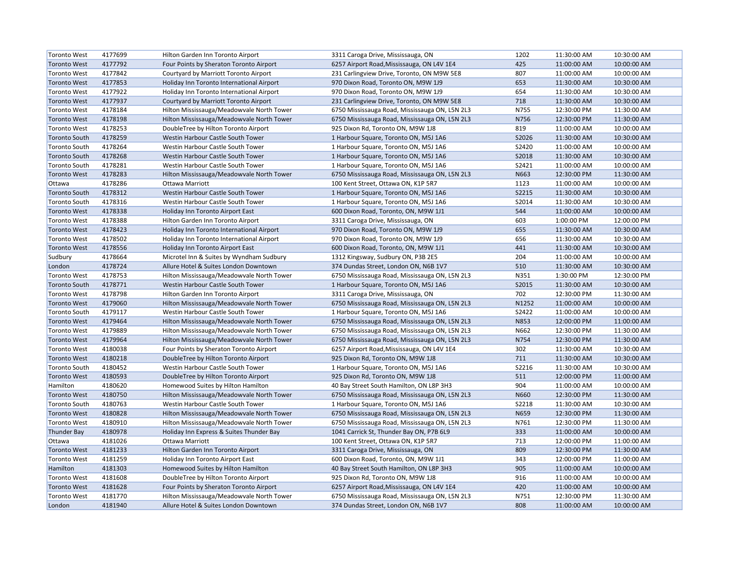| | | | | | | |
|---|---|---|---|---|---|---|
| Toronto West | 4177699 | Hilton Garden Inn Toronto Airport | 3311 Caroga Drive, Mississauga, ON | 1202 | 11:30:00 AM | 10:30:00 AM |
| Toronto West | 4177792 | Four Points by Sheraton Toronto Airport | 6257 Airport Road,Mississauga, ON L4V 1E4 | 425 | 11:00:00 AM | 10:00:00 AM |
| Toronto West | 4177842 | Courtyard by Marriott Toronto Airport | 231 Carlingview Drive, Toronto, ON M9W 5E8 | 807 | 11:00:00 AM | 10:00:00 AM |
| Toronto West | 4177853 | Holiday Inn Toronto International Airport | 970 Dixon Road, Toronto ON, M9W 1J9 | 653 | 11:30:00 AM | 10:30:00 AM |
| Toronto West | 4177922 | Holiday Inn Toronto International Airport | 970 Dixon Road, Toronto ON, M9W 1J9 | 654 | 11:30:00 AM | 10:30:00 AM |
| Toronto West | 4177937 | Courtyard by Marriott Toronto Airport | 231 Carlingview Drive, Toronto, ON M9W 5E8 | 718 | 11:30:00 AM | 10:30:00 AM |
| Toronto West | 4178184 | Hilton Mississauga/Meadowvale North Tower | 6750 Mississauga Road, Mississauga ON, L5N 2L3 | N755 | 12:30:00 PM | 11:30:00 AM |
| Toronto West | 4178198 | Hilton Mississauga/Meadowvale North Tower | 6750 Mississauga Road, Mississauga ON, L5N 2L3 | N756 | 12:30:00 PM | 11:30:00 AM |
| Toronto West | 4178253 | DoubleTree by Hilton Toronto Airport | 925 Dixon Rd, Toronto ON, M9W 1J8 | 819 | 11:00:00 AM | 10:00:00 AM |
| Toronto South | 4178259 | Westin Harbour Castle South Tower | 1 Harbour Square, Toronto ON, M5J 1A6 | S2026 | 11:30:00 AM | 10:30:00 AM |
| Toronto South | 4178264 | Westin Harbour Castle South Tower | 1 Harbour Square, Toronto ON, M5J 1A6 | S2420 | 11:00:00 AM | 10:00:00 AM |
| Toronto South | 4178268 | Westin Harbour Castle South Tower | 1 Harbour Square, Toronto ON, M5J 1A6 | S2018 | 11:30:00 AM | 10:30:00 AM |
| Toronto South | 4178281 | Westin Harbour Castle South Tower | 1 Harbour Square, Toronto ON, M5J 1A6 | S2421 | 11:00:00 AM | 10:00:00 AM |
| Toronto West | 4178283 | Hilton Mississauga/Meadowvale North Tower | 6750 Mississauga Road, Mississauga ON, L5N 2L3 | N663 | 12:30:00 PM | 11:30:00 AM |
| Ottawa | 4178286 | Ottawa Marriott | 100 Kent Street, Ottawa ON, K1P 5R7 | 1123 | 11:00:00 AM | 10:00:00 AM |
| Toronto South | 4178312 | Westin Harbour Castle South Tower | 1 Harbour Square, Toronto ON, M5J 1A6 | S2215 | 11:30:00 AM | 10:30:00 AM |
| Toronto South | 4178316 | Westin Harbour Castle South Tower | 1 Harbour Square, Toronto ON, M5J 1A6 | S2014 | 11:30:00 AM | 10:30:00 AM |
| Toronto West | 4178338 | Holiday Inn Toronto Airport East | 600 Dixon Road, Toronto, ON, M9W 1J1 | 544 | 11:00:00 AM | 10:00:00 AM |
| Toronto West | 4178388 | Hilton Garden Inn Toronto Airport | 3311 Caroga Drive, Mississauga, ON | 603 | 1:00:00 PM | 12:00:00 PM |
| Toronto West | 4178423 | Holiday Inn Toronto International Airport | 970 Dixon Road, Toronto ON, M9W 1J9 | 655 | 11:30:00 AM | 10:30:00 AM |
| Toronto West | 4178502 | Holiday Inn Toronto International Airport | 970 Dixon Road, Toronto ON, M9W 1J9 | 656 | 11:30:00 AM | 10:30:00 AM |
| Toronto West | 4178556 | Holiday Inn Toronto Airport East | 600 Dixon Road, Toronto, ON, M9W 1J1 | 441 | 11:30:00 AM | 10:30:00 AM |
| Sudbury | 4178664 | Microtel Inn & Suites by Wyndham Sudbury | 1312 Kingsway, Sudbury ON, P3B 2E5 | 204 | 11:00:00 AM | 10:00:00 AM |
| London | 4178724 | Allure Hotel & Suites London Downtown | 374 Dundas Street, London ON, N6B 1V7 | 510 | 11:30:00 AM | 10:30:00 AM |
| Toronto West | 4178753 | Hilton Mississauga/Meadowvale North Tower | 6750 Mississauga Road, Mississauga ON, L5N 2L3 | N351 | 1:30:00 PM | 12:30:00 PM |
| Toronto South | 4178771 | Westin Harbour Castle South Tower | 1 Harbour Square, Toronto ON, M5J 1A6 | S2015 | 11:30:00 AM | 10:30:00 AM |
| Toronto West | 4178798 | Hilton Garden Inn Toronto Airport | 3311 Caroga Drive, Mississauga, ON | 702 | 12:30:00 PM | 11:30:00 AM |
| Toronto West | 4179060 | Hilton Mississauga/Meadowvale North Tower | 6750 Mississauga Road, Mississauga ON, L5N 2L3 | N1252 | 11:00:00 AM | 10:00:00 AM |
| Toronto South | 4179117 | Westin Harbour Castle South Tower | 1 Harbour Square, Toronto ON, M5J 1A6 | S2422 | 11:00:00 AM | 10:00:00 AM |
| Toronto West | 4179464 | Hilton Mississauga/Meadowvale North Tower | 6750 Mississauga Road, Mississauga ON, L5N 2L3 | N853 | 12:00:00 PM | 11:00:00 AM |
| Toronto West | 4179889 | Hilton Mississauga/Meadowvale North Tower | 6750 Mississauga Road, Mississauga ON, L5N 2L3 | N662 | 12:30:00 PM | 11:30:00 AM |
| Toronto West | 4179964 | Hilton Mississauga/Meadowvale North Tower | 6750 Mississauga Road, Mississauga ON, L5N 2L3 | N754 | 12:30:00 PM | 11:30:00 AM |
| Toronto West | 4180038 | Four Points by Sheraton Toronto Airport | 6257 Airport Road,Mississauga, ON L4V 1E4 | 302 | 11:30:00 AM | 10:30:00 AM |
| Toronto West | 4180218 | DoubleTree by Hilton Toronto Airport | 925 Dixon Rd, Toronto ON, M9W 1J8 | 711 | 11:30:00 AM | 10:30:00 AM |
| Toronto South | 4180452 | Westin Harbour Castle South Tower | 1 Harbour Square, Toronto ON, M5J 1A6 | S2216 | 11:30:00 AM | 10:30:00 AM |
| Toronto West | 4180593 | DoubleTree by Hilton Toronto Airport | 925 Dixon Rd, Toronto ON, M9W 1J8 | 511 | 12:00:00 PM | 11:00:00 AM |
| Hamilton | 4180620 | Homewood Suites by Hilton Hamilton | 40 Bay Street South Hamilton, ON L8P 3H3 | 904 | 11:00:00 AM | 10:00:00 AM |
| Toronto West | 4180750 | Hilton Mississauga/Meadowvale North Tower | 6750 Mississauga Road, Mississauga ON, L5N 2L3 | N660 | 12:30:00 PM | 11:30:00 AM |
| Toronto South | 4180763 | Westin Harbour Castle South Tower | 1 Harbour Square, Toronto ON, M5J 1A6 | S2218 | 11:30:00 AM | 10:30:00 AM |
| Toronto West | 4180828 | Hilton Mississauga/Meadowvale North Tower | 6750 Mississauga Road, Mississauga ON, L5N 2L3 | N659 | 12:30:00 PM | 11:30:00 AM |
| Toronto West | 4180910 | Hilton Mississauga/Meadowvale North Tower | 6750 Mississauga Road, Mississauga ON, L5N 2L3 | N761 | 12:30:00 PM | 11:30:00 AM |
| Thunder Bay | 4180978 | Holiday Inn Express & Suites Thunder Bay | 1041 Carrick St, Thunder Bay ON, P7B 6L9 | 333 | 11:00:00 AM | 10:00:00 AM |
| Ottawa | 4181026 | Ottawa Marriott | 100 Kent Street, Ottawa ON, K1P 5R7 | 713 | 12:00:00 PM | 11:00:00 AM |
| Toronto West | 4181233 | Hilton Garden Inn Toronto Airport | 3311 Caroga Drive, Mississauga, ON | 809 | 12:30:00 PM | 11:30:00 AM |
| Toronto West | 4181259 | Holiday Inn Toronto Airport East | 600 Dixon Road, Toronto, ON, M9W 1J1 | 343 | 12:00:00 PM | 11:00:00 AM |
| Hamilton | 4181303 | Homewood Suites by Hilton Hamilton | 40 Bay Street South Hamilton, ON L8P 3H3 | 905 | 11:00:00 AM | 10:00:00 AM |
| Toronto West | 4181608 | DoubleTree by Hilton Toronto Airport | 925 Dixon Rd, Toronto ON, M9W 1J8 | 916 | 11:00:00 AM | 10:00:00 AM |
| Toronto West | 4181628 | Four Points by Sheraton Toronto Airport | 6257 Airport Road,Mississauga, ON L4V 1E4 | 420 | 11:00:00 AM | 10:00:00 AM |
| Toronto West | 4181770 | Hilton Mississauga/Meadowvale North Tower | 6750 Mississauga Road, Mississauga ON, L5N 2L3 | N751 | 12:30:00 PM | 11:30:00 AM |
| London | 4181940 | Allure Hotel & Suites London Downtown | 374 Dundas Street, London ON, N6B 1V7 | 808 | 11:00:00 AM | 10:00:00 AM |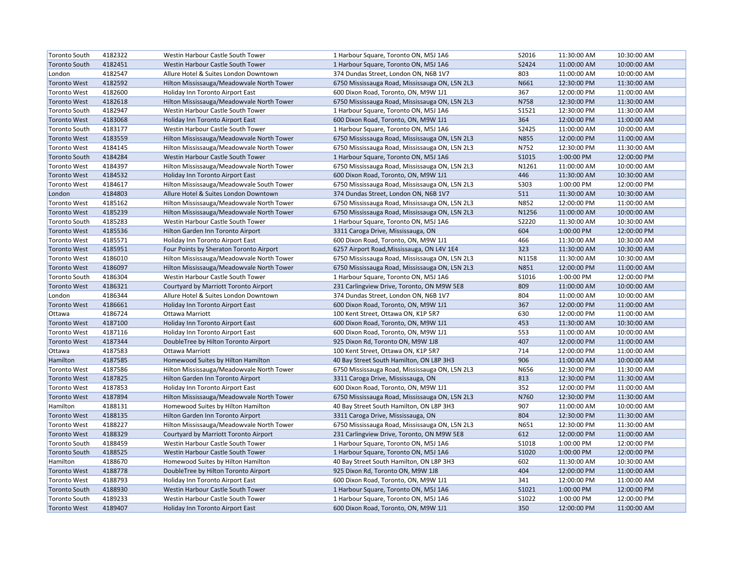| | | | | | | |
|---|---|---|---|---|---|---|
| Toronto South | 4182322 | Westin Harbour Castle South Tower | 1 Harbour Square, Toronto ON, M5J 1A6 | S2016 | 11:30:00 AM | 10:30:00 AM |
| Toronto South | 4182451 | Westin Harbour Castle South Tower | 1 Harbour Square, Toronto ON, M5J 1A6 | S2424 | 11:00:00 AM | 10:00:00 AM |
| London | 4182547 | Allure Hotel & Suites London Downtown | 374 Dundas Street, London ON, N6B 1V7 | 803 | 11:00:00 AM | 10:00:00 AM |
| Toronto West | 4182592 | Hilton Mississauga/Meadowvale North Tower | 6750 Mississauga Road, Mississauga ON, L5N 2L3 | N661 | 12:30:00 PM | 11:30:00 AM |
| Toronto West | 4182600 | Holiday Inn Toronto Airport East | 600 Dixon Road, Toronto, ON, M9W 1J1 | 367 | 12:00:00 PM | 11:00:00 AM |
| Toronto West | 4182618 | Hilton Mississauga/Meadowvale North Tower | 6750 Mississauga Road, Mississauga ON, L5N 2L3 | N758 | 12:30:00 PM | 11:30:00 AM |
| Toronto South | 4182947 | Westin Harbour Castle South Tower | 1 Harbour Square, Toronto ON, M5J 1A6 | S1521 | 12:30:00 PM | 11:30:00 AM |
| Toronto West | 4183068 | Holiday Inn Toronto Airport East | 600 Dixon Road, Toronto, ON, M9W 1J1 | 364 | 12:00:00 PM | 11:00:00 AM |
| Toronto South | 4183177 | Westin Harbour Castle South Tower | 1 Harbour Square, Toronto ON, M5J 1A6 | S2425 | 11:00:00 AM | 10:00:00 AM |
| Toronto West | 4183559 | Hilton Mississauga/Meadowvale North Tower | 6750 Mississauga Road, Mississauga ON, L5N 2L3 | N855 | 12:00:00 PM | 11:00:00 AM |
| Toronto West | 4184145 | Hilton Mississauga/Meadowvale North Tower | 6750 Mississauga Road, Mississauga ON, L5N 2L3 | N752 | 12:30:00 PM | 11:30:00 AM |
| Toronto South | 4184284 | Westin Harbour Castle South Tower | 1 Harbour Square, Toronto ON, M5J 1A6 | S1015 | 1:00:00 PM | 12:00:00 PM |
| Toronto West | 4184397 | Hilton Mississauga/Meadowvale North Tower | 6750 Mississauga Road, Mississauga ON, L5N 2L3 | N1261 | 11:00:00 AM | 10:00:00 AM |
| Toronto West | 4184532 | Holiday Inn Toronto Airport East | 600 Dixon Road, Toronto, ON, M9W 1J1 | 446 | 11:30:00 AM | 10:30:00 AM |
| Toronto West | 4184617 | Hilton Mississauga/Meadowvale South Tower | 6750 Mississauga Road, Mississauga ON, L5N 2L3 | S303 | 1:00:00 PM | 12:00:00 PM |
| London | 4184803 | Allure Hotel & Suites London Downtown | 374 Dundas Street, London ON, N6B 1V7 | 511 | 11:30:00 AM | 10:30:00 AM |
| Toronto West | 4185162 | Hilton Mississauga/Meadowvale North Tower | 6750 Mississauga Road, Mississauga ON, L5N 2L3 | N852 | 12:00:00 PM | 11:00:00 AM |
| Toronto West | 4185239 | Hilton Mississauga/Meadowvale North Tower | 6750 Mississauga Road, Mississauga ON, L5N 2L3 | N1256 | 11:00:00 AM | 10:00:00 AM |
| Toronto South | 4185283 | Westin Harbour Castle South Tower | 1 Harbour Square, Toronto ON, M5J 1A6 | S2220 | 11:30:00 AM | 10:30:00 AM |
| Toronto West | 4185536 | Hilton Garden Inn Toronto Airport | 3311 Caroga Drive, Mississauga, ON | 604 | 1:00:00 PM | 12:00:00 PM |
| Toronto West | 4185571 | Holiday Inn Toronto Airport East | 600 Dixon Road, Toronto, ON, M9W 1J1 | 466 | 11:30:00 AM | 10:30:00 AM |
| Toronto West | 4185951 | Four Points by Sheraton Toronto Airport | 6257 Airport Road,Mississauga, ON L4V 1E4 | 323 | 11:30:00 AM | 10:30:00 AM |
| Toronto West | 4186010 | Hilton Mississauga/Meadowvale North Tower | 6750 Mississauga Road, Mississauga ON, L5N 2L3 | N1158 | 11:30:00 AM | 10:30:00 AM |
| Toronto West | 4186097 | Hilton Mississauga/Meadowvale North Tower | 6750 Mississauga Road, Mississauga ON, L5N 2L3 | N851 | 12:00:00 PM | 11:00:00 AM |
| Toronto South | 4186304 | Westin Harbour Castle South Tower | 1 Harbour Square, Toronto ON, M5J 1A6 | S1016 | 1:00:00 PM | 12:00:00 PM |
| Toronto West | 4186321 | Courtyard by Marriott Toronto Airport | 231 Carlingview Drive, Toronto, ON M9W 5E8 | 809 | 11:00:00 AM | 10:00:00 AM |
| London | 4186344 | Allure Hotel & Suites London Downtown | 374 Dundas Street, London ON, N6B 1V7 | 804 | 11:00:00 AM | 10:00:00 AM |
| Toronto West | 4186661 | Holiday Inn Toronto Airport East | 600 Dixon Road, Toronto, ON, M9W 1J1 | 367 | 12:00:00 PM | 11:00:00 AM |
| Ottawa | 4186724 | Ottawa Marriott | 100 Kent Street, Ottawa ON, K1P 5R7 | 630 | 12:00:00 PM | 11:00:00 AM |
| Toronto West | 4187100 | Holiday Inn Toronto Airport East | 600 Dixon Road, Toronto, ON, M9W 1J1 | 453 | 11:30:00 AM | 10:30:00 AM |
| Toronto West | 4187116 | Holiday Inn Toronto Airport East | 600 Dixon Road, Toronto, ON, M9W 1J1 | 553 | 11:00:00 AM | 10:00:00 AM |
| Toronto West | 4187344 | DoubleTree by Hilton Toronto Airport | 925 Dixon Rd, Toronto ON, M9W 1J8 | 407 | 12:00:00 PM | 11:00:00 AM |
| Ottawa | 4187583 | Ottawa Marriott | 100 Kent Street, Ottawa ON, K1P 5R7 | 714 | 12:00:00 PM | 11:00:00 AM |
| Hamilton | 4187585 | Homewood Suites by Hilton Hamilton | 40 Bay Street South Hamilton, ON L8P 3H3 | 906 | 11:00:00 AM | 10:00:00 AM |
| Toronto West | 4187586 | Hilton Mississauga/Meadowvale North Tower | 6750 Mississauga Road, Mississauga ON, L5N 2L3 | N656 | 12:30:00 PM | 11:30:00 AM |
| Toronto West | 4187825 | Hilton Garden Inn Toronto Airport | 3311 Caroga Drive, Mississauga, ON | 813 | 12:30:00 PM | 11:30:00 AM |
| Toronto West | 4187853 | Holiday Inn Toronto Airport East | 600 Dixon Road, Toronto, ON, M9W 1J1 | 352 | 12:00:00 PM | 11:00:00 AM |
| Toronto West | 4187894 | Hilton Mississauga/Meadowvale North Tower | 6750 Mississauga Road, Mississauga ON, L5N 2L3 | N760 | 12:30:00 PM | 11:30:00 AM |
| Hamilton | 4188131 | Homewood Suites by Hilton Hamilton | 40 Bay Street South Hamilton, ON L8P 3H3 | 907 | 11:00:00 AM | 10:00:00 AM |
| Toronto West | 4188135 | Hilton Garden Inn Toronto Airport | 3311 Caroga Drive, Mississauga, ON | 804 | 12:30:00 PM | 11:30:00 AM |
| Toronto West | 4188227 | Hilton Mississauga/Meadowvale North Tower | 6750 Mississauga Road, Mississauga ON, L5N 2L3 | N651 | 12:30:00 PM | 11:30:00 AM |
| Toronto West | 4188329 | Courtyard by Marriott Toronto Airport | 231 Carlingview Drive, Toronto, ON M9W 5E8 | 612 | 12:00:00 PM | 11:00:00 AM |
| Toronto South | 4188459 | Westin Harbour Castle South Tower | 1 Harbour Square, Toronto ON, M5J 1A6 | S1018 | 1:00:00 PM | 12:00:00 PM |
| Toronto South | 4188525 | Westin Harbour Castle South Tower | 1 Harbour Square, Toronto ON, M5J 1A6 | S1020 | 1:00:00 PM | 12:00:00 PM |
| Hamilton | 4188670 | Homewood Suites by Hilton Hamilton | 40 Bay Street South Hamilton, ON L8P 3H3 | 602 | 11:30:00 AM | 10:30:00 AM |
| Toronto West | 4188778 | DoubleTree by Hilton Toronto Airport | 925 Dixon Rd, Toronto ON, M9W 1J8 | 404 | 12:00:00 PM | 11:00:00 AM |
| Toronto West | 4188793 | Holiday Inn Toronto Airport East | 600 Dixon Road, Toronto, ON, M9W 1J1 | 341 | 12:00:00 PM | 11:00:00 AM |
| Toronto South | 4188930 | Westin Harbour Castle South Tower | 1 Harbour Square, Toronto ON, M5J 1A6 | S1021 | 1:00:00 PM | 12:00:00 PM |
| Toronto South | 4189233 | Westin Harbour Castle South Tower | 1 Harbour Square, Toronto ON, M5J 1A6 | S1022 | 1:00:00 PM | 12:00:00 PM |
| Toronto West | 4189407 | Holiday Inn Toronto Airport East | 600 Dixon Road, Toronto, ON, M9W 1J1 | 350 | 12:00:00 PM | 11:00:00 AM |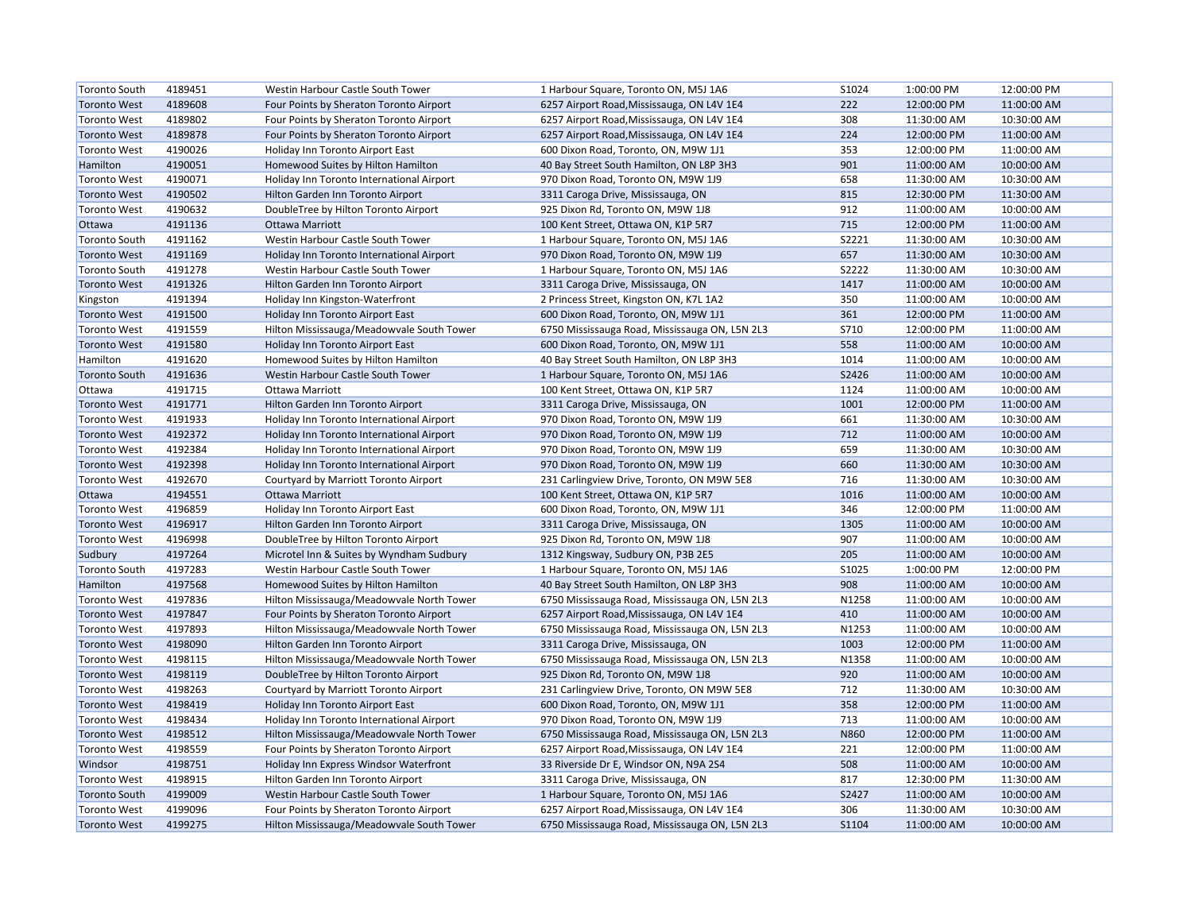| | | | | | | |
|---|---|---|---|---|---|---|
| Toronto South | 4189451 | Westin Harbour Castle South Tower | 1 Harbour Square, Toronto ON, M5J 1A6 | S1024 | 1:00:00 PM | 12:00:00 PM |
| Toronto West | 4189608 | Four Points by Sheraton Toronto Airport | 6257 Airport Road,Mississauga, ON L4V 1E4 | 222 | 12:00:00 PM | 11:00:00 AM |
| Toronto West | 4189802 | Four Points by Sheraton Toronto Airport | 6257 Airport Road,Mississauga, ON L4V 1E4 | 308 | 11:30:00 AM | 10:30:00 AM |
| Toronto West | 4189878 | Four Points by Sheraton Toronto Airport | 6257 Airport Road,Mississauga, ON L4V 1E4 | 224 | 12:00:00 PM | 11:00:00 AM |
| Toronto West | 4190026 | Holiday Inn Toronto Airport East | 600 Dixon Road, Toronto, ON, M9W 1J1 | 353 | 12:00:00 PM | 11:00:00 AM |
| Hamilton | 4190051 | Homewood Suites by Hilton Hamilton | 40 Bay Street South Hamilton, ON L8P 3H3 | 901 | 11:00:00 AM | 10:00:00 AM |
| Toronto West | 4190071 | Holiday Inn Toronto International Airport | 970 Dixon Road, Toronto ON, M9W 1J9 | 658 | 11:30:00 AM | 10:30:00 AM |
| Toronto West | 4190502 | Hilton Garden Inn Toronto Airport | 3311 Caroga Drive, Mississauga, ON | 815 | 12:30:00 PM | 11:30:00 AM |
| Toronto West | 4190632 | DoubleTree by Hilton Toronto Airport | 925 Dixon Rd, Toronto ON, M9W 1J8 | 912 | 11:00:00 AM | 10:00:00 AM |
| Ottawa | 4191136 | Ottawa Marriott | 100 Kent Street, Ottawa ON, K1P 5R7 | 715 | 12:00:00 PM | 11:00:00 AM |
| Toronto South | 4191162 | Westin Harbour Castle South Tower | 1 Harbour Square, Toronto ON, M5J 1A6 | S2221 | 11:30:00 AM | 10:30:00 AM |
| Toronto West | 4191169 | Holiday Inn Toronto International Airport | 970 Dixon Road, Toronto ON, M9W 1J9 | 657 | 11:30:00 AM | 10:30:00 AM |
| Toronto South | 4191278 | Westin Harbour Castle South Tower | 1 Harbour Square, Toronto ON, M5J 1A6 | S2222 | 11:30:00 AM | 10:30:00 AM |
| Toronto West | 4191326 | Hilton Garden Inn Toronto Airport | 3311 Caroga Drive, Mississauga, ON | 1417 | 11:00:00 AM | 10:00:00 AM |
| Kingston | 4191394 | Holiday Inn Kingston-Waterfront | 2 Princess Street, Kingston ON, K7L 1A2 | 350 | 11:00:00 AM | 10:00:00 AM |
| Toronto West | 4191500 | Holiday Inn Toronto Airport East | 600 Dixon Road, Toronto, ON, M9W 1J1 | 361 | 12:00:00 PM | 11:00:00 AM |
| Toronto West | 4191559 | Hilton Mississauga/Meadowvale South Tower | 6750 Mississauga Road, Mississauga ON, L5N 2L3 | S710 | 12:00:00 PM | 11:00:00 AM |
| Toronto West | 4191580 | Holiday Inn Toronto Airport East | 600 Dixon Road, Toronto, ON, M9W 1J1 | 558 | 11:00:00 AM | 10:00:00 AM |
| Hamilton | 4191620 | Homewood Suites by Hilton Hamilton | 40 Bay Street South Hamilton, ON L8P 3H3 | 1014 | 11:00:00 AM | 10:00:00 AM |
| Toronto South | 4191636 | Westin Harbour Castle South Tower | 1 Harbour Square, Toronto ON, M5J 1A6 | S2426 | 11:00:00 AM | 10:00:00 AM |
| Ottawa | 4191715 | Ottawa Marriott | 100 Kent Street, Ottawa ON, K1P 5R7 | 1124 | 11:00:00 AM | 10:00:00 AM |
| Toronto West | 4191771 | Hilton Garden Inn Toronto Airport | 3311 Caroga Drive, Mississauga, ON | 1001 | 12:00:00 PM | 11:00:00 AM |
| Toronto West | 4191933 | Holiday Inn Toronto International Airport | 970 Dixon Road, Toronto ON, M9W 1J9 | 661 | 11:30:00 AM | 10:30:00 AM |
| Toronto West | 4192372 | Holiday Inn Toronto International Airport | 970 Dixon Road, Toronto ON, M9W 1J9 | 712 | 11:00:00 AM | 10:00:00 AM |
| Toronto West | 4192384 | Holiday Inn Toronto International Airport | 970 Dixon Road, Toronto ON, M9W 1J9 | 659 | 11:30:00 AM | 10:30:00 AM |
| Toronto West | 4192398 | Holiday Inn Toronto International Airport | 970 Dixon Road, Toronto ON, M9W 1J9 | 660 | 11:30:00 AM | 10:30:00 AM |
| Toronto West | 4192670 | Courtyard by Marriott Toronto Airport | 231 Carlingview Drive, Toronto, ON M9W 5E8 | 716 | 11:30:00 AM | 10:30:00 AM |
| Ottawa | 4194551 | Ottawa Marriott | 100 Kent Street, Ottawa ON, K1P 5R7 | 1016 | 11:00:00 AM | 10:00:00 AM |
| Toronto West | 4196859 | Holiday Inn Toronto Airport East | 600 Dixon Road, Toronto, ON, M9W 1J1 | 346 | 12:00:00 PM | 11:00:00 AM |
| Toronto West | 4196917 | Hilton Garden Inn Toronto Airport | 3311 Caroga Drive, Mississauga, ON | 1305 | 11:00:00 AM | 10:00:00 AM |
| Toronto West | 4196998 | DoubleTree by Hilton Toronto Airport | 925 Dixon Rd, Toronto ON, M9W 1J8 | 907 | 11:00:00 AM | 10:00:00 AM |
| Sudbury | 4197264 | Microtel Inn & Suites by Wyndham Sudbury | 1312 Kingsway, Sudbury ON, P3B 2E5 | 205 | 11:00:00 AM | 10:00:00 AM |
| Toronto South | 4197283 | Westin Harbour Castle South Tower | 1 Harbour Square, Toronto ON, M5J 1A6 | S1025 | 1:00:00 PM | 12:00:00 PM |
| Hamilton | 4197568 | Homewood Suites by Hilton Hamilton | 40 Bay Street South Hamilton, ON L8P 3H3 | 908 | 11:00:00 AM | 10:00:00 AM |
| Toronto West | 4197836 | Hilton Mississauga/Meadowvale North Tower | 6750 Mississauga Road, Mississauga ON, L5N 2L3 | N1258 | 11:00:00 AM | 10:00:00 AM |
| Toronto West | 4197847 | Four Points by Sheraton Toronto Airport | 6257 Airport Road,Mississauga, ON L4V 1E4 | 410 | 11:00:00 AM | 10:00:00 AM |
| Toronto West | 4197893 | Hilton Mississauga/Meadowvale North Tower | 6750 Mississauga Road, Mississauga ON, L5N 2L3 | N1253 | 11:00:00 AM | 10:00:00 AM |
| Toronto West | 4198090 | Hilton Garden Inn Toronto Airport | 3311 Caroga Drive, Mississauga, ON | 1003 | 12:00:00 PM | 11:00:00 AM |
| Toronto West | 4198115 | Hilton Mississauga/Meadowvale North Tower | 6750 Mississauga Road, Mississauga ON, L5N 2L3 | N1358 | 11:00:00 AM | 10:00:00 AM |
| Toronto West | 4198119 | DoubleTree by Hilton Toronto Airport | 925 Dixon Rd, Toronto ON, M9W 1J8 | 920 | 11:00:00 AM | 10:00:00 AM |
| Toronto West | 4198263 | Courtyard by Marriott Toronto Airport | 231 Carlingview Drive, Toronto, ON M9W 5E8 | 712 | 11:30:00 AM | 10:30:00 AM |
| Toronto West | 4198419 | Holiday Inn Toronto Airport East | 600 Dixon Road, Toronto, ON, M9W 1J1 | 358 | 12:00:00 PM | 11:00:00 AM |
| Toronto West | 4198434 | Holiday Inn Toronto International Airport | 970 Dixon Road, Toronto ON, M9W 1J9 | 713 | 11:00:00 AM | 10:00:00 AM |
| Toronto West | 4198512 | Hilton Mississauga/Meadowvale North Tower | 6750 Mississauga Road, Mississauga ON, L5N 2L3 | N860 | 12:00:00 PM | 11:00:00 AM |
| Toronto West | 4198559 | Four Points by Sheraton Toronto Airport | 6257 Airport Road,Mississauga, ON L4V 1E4 | 221 | 12:00:00 PM | 11:00:00 AM |
| Windsor | 4198751 | Holiday Inn Express Windsor Waterfront | 33 Riverside Dr E, Windsor ON, N9A 2S4 | 508 | 11:00:00 AM | 10:00:00 AM |
| Toronto West | 4198915 | Hilton Garden Inn Toronto Airport | 3311 Caroga Drive, Mississauga, ON | 817 | 12:30:00 PM | 11:30:00 AM |
| Toronto South | 4199009 | Westin Harbour Castle South Tower | 1 Harbour Square, Toronto ON, M5J 1A6 | S2427 | 11:00:00 AM | 10:00:00 AM |
| Toronto West | 4199096 | Four Points by Sheraton Toronto Airport | 6257 Airport Road,Mississauga, ON L4V 1E4 | 306 | 11:30:00 AM | 10:30:00 AM |
| Toronto West | 4199275 | Hilton Mississauga/Meadowvale South Tower | 6750 Mississauga Road, Mississauga ON, L5N 2L3 | S1104 | 11:00:00 AM | 10:00:00 AM |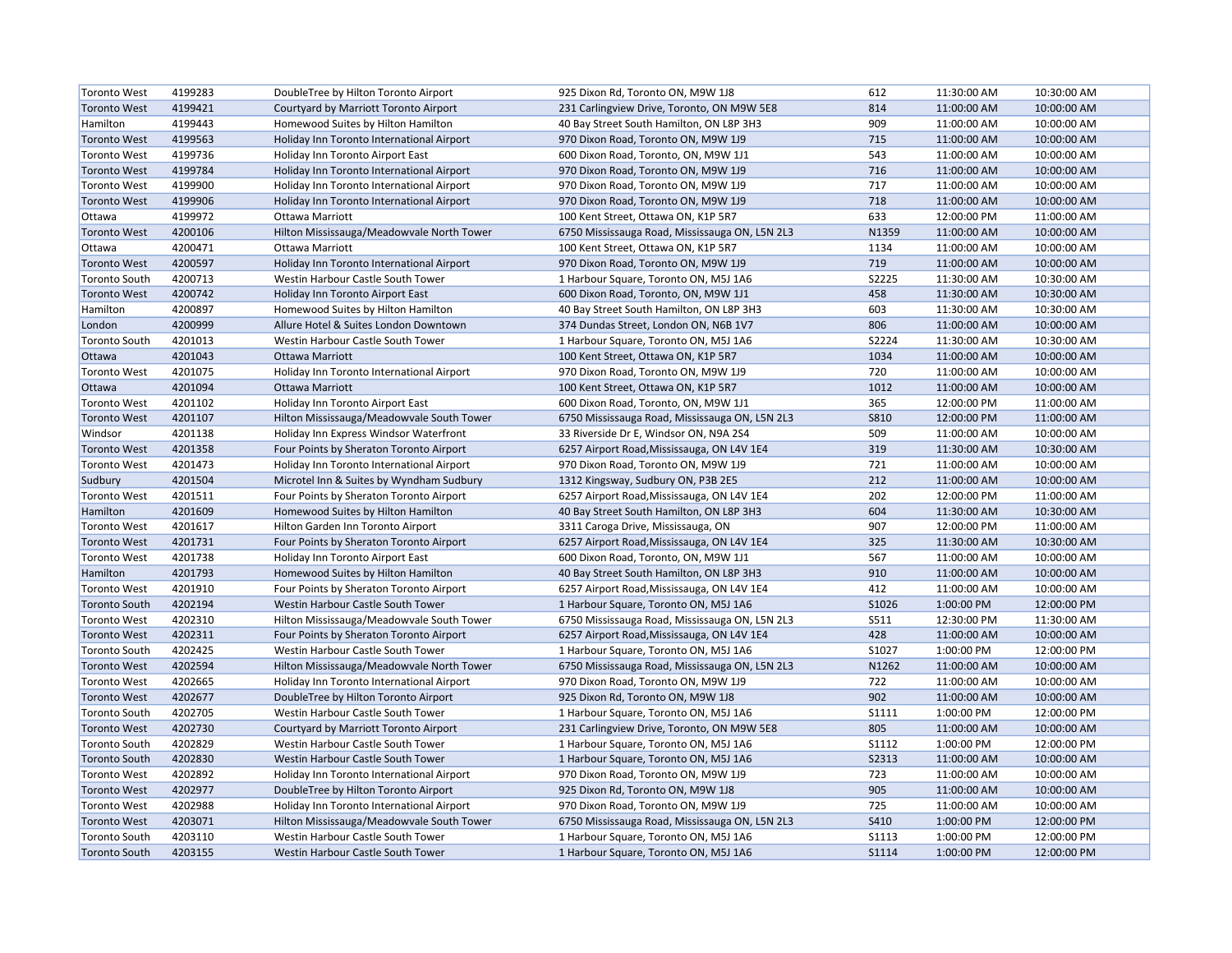| Toronto West | 4199283 | DoubleTree by Hilton Toronto Airport | 925 Dixon Rd, Toronto ON, M9W 1J8 | 612 | 11:30:00 AM | 10:30:00 AM |
|---|---|---|---|---|---|---|
| Toronto West | 4199421 | Courtyard by Marriott Toronto Airport | 231 Carlingview Drive, Toronto, ON M9W 5E8 | 814 | 11:00:00 AM | 10:00:00 AM |
| Hamilton | 4199443 | Homewood Suites by Hilton Hamilton | 40 Bay Street South Hamilton, ON L8P 3H3 | 909 | 11:00:00 AM | 10:00:00 AM |
| Toronto West | 4199563 | Holiday Inn Toronto International Airport | 970 Dixon Road, Toronto ON, M9W 1J9 | 715 | 11:00:00 AM | 10:00:00 AM |
| Toronto West | 4199736 | Holiday Inn Toronto Airport East | 600 Dixon Road, Toronto, ON, M9W 1J1 | 543 | 11:00:00 AM | 10:00:00 AM |
| Toronto West | 4199784 | Holiday Inn Toronto International Airport | 970 Dixon Road, Toronto ON, M9W 1J9 | 716 | 11:00:00 AM | 10:00:00 AM |
| Toronto West | 4199900 | Holiday Inn Toronto International Airport | 970 Dixon Road, Toronto ON, M9W 1J9 | 717 | 11:00:00 AM | 10:00:00 AM |
| Toronto West | 4199906 | Holiday Inn Toronto International Airport | 970 Dixon Road, Toronto ON, M9W 1J9 | 718 | 11:00:00 AM | 10:00:00 AM |
| Ottawa | 4199972 | Ottawa Marriott | 100 Kent Street, Ottawa ON, K1P 5R7 | 633 | 12:00:00 PM | 11:00:00 AM |
| Toronto West | 4200106 | Hilton Mississauga/Meadowvale North Tower | 6750 Mississauga Road, Mississauga ON, L5N 2L3 | N1359 | 11:00:00 AM | 10:00:00 AM |
| Ottawa | 4200471 | Ottawa Marriott | 100 Kent Street, Ottawa ON, K1P 5R7 | 1134 | 11:00:00 AM | 10:00:00 AM |
| Toronto West | 4200597 | Holiday Inn Toronto International Airport | 970 Dixon Road, Toronto ON, M9W 1J9 | 719 | 11:00:00 AM | 10:00:00 AM |
| Toronto South | 4200713 | Westin Harbour Castle South Tower | 1 Harbour Square, Toronto ON, M5J 1A6 | S2225 | 11:30:00 AM | 10:30:00 AM |
| Toronto West | 4200742 | Holiday Inn Toronto Airport East | 600 Dixon Road, Toronto, ON, M9W 1J1 | 458 | 11:30:00 AM | 10:30:00 AM |
| Hamilton | 4200897 | Homewood Suites by Hilton Hamilton | 40 Bay Street South Hamilton, ON L8P 3H3 | 603 | 11:30:00 AM | 10:30:00 AM |
| London | 4200999 | Allure Hotel & Suites London Downtown | 374 Dundas Street, London ON, N6B 1V7 | 806 | 11:00:00 AM | 10:00:00 AM |
| Toronto South | 4201013 | Westin Harbour Castle South Tower | 1 Harbour Square, Toronto ON, M5J 1A6 | S2224 | 11:30:00 AM | 10:30:00 AM |
| Ottawa | 4201043 | Ottawa Marriott | 100 Kent Street, Ottawa ON, K1P 5R7 | 1034 | 11:00:00 AM | 10:00:00 AM |
| Toronto West | 4201075 | Holiday Inn Toronto International Airport | 970 Dixon Road, Toronto ON, M9W 1J9 | 720 | 11:00:00 AM | 10:00:00 AM |
| Ottawa | 4201094 | Ottawa Marriott | 100 Kent Street, Ottawa ON, K1P 5R7 | 1012 | 11:00:00 AM | 10:00:00 AM |
| Toronto West | 4201102 | Holiday Inn Toronto Airport East | 600 Dixon Road, Toronto, ON, M9W 1J1 | 365 | 12:00:00 PM | 11:00:00 AM |
| Toronto West | 4201107 | Hilton Mississauga/Meadowvale South Tower | 6750 Mississauga Road, Mississauga ON, L5N 2L3 | S810 | 12:00:00 PM | 11:00:00 AM |
| Windsor | 4201138 | Holiday Inn Express Windsor Waterfront | 33 Riverside Dr E, Windsor ON, N9A 2S4 | 509 | 11:00:00 AM | 10:00:00 AM |
| Toronto West | 4201358 | Four Points by Sheraton Toronto Airport | 6257 Airport Road,Mississauga, ON L4V 1E4 | 319 | 11:30:00 AM | 10:30:00 AM |
| Toronto West | 4201473 | Holiday Inn Toronto International Airport | 970 Dixon Road, Toronto ON, M9W 1J9 | 721 | 11:00:00 AM | 10:00:00 AM |
| Sudbury | 4201504 | Microtel Inn & Suites by Wyndham Sudbury | 1312 Kingsway, Sudbury ON, P3B 2E5 | 212 | 11:00:00 AM | 10:00:00 AM |
| Toronto West | 4201511 | Four Points by Sheraton Toronto Airport | 6257 Airport Road,Mississauga, ON L4V 1E4 | 202 | 12:00:00 PM | 11:00:00 AM |
| Hamilton | 4201609 | Homewood Suites by Hilton Hamilton | 40 Bay Street South Hamilton, ON L8P 3H3 | 604 | 11:30:00 AM | 10:30:00 AM |
| Toronto West | 4201617 | Hilton Garden Inn Toronto Airport | 3311 Caroga Drive, Mississauga, ON | 907 | 12:00:00 PM | 11:00:00 AM |
| Toronto West | 4201731 | Four Points by Sheraton Toronto Airport | 6257 Airport Road,Mississauga, ON L4V 1E4 | 325 | 11:30:00 AM | 10:30:00 AM |
| Toronto West | 4201738 | Holiday Inn Toronto Airport East | 600 Dixon Road, Toronto, ON, M9W 1J1 | 567 | 11:00:00 AM | 10:00:00 AM |
| Hamilton | 4201793 | Homewood Suites by Hilton Hamilton | 40 Bay Street South Hamilton, ON L8P 3H3 | 910 | 11:00:00 AM | 10:00:00 AM |
| Toronto West | 4201910 | Four Points by Sheraton Toronto Airport | 6257 Airport Road,Mississauga, ON L4V 1E4 | 412 | 11:00:00 AM | 10:00:00 AM |
| Toronto South | 4202194 | Westin Harbour Castle South Tower | 1 Harbour Square, Toronto ON, M5J 1A6 | S1026 | 1:00:00 PM | 12:00:00 PM |
| Toronto West | 4202310 | Hilton Mississauga/Meadowvale South Tower | 6750 Mississauga Road, Mississauga ON, L5N 2L3 | S511 | 12:30:00 PM | 11:30:00 AM |
| Toronto West | 4202311 | Four Points by Sheraton Toronto Airport | 6257 Airport Road,Mississauga, ON L4V 1E4 | 428 | 11:00:00 AM | 10:00:00 AM |
| Toronto South | 4202425 | Westin Harbour Castle South Tower | 1 Harbour Square, Toronto ON, M5J 1A6 | S1027 | 1:00:00 PM | 12:00:00 PM |
| Toronto West | 4202594 | Hilton Mississauga/Meadowvale North Tower | 6750 Mississauga Road, Mississauga ON, L5N 2L3 | N1262 | 11:00:00 AM | 10:00:00 AM |
| Toronto West | 4202665 | Holiday Inn Toronto International Airport | 970 Dixon Road, Toronto ON, M9W 1J9 | 722 | 11:00:00 AM | 10:00:00 AM |
| Toronto West | 4202677 | DoubleTree by Hilton Toronto Airport | 925 Dixon Rd, Toronto ON, M9W 1J8 | 902 | 11:00:00 AM | 10:00:00 AM |
| Toronto South | 4202705 | Westin Harbour Castle South Tower | 1 Harbour Square, Toronto ON, M5J 1A6 | S1111 | 1:00:00 PM | 12:00:00 PM |
| Toronto West | 4202730 | Courtyard by Marriott Toronto Airport | 231 Carlingview Drive, Toronto, ON M9W 5E8 | 805 | 11:00:00 AM | 10:00:00 AM |
| Toronto South | 4202829 | Westin Harbour Castle South Tower | 1 Harbour Square, Toronto ON, M5J 1A6 | S1112 | 1:00:00 PM | 12:00:00 PM |
| Toronto South | 4202830 | Westin Harbour Castle South Tower | 1 Harbour Square, Toronto ON, M5J 1A6 | S2313 | 11:00:00 AM | 10:00:00 AM |
| Toronto West | 4202892 | Holiday Inn Toronto International Airport | 970 Dixon Road, Toronto ON, M9W 1J9 | 723 | 11:00:00 AM | 10:00:00 AM |
| Toronto West | 4202977 | DoubleTree by Hilton Toronto Airport | 925 Dixon Rd, Toronto ON, M9W 1J8 | 905 | 11:00:00 AM | 10:00:00 AM |
| Toronto West | 4202988 | Holiday Inn Toronto International Airport | 970 Dixon Road, Toronto ON, M9W 1J9 | 725 | 11:00:00 AM | 10:00:00 AM |
| Toronto West | 4203071 | Hilton Mississauga/Meadowvale South Tower | 6750 Mississauga Road, Mississauga ON, L5N 2L3 | S410 | 1:00:00 PM | 12:00:00 PM |
| Toronto South | 4203110 | Westin Harbour Castle South Tower | 1 Harbour Square, Toronto ON, M5J 1A6 | S1113 | 1:00:00 PM | 12:00:00 PM |
| Toronto South | 4203155 | Westin Harbour Castle South Tower | 1 Harbour Square, Toronto ON, M5J 1A6 | S1114 | 1:00:00 PM | 12:00:00 PM |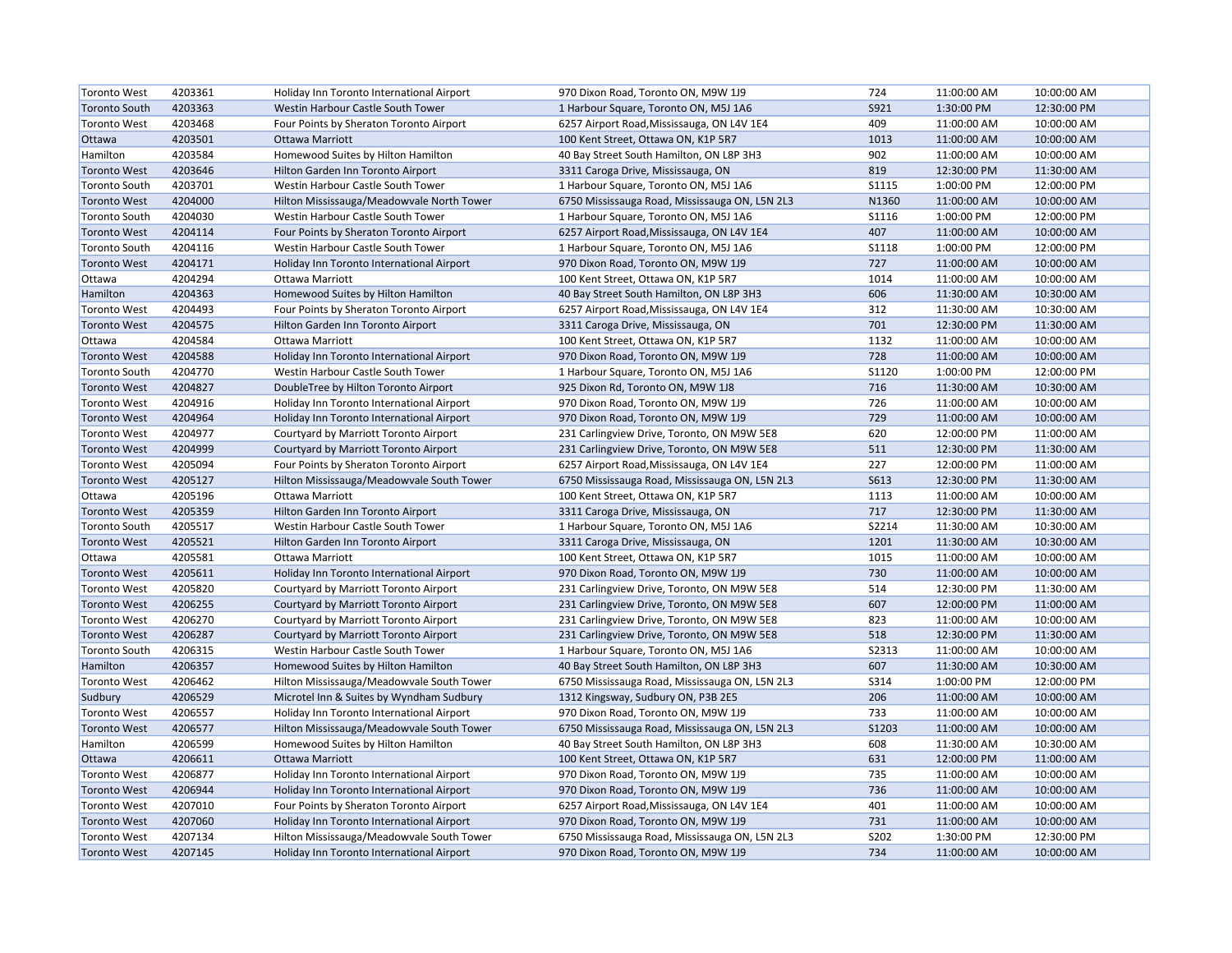| | | | | | | |
|---|---|---|---|---|---|---|
| Toronto West | 4203361 | Holiday Inn Toronto International Airport | 970 Dixon Road, Toronto ON, M9W 1J9 | 724 | 11:00:00 AM | 10:00:00 AM |
| Toronto South | 4203363 | Westin Harbour Castle South Tower | 1 Harbour Square, Toronto ON, M5J 1A6 | S921 | 1:30:00 PM | 12:30:00 PM |
| Toronto West | 4203468 | Four Points by Sheraton Toronto Airport | 6257 Airport Road,Mississauga, ON L4V 1E4 | 409 | 11:00:00 AM | 10:00:00 AM |
| Ottawa | 4203501 | Ottawa Marriott | 100 Kent Street, Ottawa ON, K1P 5R7 | 1013 | 11:00:00 AM | 10:00:00 AM |
| Hamilton | 4203584 | Homewood Suites by Hilton Hamilton | 40 Bay Street South Hamilton, ON L8P 3H3 | 902 | 11:00:00 AM | 10:00:00 AM |
| Toronto West | 4203646 | Hilton Garden Inn Toronto Airport | 3311 Caroga Drive, Mississauga, ON | 819 | 12:30:00 PM | 11:30:00 AM |
| Toronto South | 4203701 | Westin Harbour Castle South Tower | 1 Harbour Square, Toronto ON, M5J 1A6 | S1115 | 1:00:00 PM | 12:00:00 PM |
| Toronto West | 4204000 | Hilton Mississauga/Meadowvale North Tower | 6750 Mississauga Road, Mississauga ON, L5N 2L3 | N1360 | 11:00:00 AM | 10:00:00 AM |
| Toronto South | 4204030 | Westin Harbour Castle South Tower | 1 Harbour Square, Toronto ON, M5J 1A6 | S1116 | 1:00:00 PM | 12:00:00 PM |
| Toronto West | 4204114 | Four Points by Sheraton Toronto Airport | 6257 Airport Road,Mississauga, ON L4V 1E4 | 407 | 11:00:00 AM | 10:00:00 AM |
| Toronto South | 4204116 | Westin Harbour Castle South Tower | 1 Harbour Square, Toronto ON, M5J 1A6 | S1118 | 1:00:00 PM | 12:00:00 PM |
| Toronto West | 4204171 | Holiday Inn Toronto International Airport | 970 Dixon Road, Toronto ON, M9W 1J9 | 727 | 11:00:00 AM | 10:00:00 AM |
| Ottawa | 4204294 | Ottawa Marriott | 100 Kent Street, Ottawa ON, K1P 5R7 | 1014 | 11:00:00 AM | 10:00:00 AM |
| Hamilton | 4204363 | Homewood Suites by Hilton Hamilton | 40 Bay Street South Hamilton, ON L8P 3H3 | 606 | 11:30:00 AM | 10:30:00 AM |
| Toronto West | 4204493 | Four Points by Sheraton Toronto Airport | 6257 Airport Road,Mississauga, ON L4V 1E4 | 312 | 11:30:00 AM | 10:30:00 AM |
| Toronto West | 4204575 | Hilton Garden Inn Toronto Airport | 3311 Caroga Drive, Mississauga, ON | 701 | 12:30:00 PM | 11:30:00 AM |
| Ottawa | 4204584 | Ottawa Marriott | 100 Kent Street, Ottawa ON, K1P 5R7 | 1132 | 11:00:00 AM | 10:00:00 AM |
| Toronto West | 4204588 | Holiday Inn Toronto International Airport | 970 Dixon Road, Toronto ON, M9W 1J9 | 728 | 11:00:00 AM | 10:00:00 AM |
| Toronto South | 4204770 | Westin Harbour Castle South Tower | 1 Harbour Square, Toronto ON, M5J 1A6 | S1120 | 1:00:00 PM | 12:00:00 PM |
| Toronto West | 4204827 | DoubleTree by Hilton Toronto Airport | 925 Dixon Rd, Toronto ON, M9W 1J8 | 716 | 11:30:00 AM | 10:30:00 AM |
| Toronto West | 4204916 | Holiday Inn Toronto International Airport | 970 Dixon Road, Toronto ON, M9W 1J9 | 726 | 11:00:00 AM | 10:00:00 AM |
| Toronto West | 4204964 | Holiday Inn Toronto International Airport | 970 Dixon Road, Toronto ON, M9W 1J9 | 729 | 11:00:00 AM | 10:00:00 AM |
| Toronto West | 4204977 | Courtyard by Marriott Toronto Airport | 231 Carlingview Drive, Toronto, ON M9W 5E8 | 620 | 12:00:00 PM | 11:00:00 AM |
| Toronto West | 4204999 | Courtyard by Marriott Toronto Airport | 231 Carlingview Drive, Toronto, ON M9W 5E8 | 511 | 12:30:00 PM | 11:30:00 AM |
| Toronto West | 4205094 | Four Points by Sheraton Toronto Airport | 6257 Airport Road,Mississauga, ON L4V 1E4 | 227 | 12:00:00 PM | 11:00:00 AM |
| Toronto West | 4205127 | Hilton Mississauga/Meadowvale South Tower | 6750 Mississauga Road, Mississauga ON, L5N 2L3 | S613 | 12:30:00 PM | 11:30:00 AM |
| Ottawa | 4205196 | Ottawa Marriott | 100 Kent Street, Ottawa ON, K1P 5R7 | 1113 | 11:00:00 AM | 10:00:00 AM |
| Toronto West | 4205359 | Hilton Garden Inn Toronto Airport | 3311 Caroga Drive, Mississauga, ON | 717 | 12:30:00 PM | 11:30:00 AM |
| Toronto South | 4205517 | Westin Harbour Castle South Tower | 1 Harbour Square, Toronto ON, M5J 1A6 | S2214 | 11:30:00 AM | 10:30:00 AM |
| Toronto West | 4205521 | Hilton Garden Inn Toronto Airport | 3311 Caroga Drive, Mississauga, ON | 1201 | 11:30:00 AM | 10:30:00 AM |
| Ottawa | 4205581 | Ottawa Marriott | 100 Kent Street, Ottawa ON, K1P 5R7 | 1015 | 11:00:00 AM | 10:00:00 AM |
| Toronto West | 4205611 | Holiday Inn Toronto International Airport | 970 Dixon Road, Toronto ON, M9W 1J9 | 730 | 11:00:00 AM | 10:00:00 AM |
| Toronto West | 4205820 | Courtyard by Marriott Toronto Airport | 231 Carlingview Drive, Toronto, ON M9W 5E8 | 514 | 12:30:00 PM | 11:30:00 AM |
| Toronto West | 4206255 | Courtyard by Marriott Toronto Airport | 231 Carlingview Drive, Toronto, ON M9W 5E8 | 607 | 12:00:00 PM | 11:00:00 AM |
| Toronto West | 4206270 | Courtyard by Marriott Toronto Airport | 231 Carlingview Drive, Toronto, ON M9W 5E8 | 823 | 11:00:00 AM | 10:00:00 AM |
| Toronto West | 4206287 | Courtyard by Marriott Toronto Airport | 231 Carlingview Drive, Toronto, ON M9W 5E8 | 518 | 12:30:00 PM | 11:30:00 AM |
| Toronto South | 4206315 | Westin Harbour Castle South Tower | 1 Harbour Square, Toronto ON, M5J 1A6 | S2313 | 11:00:00 AM | 10:00:00 AM |
| Hamilton | 4206357 | Homewood Suites by Hilton Hamilton | 40 Bay Street South Hamilton, ON L8P 3H3 | 607 | 11:30:00 AM | 10:30:00 AM |
| Toronto West | 4206462 | Hilton Mississauga/Meadowvale South Tower | 6750 Mississauga Road, Mississauga ON, L5N 2L3 | S314 | 1:00:00 PM | 12:00:00 PM |
| Sudbury | 4206529 | Microtel Inn & Suites by Wyndham Sudbury | 1312 Kingsway, Sudbury ON, P3B 2E5 | 206 | 11:00:00 AM | 10:00:00 AM |
| Toronto West | 4206557 | Holiday Inn Toronto International Airport | 970 Dixon Road, Toronto ON, M9W 1J9 | 733 | 11:00:00 AM | 10:00:00 AM |
| Toronto West | 4206577 | Hilton Mississauga/Meadowvale South Tower | 6750 Mississauga Road, Mississauga ON, L5N 2L3 | S1203 | 11:00:00 AM | 10:00:00 AM |
| Hamilton | 4206599 | Homewood Suites by Hilton Hamilton | 40 Bay Street South Hamilton, ON L8P 3H3 | 608 | 11:30:00 AM | 10:30:00 AM |
| Ottawa | 4206611 | Ottawa Marriott | 100 Kent Street, Ottawa ON, K1P 5R7 | 631 | 12:00:00 PM | 11:00:00 AM |
| Toronto West | 4206877 | Holiday Inn Toronto International Airport | 970 Dixon Road, Toronto ON, M9W 1J9 | 735 | 11:00:00 AM | 10:00:00 AM |
| Toronto West | 4206944 | Holiday Inn Toronto International Airport | 970 Dixon Road, Toronto ON, M9W 1J9 | 736 | 11:00:00 AM | 10:00:00 AM |
| Toronto West | 4207010 | Four Points by Sheraton Toronto Airport | 6257 Airport Road,Mississauga, ON L4V 1E4 | 401 | 11:00:00 AM | 10:00:00 AM |
| Toronto West | 4207060 | Holiday Inn Toronto International Airport | 970 Dixon Road, Toronto ON, M9W 1J9 | 731 | 11:00:00 AM | 10:00:00 AM |
| Toronto West | 4207134 | Hilton Mississauga/Meadowvale South Tower | 6750 Mississauga Road, Mississauga ON, L5N 2L3 | S202 | 1:30:00 PM | 12:30:00 PM |
| Toronto West | 4207145 | Holiday Inn Toronto International Airport | 970 Dixon Road, Toronto ON, M9W 1J9 | 734 | 11:00:00 AM | 10:00:00 AM |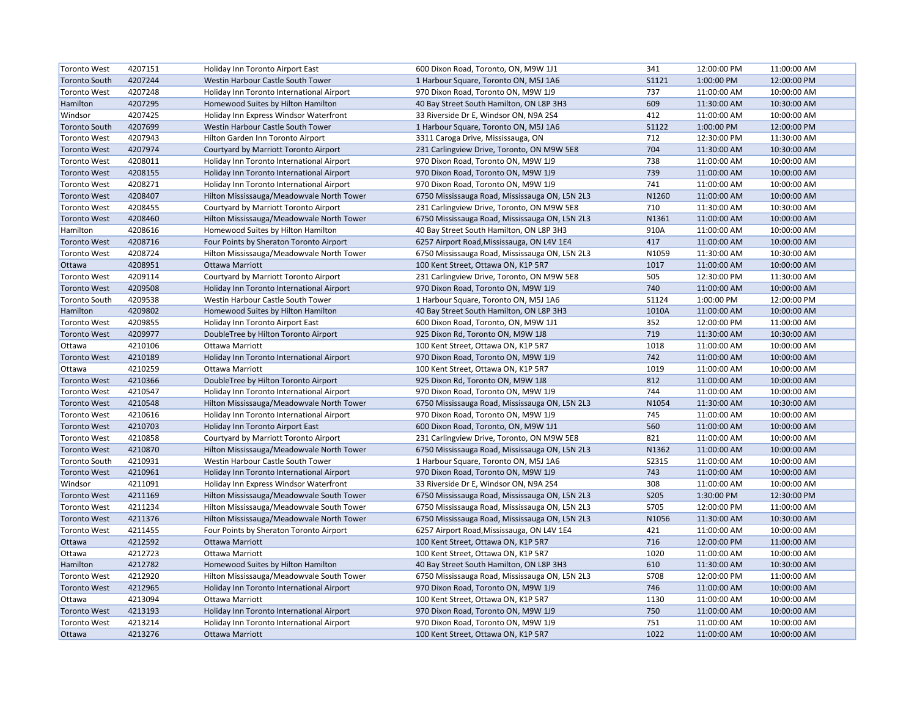| | | | | | | |
|---|---|---|---|---|---|---|
| Toronto West | 4207151 | Holiday Inn Toronto Airport East | 600 Dixon Road, Toronto, ON, M9W 1J1 | 341 | 12:00:00 PM | 11:00:00 AM |
| Toronto South | 4207244 | Westin Harbour Castle South Tower | 1 Harbour Square, Toronto ON, M5J 1A6 | S1121 | 1:00:00 PM | 12:00:00 PM |
| Toronto West | 4207248 | Holiday Inn Toronto International Airport | 970 Dixon Road, Toronto ON, M9W 1J9 | 737 | 11:00:00 AM | 10:00:00 AM |
| Hamilton | 4207295 | Homewood Suites by Hilton Hamilton | 40 Bay Street South Hamilton, ON L8P 3H3 | 609 | 11:30:00 AM | 10:30:00 AM |
| Windsor | 4207425 | Holiday Inn Express Windsor Waterfront | 33 Riverside Dr E, Windsor ON, N9A 2S4 | 412 | 11:00:00 AM | 10:00:00 AM |
| Toronto South | 4207699 | Westin Harbour Castle South Tower | 1 Harbour Square, Toronto ON, M5J 1A6 | S1122 | 1:00:00 PM | 12:00:00 PM |
| Toronto West | 4207943 | Hilton Garden Inn Toronto Airport | 3311 Caroga Drive, Mississauga, ON | 712 | 12:30:00 PM | 11:30:00 AM |
| Toronto West | 4207974 | Courtyard by Marriott Toronto Airport | 231 Carlingview Drive, Toronto, ON M9W 5E8 | 704 | 11:30:00 AM | 10:30:00 AM |
| Toronto West | 4208011 | Holiday Inn Toronto International Airport | 970 Dixon Road, Toronto ON, M9W 1J9 | 738 | 11:00:00 AM | 10:00:00 AM |
| Toronto West | 4208155 | Holiday Inn Toronto International Airport | 970 Dixon Road, Toronto ON, M9W 1J9 | 739 | 11:00:00 AM | 10:00:00 AM |
| Toronto West | 4208271 | Holiday Inn Toronto International Airport | 970 Dixon Road, Toronto ON, M9W 1J9 | 741 | 11:00:00 AM | 10:00:00 AM |
| Toronto West | 4208407 | Hilton Mississauga/Meadowvale North Tower | 6750 Mississauga Road, Mississauga ON, L5N 2L3 | N1260 | 11:00:00 AM | 10:00:00 AM |
| Toronto West | 4208455 | Courtyard by Marriott Toronto Airport | 231 Carlingview Drive, Toronto, ON M9W 5E8 | 710 | 11:30:00 AM | 10:30:00 AM |
| Toronto West | 4208460 | Hilton Mississauga/Meadowvale North Tower | 6750 Mississauga Road, Mississauga ON, L5N 2L3 | N1361 | 11:00:00 AM | 10:00:00 AM |
| Hamilton | 4208616 | Homewood Suites by Hilton Hamilton | 40 Bay Street South Hamilton, ON L8P 3H3 | 910A | 11:00:00 AM | 10:00:00 AM |
| Toronto West | 4208716 | Four Points by Sheraton Toronto Airport | 6257 Airport Road,Mississauga, ON L4V 1E4 | 417 | 11:00:00 AM | 10:00:00 AM |
| Toronto West | 4208724 | Hilton Mississauga/Meadowvale North Tower | 6750 Mississauga Road, Mississauga ON, L5N 2L3 | N1059 | 11:30:00 AM | 10:30:00 AM |
| Ottawa | 4208951 | Ottawa Marriott | 100 Kent Street, Ottawa ON, K1P 5R7 | 1017 | 11:00:00 AM | 10:00:00 AM |
| Toronto West | 4209114 | Courtyard by Marriott Toronto Airport | 231 Carlingview Drive, Toronto, ON M9W 5E8 | 505 | 12:30:00 PM | 11:30:00 AM |
| Toronto West | 4209508 | Holiday Inn Toronto International Airport | 970 Dixon Road, Toronto ON, M9W 1J9 | 740 | 11:00:00 AM | 10:00:00 AM |
| Toronto South | 4209538 | Westin Harbour Castle South Tower | 1 Harbour Square, Toronto ON, M5J 1A6 | S1124 | 1:00:00 PM | 12:00:00 PM |
| Hamilton | 4209802 | Homewood Suites by Hilton Hamilton | 40 Bay Street South Hamilton, ON L8P 3H3 | 1010A | 11:00:00 AM | 10:00:00 AM |
| Toronto West | 4209855 | Holiday Inn Toronto Airport East | 600 Dixon Road, Toronto, ON, M9W 1J1 | 352 | 12:00:00 PM | 11:00:00 AM |
| Toronto West | 4209977 | DoubleTree by Hilton Toronto Airport | 925 Dixon Rd, Toronto ON, M9W 1J8 | 719 | 11:30:00 AM | 10:30:00 AM |
| Ottawa | 4210106 | Ottawa Marriott | 100 Kent Street, Ottawa ON, K1P 5R7 | 1018 | 11:00:00 AM | 10:00:00 AM |
| Toronto West | 4210189 | Holiday Inn Toronto International Airport | 970 Dixon Road, Toronto ON, M9W 1J9 | 742 | 11:00:00 AM | 10:00:00 AM |
| Ottawa | 4210259 | Ottawa Marriott | 100 Kent Street, Ottawa ON, K1P 5R7 | 1019 | 11:00:00 AM | 10:00:00 AM |
| Toronto West | 4210366 | DoubleTree by Hilton Toronto Airport | 925 Dixon Rd, Toronto ON, M9W 1J8 | 812 | 11:00:00 AM | 10:00:00 AM |
| Toronto West | 4210547 | Holiday Inn Toronto International Airport | 970 Dixon Road, Toronto ON, M9W 1J9 | 744 | 11:00:00 AM | 10:00:00 AM |
| Toronto West | 4210548 | Hilton Mississauga/Meadowvale North Tower | 6750 Mississauga Road, Mississauga ON, L5N 2L3 | N1054 | 11:30:00 AM | 10:30:00 AM |
| Toronto West | 4210616 | Holiday Inn Toronto International Airport | 970 Dixon Road, Toronto ON, M9W 1J9 | 745 | 11:00:00 AM | 10:00:00 AM |
| Toronto West | 4210703 | Holiday Inn Toronto Airport East | 600 Dixon Road, Toronto, ON, M9W 1J1 | 560 | 11:00:00 AM | 10:00:00 AM |
| Toronto West | 4210858 | Courtyard by Marriott Toronto Airport | 231 Carlingview Drive, Toronto, ON M9W 5E8 | 821 | 11:00:00 AM | 10:00:00 AM |
| Toronto West | 4210870 | Hilton Mississauga/Meadowvale North Tower | 6750 Mississauga Road, Mississauga ON, L5N 2L3 | N1362 | 11:00:00 AM | 10:00:00 AM |
| Toronto South | 4210931 | Westin Harbour Castle South Tower | 1 Harbour Square, Toronto ON, M5J 1A6 | S2315 | 11:00:00 AM | 10:00:00 AM |
| Toronto West | 4210961 | Holiday Inn Toronto International Airport | 970 Dixon Road, Toronto ON, M9W 1J9 | 743 | 11:00:00 AM | 10:00:00 AM |
| Windsor | 4211091 | Holiday Inn Express Windsor Waterfront | 33 Riverside Dr E, Windsor ON, N9A 2S4 | 308 | 11:00:00 AM | 10:00:00 AM |
| Toronto West | 4211169 | Hilton Mississauga/Meadowvale South Tower | 6750 Mississauga Road, Mississauga ON, L5N 2L3 | S205 | 1:30:00 PM | 12:30:00 PM |
| Toronto West | 4211234 | Hilton Mississauga/Meadowvale South Tower | 6750 Mississauga Road, Mississauga ON, L5N 2L3 | S705 | 12:00:00 PM | 11:00:00 AM |
| Toronto West | 4211376 | Hilton Mississauga/Meadowvale North Tower | 6750 Mississauga Road, Mississauga ON, L5N 2L3 | N1056 | 11:30:00 AM | 10:30:00 AM |
| Toronto West | 4211455 | Four Points by Sheraton Toronto Airport | 6257 Airport Road,Mississauga, ON L4V 1E4 | 421 | 11:00:00 AM | 10:00:00 AM |
| Ottawa | 4212592 | Ottawa Marriott | 100 Kent Street, Ottawa ON, K1P 5R7 | 716 | 12:00:00 PM | 11:00:00 AM |
| Ottawa | 4212723 | Ottawa Marriott | 100 Kent Street, Ottawa ON, K1P 5R7 | 1020 | 11:00:00 AM | 10:00:00 AM |
| Hamilton | 4212782 | Homewood Suites by Hilton Hamilton | 40 Bay Street South Hamilton, ON L8P 3H3 | 610 | 11:30:00 AM | 10:30:00 AM |
| Toronto West | 4212920 | Hilton Mississauga/Meadowvale South Tower | 6750 Mississauga Road, Mississauga ON, L5N 2L3 | S708 | 12:00:00 PM | 11:00:00 AM |
| Toronto West | 4212965 | Holiday Inn Toronto International Airport | 970 Dixon Road, Toronto ON, M9W 1J9 | 746 | 11:00:00 AM | 10:00:00 AM |
| Ottawa | 4213094 | Ottawa Marriott | 100 Kent Street, Ottawa ON, K1P 5R7 | 1130 | 11:00:00 AM | 10:00:00 AM |
| Toronto West | 4213193 | Holiday Inn Toronto International Airport | 970 Dixon Road, Toronto ON, M9W 1J9 | 750 | 11:00:00 AM | 10:00:00 AM |
| Toronto West | 4213214 | Holiday Inn Toronto International Airport | 970 Dixon Road, Toronto ON, M9W 1J9 | 751 | 11:00:00 AM | 10:00:00 AM |
| Ottawa | 4213276 | Ottawa Marriott | 100 Kent Street, Ottawa ON, K1P 5R7 | 1022 | 11:00:00 AM | 10:00:00 AM |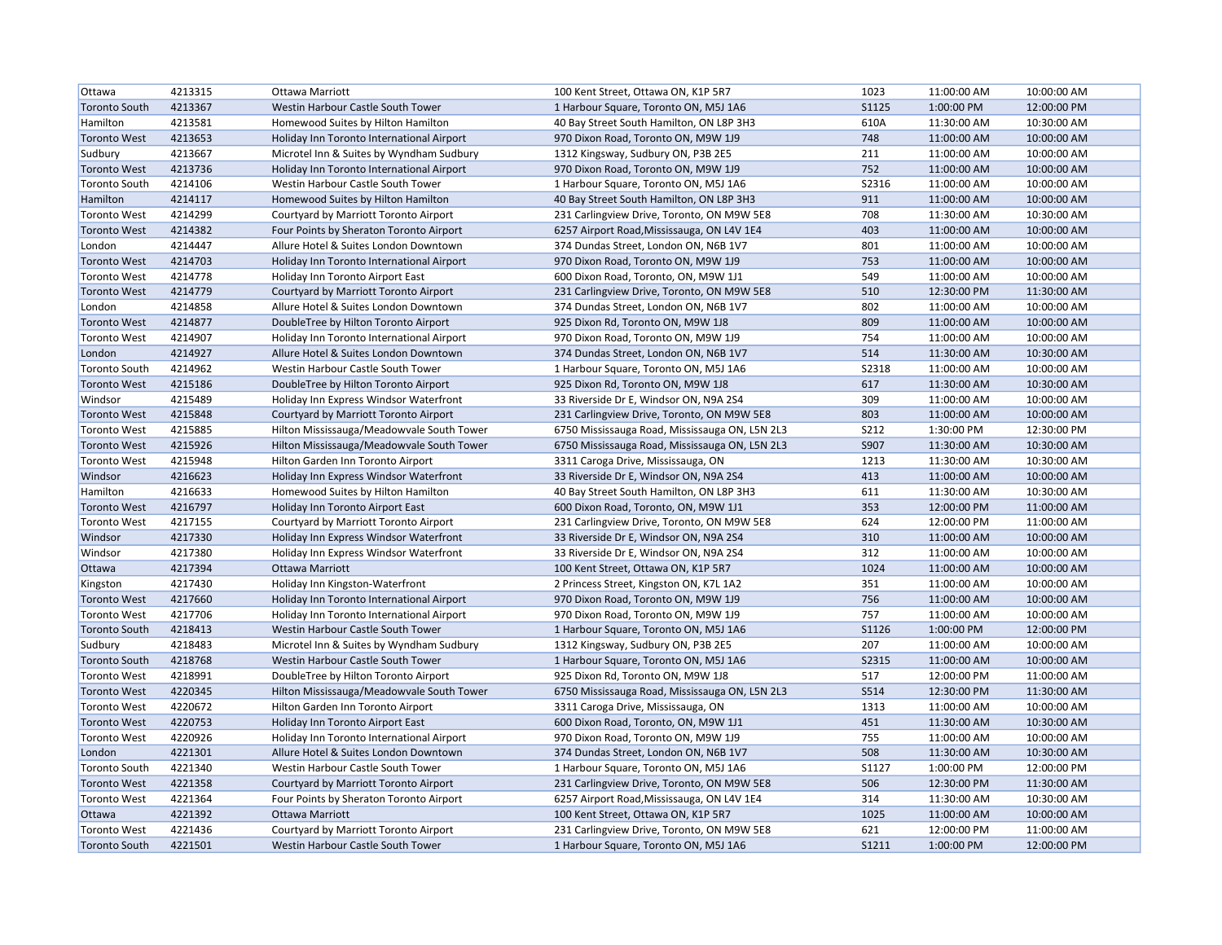| | | | | | | |
|---|---|---|---|---|---|---|
| Ottawa | 4213315 | Ottawa Marriott | 100 Kent Street, Ottawa ON, K1P 5R7 | 1023 | 11:00:00 AM | 10:00:00 AM |
| Toronto South | 4213367 | Westin Harbour Castle South Tower | 1 Harbour Square, Toronto ON, M5J 1A6 | S1125 | 1:00:00 PM | 12:00:00 PM |
| Hamilton | 4213581 | Homewood Suites by Hilton Hamilton | 40 Bay Street South Hamilton, ON L8P 3H3 | 610A | 11:30:00 AM | 10:30:00 AM |
| Toronto West | 4213653 | Holiday Inn Toronto International Airport | 970 Dixon Road, Toronto ON, M9W 1J9 | 748 | 11:00:00 AM | 10:00:00 AM |
| Sudbury | 4213667 | Microtel Inn & Suites by Wyndham Sudbury | 1312 Kingsway, Sudbury ON, P3B 2E5 | 211 | 11:00:00 AM | 10:00:00 AM |
| Toronto West | 4213736 | Holiday Inn Toronto International Airport | 970 Dixon Road, Toronto ON, M9W 1J9 | 752 | 11:00:00 AM | 10:00:00 AM |
| Toronto South | 4214106 | Westin Harbour Castle South Tower | 1 Harbour Square, Toronto ON, M5J 1A6 | S2316 | 11:00:00 AM | 10:00:00 AM |
| Hamilton | 4214117 | Homewood Suites by Hilton Hamilton | 40 Bay Street South Hamilton, ON L8P 3H3 | 911 | 11:00:00 AM | 10:00:00 AM |
| Toronto West | 4214299 | Courtyard by Marriott Toronto Airport | 231 Carlingview Drive, Toronto, ON M9W 5E8 | 708 | 11:30:00 AM | 10:30:00 AM |
| Toronto West | 4214382 | Four Points by Sheraton Toronto Airport | 6257 Airport Road,Mississauga, ON L4V 1E4 | 403 | 11:00:00 AM | 10:00:00 AM |
| London | 4214447 | Allure Hotel & Suites London Downtown | 374 Dundas Street, London ON, N6B 1V7 | 801 | 11:00:00 AM | 10:00:00 AM |
| Toronto West | 4214703 | Holiday Inn Toronto International Airport | 970 Dixon Road, Toronto ON, M9W 1J9 | 753 | 11:00:00 AM | 10:00:00 AM |
| Toronto West | 4214778 | Holiday Inn Toronto Airport East | 600 Dixon Road, Toronto, ON, M9W 1J1 | 549 | 11:00:00 AM | 10:00:00 AM |
| Toronto West | 4214779 | Courtyard by Marriott Toronto Airport | 231 Carlingview Drive, Toronto, ON M9W 5E8 | 510 | 12:30:00 PM | 11:30:00 AM |
| London | 4214858 | Allure Hotel & Suites London Downtown | 374 Dundas Street, London ON, N6B 1V7 | 802 | 11:00:00 AM | 10:00:00 AM |
| Toronto West | 4214877 | DoubleTree by Hilton Toronto Airport | 925 Dixon Rd, Toronto ON, M9W 1J8 | 809 | 11:00:00 AM | 10:00:00 AM |
| Toronto West | 4214907 | Holiday Inn Toronto International Airport | 970 Dixon Road, Toronto ON, M9W 1J9 | 754 | 11:00:00 AM | 10:00:00 AM |
| London | 4214927 | Allure Hotel & Suites London Downtown | 374 Dundas Street, London ON, N6B 1V7 | 514 | 11:30:00 AM | 10:30:00 AM |
| Toronto South | 4214962 | Westin Harbour Castle South Tower | 1 Harbour Square, Toronto ON, M5J 1A6 | S2318 | 11:00:00 AM | 10:00:00 AM |
| Toronto West | 4215186 | DoubleTree by Hilton Toronto Airport | 925 Dixon Rd, Toronto ON, M9W 1J8 | 617 | 11:30:00 AM | 10:30:00 AM |
| Windsor | 4215489 | Holiday Inn Express Windsor Waterfront | 33 Riverside Dr E, Windsor ON, N9A 2S4 | 309 | 11:00:00 AM | 10:00:00 AM |
| Toronto West | 4215848 | Courtyard by Marriott Toronto Airport | 231 Carlingview Drive, Toronto, ON M9W 5E8 | 803 | 11:00:00 AM | 10:00:00 AM |
| Toronto West | 4215885 | Hilton Mississauga/Meadowvale South Tower | 6750 Mississauga Road, Mississauga ON, L5N 2L3 | S212 | 1:30:00 PM | 12:30:00 PM |
| Toronto West | 4215926 | Hilton Mississauga/Meadowvale South Tower | 6750 Mississauga Road, Mississauga ON, L5N 2L3 | S907 | 11:30:00 AM | 10:30:00 AM |
| Toronto West | 4215948 | Hilton Garden Inn Toronto Airport | 3311 Caroga Drive, Mississauga, ON | 1213 | 11:30:00 AM | 10:30:00 AM |
| Windsor | 4216623 | Holiday Inn Express Windsor Waterfront | 33 Riverside Dr E, Windsor ON, N9A 2S4 | 413 | 11:00:00 AM | 10:00:00 AM |
| Hamilton | 4216633 | Homewood Suites by Hilton Hamilton | 40 Bay Street South Hamilton, ON L8P 3H3 | 611 | 11:30:00 AM | 10:30:00 AM |
| Toronto West | 4216797 | Holiday Inn Toronto Airport East | 600 Dixon Road, Toronto, ON, M9W 1J1 | 353 | 12:00:00 PM | 11:00:00 AM |
| Toronto West | 4217155 | Courtyard by Marriott Toronto Airport | 231 Carlingview Drive, Toronto, ON M9W 5E8 | 624 | 12:00:00 PM | 11:00:00 AM |
| Windsor | 4217330 | Holiday Inn Express Windsor Waterfront | 33 Riverside Dr E, Windsor ON, N9A 2S4 | 310 | 11:00:00 AM | 10:00:00 AM |
| Windsor | 4217380 | Holiday Inn Express Windsor Waterfront | 33 Riverside Dr E, Windsor ON, N9A 2S4 | 312 | 11:00:00 AM | 10:00:00 AM |
| Ottawa | 4217394 | Ottawa Marriott | 100 Kent Street, Ottawa ON, K1P 5R7 | 1024 | 11:00:00 AM | 10:00:00 AM |
| Kingston | 4217430 | Holiday Inn Kingston-Waterfront | 2 Princess Street, Kingston ON, K7L 1A2 | 351 | 11:00:00 AM | 10:00:00 AM |
| Toronto West | 4217660 | Holiday Inn Toronto International Airport | 970 Dixon Road, Toronto ON, M9W 1J9 | 756 | 11:00:00 AM | 10:00:00 AM |
| Toronto West | 4217706 | Holiday Inn Toronto International Airport | 970 Dixon Road, Toronto ON, M9W 1J9 | 757 | 11:00:00 AM | 10:00:00 AM |
| Toronto South | 4218413 | Westin Harbour Castle South Tower | 1 Harbour Square, Toronto ON, M5J 1A6 | S1126 | 1:00:00 PM | 12:00:00 PM |
| Sudbury | 4218483 | Microtel Inn & Suites by Wyndham Sudbury | 1312 Kingsway, Sudbury ON, P3B 2E5 | 207 | 11:00:00 AM | 10:00:00 AM |
| Toronto South | 4218768 | Westin Harbour Castle South Tower | 1 Harbour Square, Toronto ON, M5J 1A6 | S2315 | 11:00:00 AM | 10:00:00 AM |
| Toronto West | 4218991 | DoubleTree by Hilton Toronto Airport | 925 Dixon Rd, Toronto ON, M9W 1J8 | 517 | 12:00:00 PM | 11:00:00 AM |
| Toronto West | 4220345 | Hilton Mississauga/Meadowvale South Tower | 6750 Mississauga Road, Mississauga ON, L5N 2L3 | S514 | 12:30:00 PM | 11:30:00 AM |
| Toronto West | 4220672 | Hilton Garden Inn Toronto Airport | 3311 Caroga Drive, Mississauga, ON | 1313 | 11:00:00 AM | 10:00:00 AM |
| Toronto West | 4220753 | Holiday Inn Toronto Airport East | 600 Dixon Road, Toronto, ON, M9W 1J1 | 451 | 11:30:00 AM | 10:30:00 AM |
| Toronto West | 4220926 | Holiday Inn Toronto International Airport | 970 Dixon Road, Toronto ON, M9W 1J9 | 755 | 11:00:00 AM | 10:00:00 AM |
| London | 4221301 | Allure Hotel & Suites London Downtown | 374 Dundas Street, London ON, N6B 1V7 | 508 | 11:30:00 AM | 10:30:00 AM |
| Toronto South | 4221340 | Westin Harbour Castle South Tower | 1 Harbour Square, Toronto ON, M5J 1A6 | S1127 | 1:00:00 PM | 12:00:00 PM |
| Toronto West | 4221358 | Courtyard by Marriott Toronto Airport | 231 Carlingview Drive, Toronto, ON M9W 5E8 | 506 | 12:30:00 PM | 11:30:00 AM |
| Toronto West | 4221364 | Four Points by Sheraton Toronto Airport | 6257 Airport Road,Mississauga, ON L4V 1E4 | 314 | 11:30:00 AM | 10:30:00 AM |
| Ottawa | 4221392 | Ottawa Marriott | 100 Kent Street, Ottawa ON, K1P 5R7 | 1025 | 11:00:00 AM | 10:00:00 AM |
| Toronto West | 4221436 | Courtyard by Marriott Toronto Airport | 231 Carlingview Drive, Toronto, ON M9W 5E8 | 621 | 12:00:00 PM | 11:00:00 AM |
| Toronto South | 4221501 | Westin Harbour Castle South Tower | 1 Harbour Square, Toronto ON, M5J 1A6 | S1211 | 1:00:00 PM | 12:00:00 PM |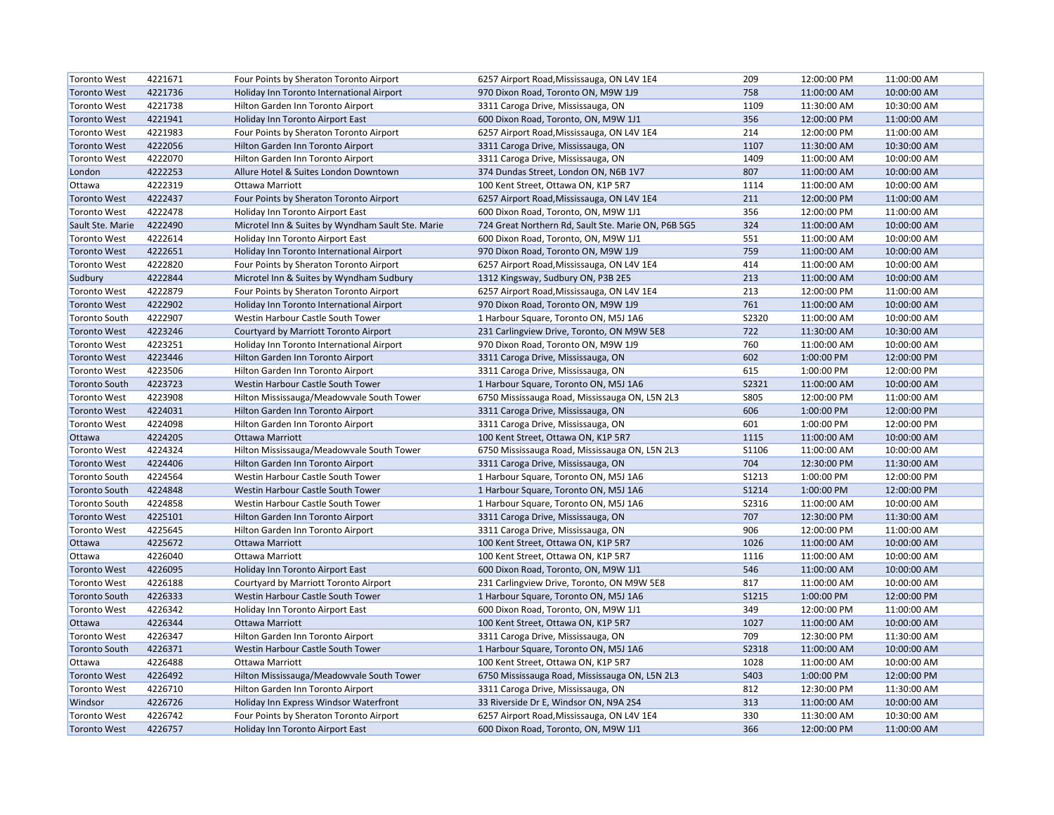| Toronto West | 4221671 | Four Points by Sheraton Toronto Airport | 6257 Airport Road,Mississauga, ON L4V 1E4 | 209 | 12:00:00 PM | 11:00:00 AM |
|---|---|---|---|---|---|---|
| Toronto West | 4221736 | Holiday Inn Toronto International Airport | 970 Dixon Road, Toronto ON, M9W 1J9 | 758 | 11:00:00 AM | 10:00:00 AM |
| Toronto West | 4221738 | Hilton Garden Inn Toronto Airport | 3311 Caroga Drive, Mississauga, ON | 1109 | 11:30:00 AM | 10:30:00 AM |
| Toronto West | 4221941 | Holiday Inn Toronto Airport East | 600 Dixon Road, Toronto, ON, M9W 1J1 | 356 | 12:00:00 PM | 11:00:00 AM |
| Toronto West | 4221983 | Four Points by Sheraton Toronto Airport | 6257 Airport Road,Mississauga, ON L4V 1E4 | 214 | 12:00:00 PM | 11:00:00 AM |
| Toronto West | 4222056 | Hilton Garden Inn Toronto Airport | 3311 Caroga Drive, Mississauga, ON | 1107 | 11:30:00 AM | 10:30:00 AM |
| Toronto West | 4222070 | Hilton Garden Inn Toronto Airport | 3311 Caroga Drive, Mississauga, ON | 1409 | 11:00:00 AM | 10:00:00 AM |
| London | 4222253 | Allure Hotel & Suites London Downtown | 374 Dundas Street, London ON, N6B 1V7 | 807 | 11:00:00 AM | 10:00:00 AM |
| Ottawa | 4222319 | Ottawa Marriott | 100 Kent Street, Ottawa ON, K1P 5R7 | 1114 | 11:00:00 AM | 10:00:00 AM |
| Toronto West | 4222437 | Four Points by Sheraton Toronto Airport | 6257 Airport Road,Mississauga, ON L4V 1E4 | 211 | 12:00:00 PM | 11:00:00 AM |
| Toronto West | 4222478 | Holiday Inn Toronto Airport East | 600 Dixon Road, Toronto, ON, M9W 1J1 | 356 | 12:00:00 PM | 11:00:00 AM |
| Sault Ste. Marie | 4222490 | Microtel Inn & Suites by Wyndham Sault Ste. Marie | 724 Great Northern Rd, Sault Ste. Marie ON, P6B 5G5 | 324 | 11:00:00 AM | 10:00:00 AM |
| Toronto West | 4222614 | Holiday Inn Toronto Airport East | 600 Dixon Road, Toronto, ON, M9W 1J1 | 551 | 11:00:00 AM | 10:00:00 AM |
| Toronto West | 4222651 | Holiday Inn Toronto International Airport | 970 Dixon Road, Toronto ON, M9W 1J9 | 759 | 11:00:00 AM | 10:00:00 AM |
| Toronto West | 4222820 | Four Points by Sheraton Toronto Airport | 6257 Airport Road,Mississauga, ON L4V 1E4 | 414 | 11:00:00 AM | 10:00:00 AM |
| Sudbury | 4222844 | Microtel Inn & Suites by Wyndham Sudbury | 1312 Kingsway, Sudbury ON, P3B 2E5 | 213 | 11:00:00 AM | 10:00:00 AM |
| Toronto West | 4222879 | Four Points by Sheraton Toronto Airport | 6257 Airport Road,Mississauga, ON L4V 1E4 | 213 | 12:00:00 PM | 11:00:00 AM |
| Toronto West | 4222902 | Holiday Inn Toronto International Airport | 970 Dixon Road, Toronto ON, M9W 1J9 | 761 | 11:00:00 AM | 10:00:00 AM |
| Toronto South | 4222907 | Westin Harbour Castle South Tower | 1 Harbour Square, Toronto ON, M5J 1A6 | S2320 | 11:00:00 AM | 10:00:00 AM |
| Toronto West | 4223246 | Courtyard by Marriott Toronto Airport | 231 Carlingview Drive, Toronto, ON M9W 5E8 | 722 | 11:30:00 AM | 10:30:00 AM |
| Toronto West | 4223251 | Holiday Inn Toronto International Airport | 970 Dixon Road, Toronto ON, M9W 1J9 | 760 | 11:00:00 AM | 10:00:00 AM |
| Toronto West | 4223446 | Hilton Garden Inn Toronto Airport | 3311 Caroga Drive, Mississauga, ON | 602 | 1:00:00 PM | 12:00:00 PM |
| Toronto West | 4223506 | Hilton Garden Inn Toronto Airport | 3311 Caroga Drive, Mississauga, ON | 615 | 1:00:00 PM | 12:00:00 PM |
| Toronto South | 4223723 | Westin Harbour Castle South Tower | 1 Harbour Square, Toronto ON, M5J 1A6 | S2321 | 11:00:00 AM | 10:00:00 AM |
| Toronto West | 4223908 | Hilton Mississauga/Meadowvale South Tower | 6750 Mississauga Road, Mississauga ON, L5N 2L3 | S805 | 12:00:00 PM | 11:00:00 AM |
| Toronto West | 4224031 | Hilton Garden Inn Toronto Airport | 3311 Caroga Drive, Mississauga, ON | 606 | 1:00:00 PM | 12:00:00 PM |
| Toronto West | 4224098 | Hilton Garden Inn Toronto Airport | 3311 Caroga Drive, Mississauga, ON | 601 | 1:00:00 PM | 12:00:00 PM |
| Ottawa | 4224205 | Ottawa Marriott | 100 Kent Street, Ottawa ON, K1P 5R7 | 1115 | 11:00:00 AM | 10:00:00 AM |
| Toronto West | 4224324 | Hilton Mississauga/Meadowvale South Tower | 6750 Mississauga Road, Mississauga ON, L5N 2L3 | S1106 | 11:00:00 AM | 10:00:00 AM |
| Toronto West | 4224406 | Hilton Garden Inn Toronto Airport | 3311 Caroga Drive, Mississauga, ON | 704 | 12:30:00 PM | 11:30:00 AM |
| Toronto South | 4224564 | Westin Harbour Castle South Tower | 1 Harbour Square, Toronto ON, M5J 1A6 | S1213 | 1:00:00 PM | 12:00:00 PM |
| Toronto South | 4224848 | Westin Harbour Castle South Tower | 1 Harbour Square, Toronto ON, M5J 1A6 | S1214 | 1:00:00 PM | 12:00:00 PM |
| Toronto South | 4224858 | Westin Harbour Castle South Tower | 1 Harbour Square, Toronto ON, M5J 1A6 | S2316 | 11:00:00 AM | 10:00:00 AM |
| Toronto West | 4225101 | Hilton Garden Inn Toronto Airport | 3311 Caroga Drive, Mississauga, ON | 707 | 12:30:00 PM | 11:30:00 AM |
| Toronto West | 4225645 | Hilton Garden Inn Toronto Airport | 3311 Caroga Drive, Mississauga, ON | 906 | 12:00:00 PM | 11:00:00 AM |
| Ottawa | 4225672 | Ottawa Marriott | 100 Kent Street, Ottawa ON, K1P 5R7 | 1026 | 11:00:00 AM | 10:00:00 AM |
| Ottawa | 4226040 | Ottawa Marriott | 100 Kent Street, Ottawa ON, K1P 5R7 | 1116 | 11:00:00 AM | 10:00:00 AM |
| Toronto West | 4226095 | Holiday Inn Toronto Airport East | 600 Dixon Road, Toronto, ON, M9W 1J1 | 546 | 11:00:00 AM | 10:00:00 AM |
| Toronto West | 4226188 | Courtyard by Marriott Toronto Airport | 231 Carlingview Drive, Toronto, ON M9W 5E8 | 817 | 11:00:00 AM | 10:00:00 AM |
| Toronto South | 4226333 | Westin Harbour Castle South Tower | 1 Harbour Square, Toronto ON, M5J 1A6 | S1215 | 1:00:00 PM | 12:00:00 PM |
| Toronto West | 4226342 | Holiday Inn Toronto Airport East | 600 Dixon Road, Toronto, ON, M9W 1J1 | 349 | 12:00:00 PM | 11:00:00 AM |
| Ottawa | 4226344 | Ottawa Marriott | 100 Kent Street, Ottawa ON, K1P 5R7 | 1027 | 11:00:00 AM | 10:00:00 AM |
| Toronto West | 4226347 | Hilton Garden Inn Toronto Airport | 3311 Caroga Drive, Mississauga, ON | 709 | 12:30:00 PM | 11:30:00 AM |
| Toronto South | 4226371 | Westin Harbour Castle South Tower | 1 Harbour Square, Toronto ON, M5J 1A6 | S2318 | 11:00:00 AM | 10:00:00 AM |
| Ottawa | 4226488 | Ottawa Marriott | 100 Kent Street, Ottawa ON, K1P 5R7 | 1028 | 11:00:00 AM | 10:00:00 AM |
| Toronto West | 4226492 | Hilton Mississauga/Meadowvale South Tower | 6750 Mississauga Road, Mississauga ON, L5N 2L3 | S403 | 1:00:00 PM | 12:00:00 PM |
| Toronto West | 4226710 | Hilton Garden Inn Toronto Airport | 3311 Caroga Drive, Mississauga, ON | 812 | 12:30:00 PM | 11:30:00 AM |
| Windsor | 4226726 | Holiday Inn Express Windsor Waterfront | 33 Riverside Dr E, Windsor ON, N9A 2S4 | 313 | 11:00:00 AM | 10:00:00 AM |
| Toronto West | 4226742 | Four Points by Sheraton Toronto Airport | 6257 Airport Road,Mississauga, ON L4V 1E4 | 330 | 11:30:00 AM | 10:30:00 AM |
| Toronto West | 4226757 | Holiday Inn Toronto Airport East | 600 Dixon Road, Toronto, ON, M9W 1J1 | 366 | 12:00:00 PM | 11:00:00 AM |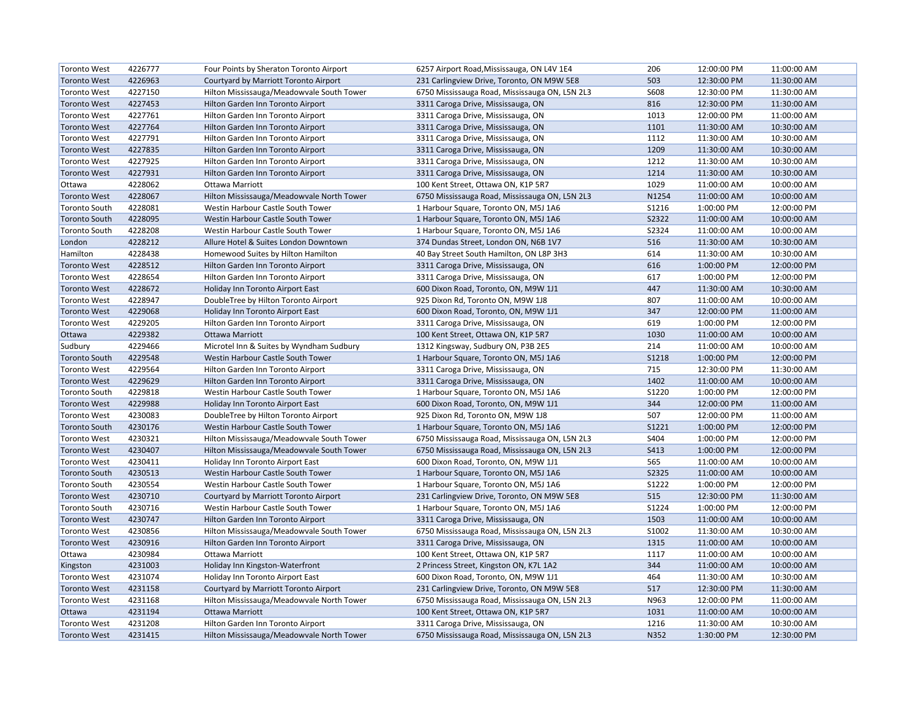| Toronto West | 4226777 | Four Points by Sheraton Toronto Airport | 6257 Airport Road,Mississauga, ON L4V 1E4 | 206 | 12:00:00 PM | 11:00:00 AM |
|---|---|---|---|---|---|---|
| Toronto West | 4226963 | Courtyard by Marriott Toronto Airport | 231 Carlingview Drive, Toronto, ON M9W 5E8 | 503 | 12:30:00 PM | 11:30:00 AM |
| Toronto West | 4227150 | Hilton Mississauga/Meadowvale South Tower | 6750 Mississauga Road, Mississauga ON, L5N 2L3 | S608 | 12:30:00 PM | 11:30:00 AM |
| Toronto West | 4227453 | Hilton Garden Inn Toronto Airport | 3311 Caroga Drive, Mississauga, ON | 816 | 12:30:00 PM | 11:30:00 AM |
| Toronto West | 4227761 | Hilton Garden Inn Toronto Airport | 3311 Caroga Drive, Mississauga, ON | 1013 | 12:00:00 PM | 11:00:00 AM |
| Toronto West | 4227764 | Hilton Garden Inn Toronto Airport | 3311 Caroga Drive, Mississauga, ON | 1101 | 11:30:00 AM | 10:30:00 AM |
| Toronto West | 4227791 | Hilton Garden Inn Toronto Airport | 3311 Caroga Drive, Mississauga, ON | 1112 | 11:30:00 AM | 10:30:00 AM |
| Toronto West | 4227835 | Hilton Garden Inn Toronto Airport | 3311 Caroga Drive, Mississauga, ON | 1209 | 11:30:00 AM | 10:30:00 AM |
| Toronto West | 4227925 | Hilton Garden Inn Toronto Airport | 3311 Caroga Drive, Mississauga, ON | 1212 | 11:30:00 AM | 10:30:00 AM |
| Toronto West | 4227931 | Hilton Garden Inn Toronto Airport | 3311 Caroga Drive, Mississauga, ON | 1214 | 11:30:00 AM | 10:30:00 AM |
| Ottawa | 4228062 | Ottawa Marriott | 100 Kent Street, Ottawa ON, K1P 5R7 | 1029 | 11:00:00 AM | 10:00:00 AM |
| Toronto West | 4228067 | Hilton Mississauga/Meadowvale North Tower | 6750 Mississauga Road, Mississauga ON, L5N 2L3 | N1254 | 11:00:00 AM | 10:00:00 AM |
| Toronto South | 4228081 | Westin Harbour Castle South Tower | 1 Harbour Square, Toronto ON, M5J 1A6 | S1216 | 1:00:00 PM | 12:00:00 PM |
| Toronto South | 4228095 | Westin Harbour Castle South Tower | 1 Harbour Square, Toronto ON, M5J 1A6 | S2322 | 11:00:00 AM | 10:00:00 AM |
| Toronto South | 4228208 | Westin Harbour Castle South Tower | 1 Harbour Square, Toronto ON, M5J 1A6 | S2324 | 11:00:00 AM | 10:00:00 AM |
| London | 4228212 | Allure Hotel & Suites London Downtown | 374 Dundas Street, London ON, N6B 1V7 | 516 | 11:30:00 AM | 10:30:00 AM |
| Hamilton | 4228438 | Homewood Suites by Hilton Hamilton | 40 Bay Street South Hamilton, ON L8P 3H3 | 614 | 11:30:00 AM | 10:30:00 AM |
| Toronto West | 4228512 | Hilton Garden Inn Toronto Airport | 3311 Caroga Drive, Mississauga, ON | 616 | 1:00:00 PM | 12:00:00 PM |
| Toronto West | 4228654 | Hilton Garden Inn Toronto Airport | 3311 Caroga Drive, Mississauga, ON | 617 | 1:00:00 PM | 12:00:00 PM |
| Toronto West | 4228672 | Holiday Inn Toronto Airport East | 600 Dixon Road, Toronto, ON, M9W 1J1 | 447 | 11:30:00 AM | 10:30:00 AM |
| Toronto West | 4228947 | DoubleTree by Hilton Toronto Airport | 925 Dixon Rd, Toronto ON, M9W 1J8 | 807 | 11:00:00 AM | 10:00:00 AM |
| Toronto West | 4229068 | Holiday Inn Toronto Airport East | 600 Dixon Road, Toronto, ON, M9W 1J1 | 347 | 12:00:00 PM | 11:00:00 AM |
| Toronto West | 4229205 | Hilton Garden Inn Toronto Airport | 3311 Caroga Drive, Mississauga, ON | 619 | 1:00:00 PM | 12:00:00 PM |
| Ottawa | 4229382 | Ottawa Marriott | 100 Kent Street, Ottawa ON, K1P 5R7 | 1030 | 11:00:00 AM | 10:00:00 AM |
| Sudbury | 4229466 | Microtel Inn & Suites by Wyndham Sudbury | 1312 Kingsway, Sudbury ON, P3B 2E5 | 214 | 11:00:00 AM | 10:00:00 AM |
| Toronto South | 4229548 | Westin Harbour Castle South Tower | 1 Harbour Square, Toronto ON, M5J 1A6 | S1218 | 1:00:00 PM | 12:00:00 PM |
| Toronto West | 4229564 | Hilton Garden Inn Toronto Airport | 3311 Caroga Drive, Mississauga, ON | 715 | 12:30:00 PM | 11:30:00 AM |
| Toronto West | 4229629 | Hilton Garden Inn Toronto Airport | 3311 Caroga Drive, Mississauga, ON | 1402 | 11:00:00 AM | 10:00:00 AM |
| Toronto South | 4229818 | Westin Harbour Castle South Tower | 1 Harbour Square, Toronto ON, M5J 1A6 | S1220 | 1:00:00 PM | 12:00:00 PM |
| Toronto West | 4229988 | Holiday Inn Toronto Airport East | 600 Dixon Road, Toronto, ON, M9W 1J1 | 344 | 12:00:00 PM | 11:00:00 AM |
| Toronto West | 4230083 | DoubleTree by Hilton Toronto Airport | 925 Dixon Rd, Toronto ON, M9W 1J8 | 507 | 12:00:00 PM | 11:00:00 AM |
| Toronto South | 4230176 | Westin Harbour Castle South Tower | 1 Harbour Square, Toronto ON, M5J 1A6 | S1221 | 1:00:00 PM | 12:00:00 PM |
| Toronto West | 4230321 | Hilton Mississauga/Meadowvale South Tower | 6750 Mississauga Road, Mississauga ON, L5N 2L3 | S404 | 1:00:00 PM | 12:00:00 PM |
| Toronto West | 4230407 | Hilton Mississauga/Meadowvale South Tower | 6750 Mississauga Road, Mississauga ON, L5N 2L3 | S413 | 1:00:00 PM | 12:00:00 PM |
| Toronto West | 4230411 | Holiday Inn Toronto Airport East | 600 Dixon Road, Toronto, ON, M9W 1J1 | 565 | 11:00:00 AM | 10:00:00 AM |
| Toronto South | 4230513 | Westin Harbour Castle South Tower | 1 Harbour Square, Toronto ON, M5J 1A6 | S2325 | 11:00:00 AM | 10:00:00 AM |
| Toronto South | 4230554 | Westin Harbour Castle South Tower | 1 Harbour Square, Toronto ON, M5J 1A6 | S1222 | 1:00:00 PM | 12:00:00 PM |
| Toronto West | 4230710 | Courtyard by Marriott Toronto Airport | 231 Carlingview Drive, Toronto, ON M9W 5E8 | 515 | 12:30:00 PM | 11:30:00 AM |
| Toronto South | 4230716 | Westin Harbour Castle South Tower | 1 Harbour Square, Toronto ON, M5J 1A6 | S1224 | 1:00:00 PM | 12:00:00 PM |
| Toronto West | 4230747 | Hilton Garden Inn Toronto Airport | 3311 Caroga Drive, Mississauga, ON | 1503 | 11:00:00 AM | 10:00:00 AM |
| Toronto West | 4230856 | Hilton Mississauga/Meadowvale South Tower | 6750 Mississauga Road, Mississauga ON, L5N 2L3 | S1002 | 11:30:00 AM | 10:30:00 AM |
| Toronto West | 4230916 | Hilton Garden Inn Toronto Airport | 3311 Caroga Drive, Mississauga, ON | 1315 | 11:00:00 AM | 10:00:00 AM |
| Ottawa | 4230984 | Ottawa Marriott | 100 Kent Street, Ottawa ON, K1P 5R7 | 1117 | 11:00:00 AM | 10:00:00 AM |
| Kingston | 4231003 | Holiday Inn Kingston-Waterfront | 2 Princess Street, Kingston ON, K7L 1A2 | 344 | 11:00:00 AM | 10:00:00 AM |
| Toronto West | 4231074 | Holiday Inn Toronto Airport East | 600 Dixon Road, Toronto, ON, M9W 1J1 | 464 | 11:30:00 AM | 10:30:00 AM |
| Toronto West | 4231158 | Courtyard by Marriott Toronto Airport | 231 Carlingview Drive, Toronto, ON M9W 5E8 | 517 | 12:30:00 PM | 11:30:00 AM |
| Toronto West | 4231168 | Hilton Mississauga/Meadowvale North Tower | 6750 Mississauga Road, Mississauga ON, L5N 2L3 | N963 | 12:00:00 PM | 11:00:00 AM |
| Ottawa | 4231194 | Ottawa Marriott | 100 Kent Street, Ottawa ON, K1P 5R7 | 1031 | 11:00:00 AM | 10:00:00 AM |
| Toronto West | 4231208 | Hilton Garden Inn Toronto Airport | 3311 Caroga Drive, Mississauga, ON | 1216 | 11:30:00 AM | 10:30:00 AM |
| Toronto West | 4231415 | Hilton Mississauga/Meadowvale North Tower | 6750 Mississauga Road, Mississauga ON, L5N 2L3 | N352 | 1:30:00 PM | 12:30:00 PM |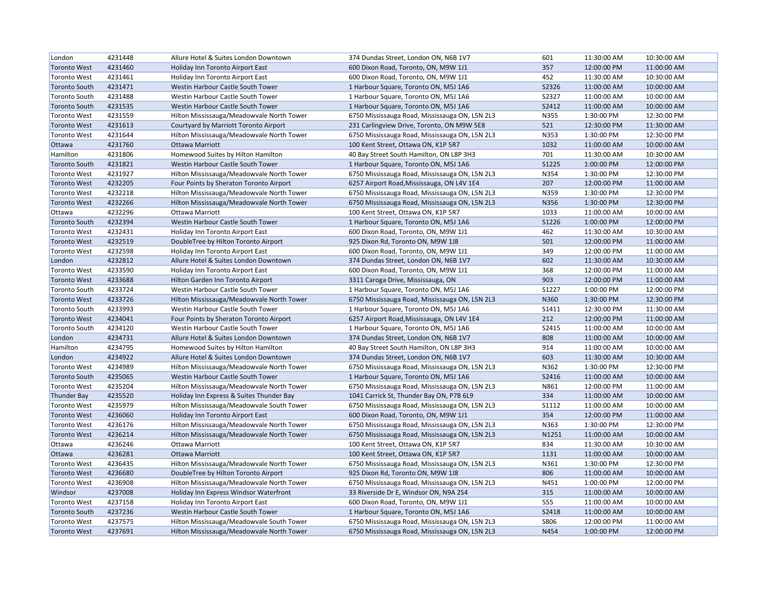| | | | | | | |
|---|---|---|---|---|---|---|
| London | 4231448 | Allure Hotel & Suites London Downtown | 374 Dundas Street, London ON, N6B 1V7 | 601 | 11:30:00 AM | 10:30:00 AM |
| Toronto West | 4231460 | Holiday Inn Toronto Airport East | 600 Dixon Road, Toronto, ON, M9W 1J1 | 357 | 12:00:00 PM | 11:00:00 AM |
| Toronto West | 4231461 | Holiday Inn Toronto Airport East | 600 Dixon Road, Toronto, ON, M9W 1J1 | 452 | 11:30:00 AM | 10:30:00 AM |
| Toronto South | 4231471 | Westin Harbour Castle South Tower | 1 Harbour Square, Toronto ON, M5J 1A6 | S2326 | 11:00:00 AM | 10:00:00 AM |
| Toronto South | 4231488 | Westin Harbour Castle South Tower | 1 Harbour Square, Toronto ON, M5J 1A6 | S2327 | 11:00:00 AM | 10:00:00 AM |
| Toronto South | 4231535 | Westin Harbour Castle South Tower | 1 Harbour Square, Toronto ON, M5J 1A6 | S2412 | 11:00:00 AM | 10:00:00 AM |
| Toronto West | 4231559 | Hilton Mississauga/Meadowvale North Tower | 6750 Mississauga Road, Mississauga ON, L5N 2L3 | N355 | 1:30:00 PM | 12:30:00 PM |
| Toronto West | 4231613 | Courtyard by Marriott Toronto Airport | 231 Carlingview Drive, Toronto, ON M9W 5E8 | 521 | 12:30:00 PM | 11:30:00 AM |
| Toronto West | 4231644 | Hilton Mississauga/Meadowvale North Tower | 6750 Mississauga Road, Mississauga ON, L5N 2L3 | N353 | 1:30:00 PM | 12:30:00 PM |
| Ottawa | 4231760 | Ottawa Marriott | 100 Kent Street, Ottawa ON, K1P 5R7 | 1032 | 11:00:00 AM | 10:00:00 AM |
| Hamilton | 4231806 | Homewood Suites by Hilton Hamilton | 40 Bay Street South Hamilton, ON L8P 3H3 | 701 | 11:30:00 AM | 10:30:00 AM |
| Toronto South | 4231821 | Westin Harbour Castle South Tower | 1 Harbour Square, Toronto ON, M5J 1A6 | S1225 | 1:00:00 PM | 12:00:00 PM |
| Toronto West | 4231927 | Hilton Mississauga/Meadowvale North Tower | 6750 Mississauga Road, Mississauga ON, L5N 2L3 | N354 | 1:30:00 PM | 12:30:00 PM |
| Toronto West | 4232205 | Four Points by Sheraton Toronto Airport | 6257 Airport Road,Mississauga, ON L4V 1E4 | 207 | 12:00:00 PM | 11:00:00 AM |
| Toronto West | 4232218 | Hilton Mississauga/Meadowvale North Tower | 6750 Mississauga Road, Mississauga ON, L5N 2L3 | N359 | 1:30:00 PM | 12:30:00 PM |
| Toronto West | 4232266 | Hilton Mississauga/Meadowvale North Tower | 6750 Mississauga Road, Mississauga ON, L5N 2L3 | N356 | 1:30:00 PM | 12:30:00 PM |
| Ottawa | 4232296 | Ottawa Marriott | 100 Kent Street, Ottawa ON, K1P 5R7 | 1033 | 11:00:00 AM | 10:00:00 AM |
| Toronto South | 4232394 | Westin Harbour Castle South Tower | 1 Harbour Square, Toronto ON, M5J 1A6 | S1226 | 1:00:00 PM | 12:00:00 PM |
| Toronto West | 4232431 | Holiday Inn Toronto Airport East | 600 Dixon Road, Toronto, ON, M9W 1J1 | 462 | 11:30:00 AM | 10:30:00 AM |
| Toronto West | 4232519 | DoubleTree by Hilton Toronto Airport | 925 Dixon Rd, Toronto ON, M9W 1J8 | 501 | 12:00:00 PM | 11:00:00 AM |
| Toronto West | 4232598 | Holiday Inn Toronto Airport East | 600 Dixon Road, Toronto, ON, M9W 1J1 | 349 | 12:00:00 PM | 11:00:00 AM |
| London | 4232812 | Allure Hotel & Suites London Downtown | 374 Dundas Street, London ON, N6B 1V7 | 602 | 11:30:00 AM | 10:30:00 AM |
| Toronto West | 4233590 | Holiday Inn Toronto Airport East | 600 Dixon Road, Toronto, ON, M9W 1J1 | 368 | 12:00:00 PM | 11:00:00 AM |
| Toronto West | 4233688 | Hilton Garden Inn Toronto Airport | 3311 Caroga Drive, Mississauga, ON | 903 | 12:00:00 PM | 11:00:00 AM |
| Toronto South | 4233724 | Westin Harbour Castle South Tower | 1 Harbour Square, Toronto ON, M5J 1A6 | S1227 | 1:00:00 PM | 12:00:00 PM |
| Toronto West | 4233726 | Hilton Mississauga/Meadowvale North Tower | 6750 Mississauga Road, Mississauga ON, L5N 2L3 | N360 | 1:30:00 PM | 12:30:00 PM |
| Toronto South | 4233993 | Westin Harbour Castle South Tower | 1 Harbour Square, Toronto ON, M5J 1A6 | S1411 | 12:30:00 PM | 11:30:00 AM |
| Toronto West | 4234041 | Four Points by Sheraton Toronto Airport | 6257 Airport Road,Mississauga, ON L4V 1E4 | 212 | 12:00:00 PM | 11:00:00 AM |
| Toronto South | 4234120 | Westin Harbour Castle South Tower | 1 Harbour Square, Toronto ON, M5J 1A6 | S2415 | 11:00:00 AM | 10:00:00 AM |
| London | 4234731 | Allure Hotel & Suites London Downtown | 374 Dundas Street, London ON, N6B 1V7 | 808 | 11:00:00 AM | 10:00:00 AM |
| Hamilton | 4234795 | Homewood Suites by Hilton Hamilton | 40 Bay Street South Hamilton, ON L8P 3H3 | 914 | 11:00:00 AM | 10:00:00 AM |
| London | 4234922 | Allure Hotel & Suites London Downtown | 374 Dundas Street, London ON, N6B 1V7 | 603 | 11:30:00 AM | 10:30:00 AM |
| Toronto West | 4234989 | Hilton Mississauga/Meadowvale North Tower | 6750 Mississauga Road, Mississauga ON, L5N 2L3 | N362 | 1:30:00 PM | 12:30:00 PM |
| Toronto South | 4235065 | Westin Harbour Castle South Tower | 1 Harbour Square, Toronto ON, M5J 1A6 | S2416 | 11:00:00 AM | 10:00:00 AM |
| Toronto West | 4235204 | Hilton Mississauga/Meadowvale North Tower | 6750 Mississauga Road, Mississauga ON, L5N 2L3 | N861 | 12:00:00 PM | 11:00:00 AM |
| Thunder Bay | 4235520 | Holiday Inn Express & Suites Thunder Bay | 1041 Carrick St, Thunder Bay ON, P7B 6L9 | 334 | 11:00:00 AM | 10:00:00 AM |
| Toronto West | 4235979 | Hilton Mississauga/Meadowvale South Tower | 6750 Mississauga Road, Mississauga ON, L5N 2L3 | S1112 | 11:00:00 AM | 10:00:00 AM |
| Toronto West | 4236060 | Holiday Inn Toronto Airport East | 600 Dixon Road, Toronto, ON, M9W 1J1 | 354 | 12:00:00 PM | 11:00:00 AM |
| Toronto West | 4236176 | Hilton Mississauga/Meadowvale North Tower | 6750 Mississauga Road, Mississauga ON, L5N 2L3 | N363 | 1:30:00 PM | 12:30:00 PM |
| Toronto West | 4236214 | Hilton Mississauga/Meadowvale North Tower | 6750 Mississauga Road, Mississauga ON, L5N 2L3 | N1251 | 11:00:00 AM | 10:00:00 AM |
| Ottawa | 4236246 | Ottawa Marriott | 100 Kent Street, Ottawa ON, K1P 5R7 | 834 | 11:30:00 AM | 10:30:00 AM |
| Ottawa | 4236281 | Ottawa Marriott | 100 Kent Street, Ottawa ON, K1P 5R7 | 1131 | 11:00:00 AM | 10:00:00 AM |
| Toronto West | 4236435 | Hilton Mississauga/Meadowvale North Tower | 6750 Mississauga Road, Mississauga ON, L5N 2L3 | N361 | 1:30:00 PM | 12:30:00 PM |
| Toronto West | 4236680 | DoubleTree by Hilton Toronto Airport | 925 Dixon Rd, Toronto ON, M9W 1J8 | 806 | 11:00:00 AM | 10:00:00 AM |
| Toronto West | 4236908 | Hilton Mississauga/Meadowvale North Tower | 6750 Mississauga Road, Mississauga ON, L5N 2L3 | N451 | 1:00:00 PM | 12:00:00 PM |
| Windsor | 4237008 | Holiday Inn Express Windsor Waterfront | 33 Riverside Dr E, Windsor ON, N9A 2S4 | 315 | 11:00:00 AM | 10:00:00 AM |
| Toronto West | 4237158 | Holiday Inn Toronto Airport East | 600 Dixon Road, Toronto, ON, M9W 1J1 | 555 | 11:00:00 AM | 10:00:00 AM |
| Toronto South | 4237236 | Westin Harbour Castle South Tower | 1 Harbour Square, Toronto ON, M5J 1A6 | S2418 | 11:00:00 AM | 10:00:00 AM |
| Toronto West | 4237575 | Hilton Mississauga/Meadowvale South Tower | 6750 Mississauga Road, Mississauga ON, L5N 2L3 | S806 | 12:00:00 PM | 11:00:00 AM |
| Toronto West | 4237691 | Hilton Mississauga/Meadowvale North Tower | 6750 Mississauga Road, Mississauga ON, L5N 2L3 | N454 | 1:00:00 PM | 12:00:00 PM |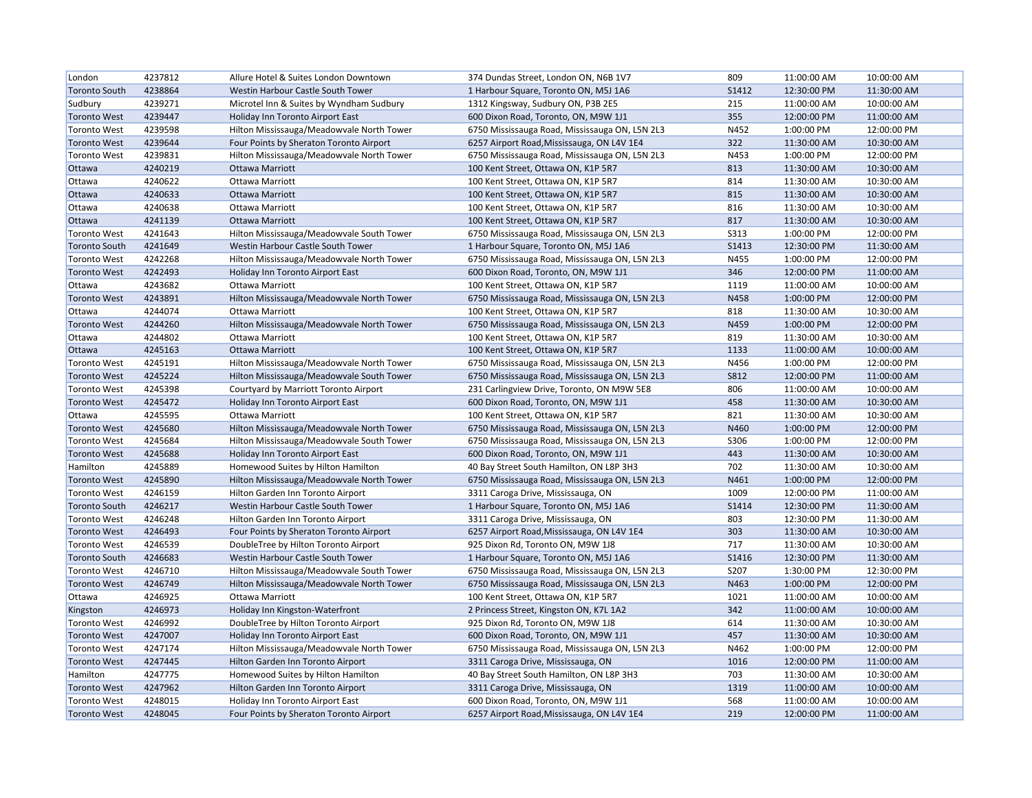| | | | | | | |
|---|---|---|---|---|---|---|
| London | 4237812 | Allure Hotel & Suites London Downtown | 374 Dundas Street, London ON, N6B 1V7 | 809 | 11:00:00 AM | 10:00:00 AM |
| Toronto South | 4238864 | Westin Harbour Castle South Tower | 1 Harbour Square, Toronto ON, M5J 1A6 | S1412 | 12:30:00 PM | 11:30:00 AM |
| Sudbury | 4239271 | Microtel Inn & Suites by Wyndham Sudbury | 1312 Kingsway, Sudbury ON, P3B 2E5 | 215 | 11:00:00 AM | 10:00:00 AM |
| Toronto West | 4239447 | Holiday Inn Toronto Airport East | 600 Dixon Road, Toronto, ON, M9W 1J1 | 355 | 12:00:00 PM | 11:00:00 AM |
| Toronto West | 4239598 | Hilton Mississauga/Meadowvale North Tower | 6750 Mississauga Road, Mississauga ON, L5N 2L3 | N452 | 1:00:00 PM | 12:00:00 PM |
| Toronto West | 4239644 | Four Points by Sheraton Toronto Airport | 6257 Airport Road,Mississauga, ON L4V 1E4 | 322 | 11:30:00 AM | 10:30:00 AM |
| Toronto West | 4239831 | Hilton Mississauga/Meadowvale North Tower | 6750 Mississauga Road, Mississauga ON, L5N 2L3 | N453 | 1:00:00 PM | 12:00:00 PM |
| Ottawa | 4240219 | Ottawa Marriott | 100 Kent Street, Ottawa ON, K1P 5R7 | 813 | 11:30:00 AM | 10:30:00 AM |
| Ottawa | 4240622 | Ottawa Marriott | 100 Kent Street, Ottawa ON, K1P 5R7 | 814 | 11:30:00 AM | 10:30:00 AM |
| Ottawa | 4240633 | Ottawa Marriott | 100 Kent Street, Ottawa ON, K1P 5R7 | 815 | 11:30:00 AM | 10:30:00 AM |
| Ottawa | 4240638 | Ottawa Marriott | 100 Kent Street, Ottawa ON, K1P 5R7 | 816 | 11:30:00 AM | 10:30:00 AM |
| Ottawa | 4241139 | Ottawa Marriott | 100 Kent Street, Ottawa ON, K1P 5R7 | 817 | 11:30:00 AM | 10:30:00 AM |
| Toronto West | 4241643 | Hilton Mississauga/Meadowvale South Tower | 6750 Mississauga Road, Mississauga ON, L5N 2L3 | S313 | 1:00:00 PM | 12:00:00 PM |
| Toronto South | 4241649 | Westin Harbour Castle South Tower | 1 Harbour Square, Toronto ON, M5J 1A6 | S1413 | 12:30:00 PM | 11:30:00 AM |
| Toronto West | 4242268 | Hilton Mississauga/Meadowvale North Tower | 6750 Mississauga Road, Mississauga ON, L5N 2L3 | N455 | 1:00:00 PM | 12:00:00 PM |
| Toronto West | 4242493 | Holiday Inn Toronto Airport East | 600 Dixon Road, Toronto, ON, M9W 1J1 | 346 | 12:00:00 PM | 11:00:00 AM |
| Ottawa | 4243682 | Ottawa Marriott | 100 Kent Street, Ottawa ON, K1P 5R7 | 1119 | 11:00:00 AM | 10:00:00 AM |
| Toronto West | 4243891 | Hilton Mississauga/Meadowvale North Tower | 6750 Mississauga Road, Mississauga ON, L5N 2L3 | N458 | 1:00:00 PM | 12:00:00 PM |
| Ottawa | 4244074 | Ottawa Marriott | 100 Kent Street, Ottawa ON, K1P 5R7 | 818 | 11:30:00 AM | 10:30:00 AM |
| Toronto West | 4244260 | Hilton Mississauga/Meadowvale North Tower | 6750 Mississauga Road, Mississauga ON, L5N 2L3 | N459 | 1:00:00 PM | 12:00:00 PM |
| Ottawa | 4244802 | Ottawa Marriott | 100 Kent Street, Ottawa ON, K1P 5R7 | 819 | 11:30:00 AM | 10:30:00 AM |
| Ottawa | 4245163 | Ottawa Marriott | 100 Kent Street, Ottawa ON, K1P 5R7 | 1133 | 11:00:00 AM | 10:00:00 AM |
| Toronto West | 4245191 | Hilton Mississauga/Meadowvale North Tower | 6750 Mississauga Road, Mississauga ON, L5N 2L3 | N456 | 1:00:00 PM | 12:00:00 PM |
| Toronto West | 4245224 | Hilton Mississauga/Meadowvale South Tower | 6750 Mississauga Road, Mississauga ON, L5N 2L3 | S812 | 12:00:00 PM | 11:00:00 AM |
| Toronto West | 4245398 | Courtyard by Marriott Toronto Airport | 231 Carlingview Drive, Toronto, ON M9W 5E8 | 806 | 11:00:00 AM | 10:00:00 AM |
| Toronto West | 4245472 | Holiday Inn Toronto Airport East | 600 Dixon Road, Toronto, ON, M9W 1J1 | 458 | 11:30:00 AM | 10:30:00 AM |
| Ottawa | 4245595 | Ottawa Marriott | 100 Kent Street, Ottawa ON, K1P 5R7 | 821 | 11:30:00 AM | 10:30:00 AM |
| Toronto West | 4245680 | Hilton Mississauga/Meadowvale North Tower | 6750 Mississauga Road, Mississauga ON, L5N 2L3 | N460 | 1:00:00 PM | 12:00:00 PM |
| Toronto West | 4245684 | Hilton Mississauga/Meadowvale South Tower | 6750 Mississauga Road, Mississauga ON, L5N 2L3 | S306 | 1:00:00 PM | 12:00:00 PM |
| Toronto West | 4245688 | Holiday Inn Toronto Airport East | 600 Dixon Road, Toronto, ON, M9W 1J1 | 443 | 11:30:00 AM | 10:30:00 AM |
| Hamilton | 4245889 | Homewood Suites by Hilton Hamilton | 40 Bay Street South Hamilton, ON L8P 3H3 | 702 | 11:30:00 AM | 10:30:00 AM |
| Toronto West | 4245890 | Hilton Mississauga/Meadowvale North Tower | 6750 Mississauga Road, Mississauga ON, L5N 2L3 | N461 | 1:00:00 PM | 12:00:00 PM |
| Toronto West | 4246159 | Hilton Garden Inn Toronto Airport | 3311 Caroga Drive, Mississauga, ON | 1009 | 12:00:00 PM | 11:00:00 AM |
| Toronto South | 4246217 | Westin Harbour Castle South Tower | 1 Harbour Square, Toronto ON, M5J 1A6 | S1414 | 12:30:00 PM | 11:30:00 AM |
| Toronto West | 4246248 | Hilton Garden Inn Toronto Airport | 3311 Caroga Drive, Mississauga, ON | 803 | 12:30:00 PM | 11:30:00 AM |
| Toronto West | 4246493 | Four Points by Sheraton Toronto Airport | 6257 Airport Road,Mississauga, ON L4V 1E4 | 303 | 11:30:00 AM | 10:30:00 AM |
| Toronto West | 4246539 | DoubleTree by Hilton Toronto Airport | 925 Dixon Rd, Toronto ON, M9W 1J8 | 717 | 11:30:00 AM | 10:30:00 AM |
| Toronto South | 4246683 | Westin Harbour Castle South Tower | 1 Harbour Square, Toronto ON, M5J 1A6 | S1416 | 12:30:00 PM | 11:30:00 AM |
| Toronto West | 4246710 | Hilton Mississauga/Meadowvale South Tower | 6750 Mississauga Road, Mississauga ON, L5N 2L3 | S207 | 1:30:00 PM | 12:30:00 PM |
| Toronto West | 4246749 | Hilton Mississauga/Meadowvale North Tower | 6750 Mississauga Road, Mississauga ON, L5N 2L3 | N463 | 1:00:00 PM | 12:00:00 PM |
| Ottawa | 4246925 | Ottawa Marriott | 100 Kent Street, Ottawa ON, K1P 5R7 | 1021 | 11:00:00 AM | 10:00:00 AM |
| Kingston | 4246973 | Holiday Inn Kingston-Waterfront | 2 Princess Street, Kingston ON, K7L 1A2 | 342 | 11:00:00 AM | 10:00:00 AM |
| Toronto West | 4246992 | DoubleTree by Hilton Toronto Airport | 925 Dixon Rd, Toronto ON, M9W 1J8 | 614 | 11:30:00 AM | 10:30:00 AM |
| Toronto West | 4247007 | Holiday Inn Toronto Airport East | 600 Dixon Road, Toronto, ON, M9W 1J1 | 457 | 11:30:00 AM | 10:30:00 AM |
| Toronto West | 4247174 | Hilton Mississauga/Meadowvale North Tower | 6750 Mississauga Road, Mississauga ON, L5N 2L3 | N462 | 1:00:00 PM | 12:00:00 PM |
| Toronto West | 4247445 | Hilton Garden Inn Toronto Airport | 3311 Caroga Drive, Mississauga, ON | 1016 | 12:00:00 PM | 11:00:00 AM |
| Hamilton | 4247775 | Homewood Suites by Hilton Hamilton | 40 Bay Street South Hamilton, ON L8P 3H3 | 703 | 11:30:00 AM | 10:30:00 AM |
| Toronto West | 4247962 | Hilton Garden Inn Toronto Airport | 3311 Caroga Drive, Mississauga, ON | 1319 | 11:00:00 AM | 10:00:00 AM |
| Toronto West | 4248015 | Holiday Inn Toronto Airport East | 600 Dixon Road, Toronto, ON, M9W 1J1 | 568 | 11:00:00 AM | 10:00:00 AM |
| Toronto West | 4248045 | Four Points by Sheraton Toronto Airport | 6257 Airport Road,Mississauga, ON L4V 1E4 | 219 | 12:00:00 PM | 11:00:00 AM |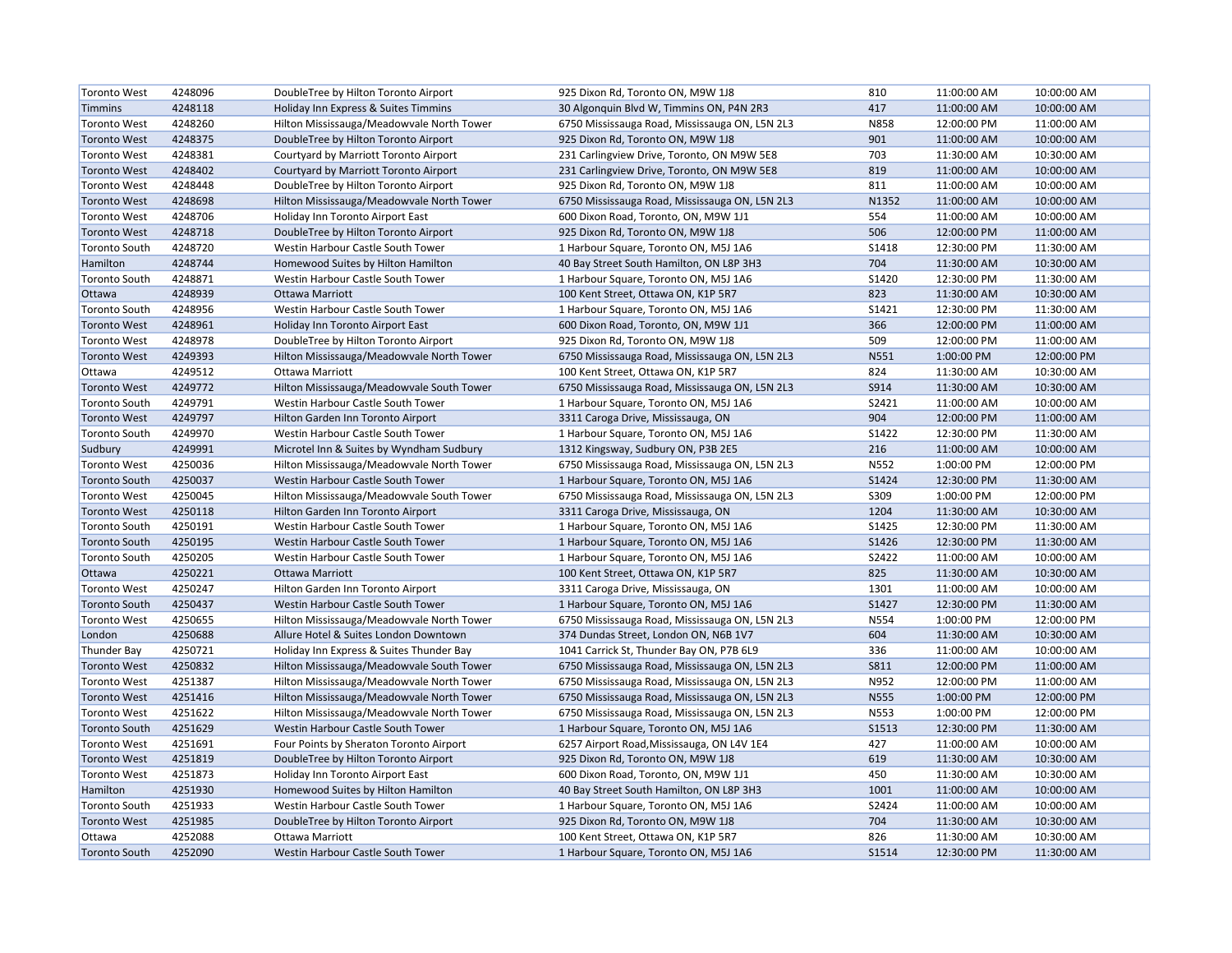| Toronto West | 4248096 | DoubleTree by Hilton Toronto Airport | 925 Dixon Rd, Toronto ON, M9W 1J8 | 810 | 11:00:00 AM | 10:00:00 AM |
|---|---|---|---|---|---|---|
| Timmins | 4248118 | Holiday Inn Express & Suites Timmins | 30 Algonquin Blvd W, Timmins ON, P4N 2R3 | 417 | 11:00:00 AM | 10:00:00 AM |
| Toronto West | 4248260 | Hilton Mississauga/Meadowvale North Tower | 6750 Mississauga Road, Mississauga ON, L5N 2L3 | N858 | 12:00:00 PM | 11:00:00 AM |
| Toronto West | 4248375 | DoubleTree by Hilton Toronto Airport | 925 Dixon Rd, Toronto ON, M9W 1J8 | 901 | 11:00:00 AM | 10:00:00 AM |
| Toronto West | 4248381 | Courtyard by Marriott Toronto Airport | 231 Carlingview Drive, Toronto, ON M9W 5E8 | 703 | 11:30:00 AM | 10:30:00 AM |
| Toronto West | 4248402 | Courtyard by Marriott Toronto Airport | 231 Carlingview Drive, Toronto, ON M9W 5E8 | 819 | 11:00:00 AM | 10:00:00 AM |
| Toronto West | 4248448 | DoubleTree by Hilton Toronto Airport | 925 Dixon Rd, Toronto ON, M9W 1J8 | 811 | 11:00:00 AM | 10:00:00 AM |
| Toronto West | 4248698 | Hilton Mississauga/Meadowvale North Tower | 6750 Mississauga Road, Mississauga ON, L5N 2L3 | N1352 | 11:00:00 AM | 10:00:00 AM |
| Toronto West | 4248706 | Holiday Inn Toronto Airport East | 600 Dixon Road, Toronto, ON, M9W 1J1 | 554 | 11:00:00 AM | 10:00:00 AM |
| Toronto West | 4248718 | DoubleTree by Hilton Toronto Airport | 925 Dixon Rd, Toronto ON, M9W 1J8 | 506 | 12:00:00 PM | 11:00:00 AM |
| Toronto South | 4248720 | Westin Harbour Castle South Tower | 1 Harbour Square, Toronto ON, M5J 1A6 | S1418 | 12:30:00 PM | 11:30:00 AM |
| Hamilton | 4248744 | Homewood Suites by Hilton Hamilton | 40 Bay Street South Hamilton, ON L8P 3H3 | 704 | 11:30:00 AM | 10:30:00 AM |
| Toronto South | 4248871 | Westin Harbour Castle South Tower | 1 Harbour Square, Toronto ON, M5J 1A6 | S1420 | 12:30:00 PM | 11:30:00 AM |
| Ottawa | 4248939 | Ottawa Marriott | 100 Kent Street, Ottawa ON, K1P 5R7 | 823 | 11:30:00 AM | 10:30:00 AM |
| Toronto South | 4248956 | Westin Harbour Castle South Tower | 1 Harbour Square, Toronto ON, M5J 1A6 | S1421 | 12:30:00 PM | 11:30:00 AM |
| Toronto West | 4248961 | Holiday Inn Toronto Airport East | 600 Dixon Road, Toronto, ON, M9W 1J1 | 366 | 12:00:00 PM | 11:00:00 AM |
| Toronto West | 4248978 | DoubleTree by Hilton Toronto Airport | 925 Dixon Rd, Toronto ON, M9W 1J8 | 509 | 12:00:00 PM | 11:00:00 AM |
| Toronto West | 4249393 | Hilton Mississauga/Meadowvale North Tower | 6750 Mississauga Road, Mississauga ON, L5N 2L3 | N551 | 1:00:00 PM | 12:00:00 PM |
| Ottawa | 4249512 | Ottawa Marriott | 100 Kent Street, Ottawa ON, K1P 5R7 | 824 | 11:30:00 AM | 10:30:00 AM |
| Toronto West | 4249772 | Hilton Mississauga/Meadowvale South Tower | 6750 Mississauga Road, Mississauga ON, L5N 2L3 | S914 | 11:30:00 AM | 10:30:00 AM |
| Toronto South | 4249791 | Westin Harbour Castle South Tower | 1 Harbour Square, Toronto ON, M5J 1A6 | S2421 | 11:00:00 AM | 10:00:00 AM |
| Toronto West | 4249797 | Hilton Garden Inn Toronto Airport | 3311 Caroga Drive, Mississauga, ON | 904 | 12:00:00 PM | 11:00:00 AM |
| Toronto South | 4249970 | Westin Harbour Castle South Tower | 1 Harbour Square, Toronto ON, M5J 1A6 | S1422 | 12:30:00 PM | 11:30:00 AM |
| Sudbury | 4249991 | Microtel Inn & Suites by Wyndham Sudbury | 1312 Kingsway, Sudbury ON, P3B 2E5 | 216 | 11:00:00 AM | 10:00:00 AM |
| Toronto West | 4250036 | Hilton Mississauga/Meadowvale North Tower | 6750 Mississauga Road, Mississauga ON, L5N 2L3 | N552 | 1:00:00 PM | 12:00:00 PM |
| Toronto South | 4250037 | Westin Harbour Castle South Tower | 1 Harbour Square, Toronto ON, M5J 1A6 | S1424 | 12:30:00 PM | 11:30:00 AM |
| Toronto West | 4250045 | Hilton Mississauga/Meadowvale South Tower | 6750 Mississauga Road, Mississauga ON, L5N 2L3 | S309 | 1:00:00 PM | 12:00:00 PM |
| Toronto West | 4250118 | Hilton Garden Inn Toronto Airport | 3311 Caroga Drive, Mississauga, ON | 1204 | 11:30:00 AM | 10:30:00 AM |
| Toronto South | 4250191 | Westin Harbour Castle South Tower | 1 Harbour Square, Toronto ON, M5J 1A6 | S1425 | 12:30:00 PM | 11:30:00 AM |
| Toronto South | 4250195 | Westin Harbour Castle South Tower | 1 Harbour Square, Toronto ON, M5J 1A6 | S1426 | 12:30:00 PM | 11:30:00 AM |
| Toronto South | 4250205 | Westin Harbour Castle South Tower | 1 Harbour Square, Toronto ON, M5J 1A6 | S2422 | 11:00:00 AM | 10:00:00 AM |
| Ottawa | 4250221 | Ottawa Marriott | 100 Kent Street, Ottawa ON, K1P 5R7 | 825 | 11:30:00 AM | 10:30:00 AM |
| Toronto West | 4250247 | Hilton Garden Inn Toronto Airport | 3311 Caroga Drive, Mississauga, ON | 1301 | 11:00:00 AM | 10:00:00 AM |
| Toronto South | 4250437 | Westin Harbour Castle South Tower | 1 Harbour Square, Toronto ON, M5J 1A6 | S1427 | 12:30:00 PM | 11:30:00 AM |
| Toronto West | 4250655 | Hilton Mississauga/Meadowvale North Tower | 6750 Mississauga Road, Mississauga ON, L5N 2L3 | N554 | 1:00:00 PM | 12:00:00 PM |
| London | 4250688 | Allure Hotel & Suites London Downtown | 374 Dundas Street, London ON, N6B 1V7 | 604 | 11:30:00 AM | 10:30:00 AM |
| Thunder Bay | 4250721 | Holiday Inn Express & Suites Thunder Bay | 1041 Carrick St, Thunder Bay ON, P7B 6L9 | 336 | 11:00:00 AM | 10:00:00 AM |
| Toronto West | 4250832 | Hilton Mississauga/Meadowvale South Tower | 6750 Mississauga Road, Mississauga ON, L5N 2L3 | S811 | 12:00:00 PM | 11:00:00 AM |
| Toronto West | 4251387 | Hilton Mississauga/Meadowvale North Tower | 6750 Mississauga Road, Mississauga ON, L5N 2L3 | N952 | 12:00:00 PM | 11:00:00 AM |
| Toronto West | 4251416 | Hilton Mississauga/Meadowvale North Tower | 6750 Mississauga Road, Mississauga ON, L5N 2L3 | N555 | 1:00:00 PM | 12:00:00 PM |
| Toronto West | 4251622 | Hilton Mississauga/Meadowvale North Tower | 6750 Mississauga Road, Mississauga ON, L5N 2L3 | N553 | 1:00:00 PM | 12:00:00 PM |
| Toronto South | 4251629 | Westin Harbour Castle South Tower | 1 Harbour Square, Toronto ON, M5J 1A6 | S1513 | 12:30:00 PM | 11:30:00 AM |
| Toronto West | 4251691 | Four Points by Sheraton Toronto Airport | 6257 Airport Road,Mississauga, ON L4V 1E4 | 427 | 11:00:00 AM | 10:00:00 AM |
| Toronto West | 4251819 | DoubleTree by Hilton Toronto Airport | 925 Dixon Rd, Toronto ON, M9W 1J8 | 619 | 11:30:00 AM | 10:30:00 AM |
| Toronto West | 4251873 | Holiday Inn Toronto Airport East | 600 Dixon Road, Toronto, ON, M9W 1J1 | 450 | 11:30:00 AM | 10:30:00 AM |
| Hamilton | 4251930 | Homewood Suites by Hilton Hamilton | 40 Bay Street South Hamilton, ON L8P 3H3 | 1001 | 11:00:00 AM | 10:00:00 AM |
| Toronto South | 4251933 | Westin Harbour Castle South Tower | 1 Harbour Square, Toronto ON, M5J 1A6 | S2424 | 11:00:00 AM | 10:00:00 AM |
| Toronto West | 4251985 | DoubleTree by Hilton Toronto Airport | 925 Dixon Rd, Toronto ON, M9W 1J8 | 704 | 11:30:00 AM | 10:30:00 AM |
| Ottawa | 4252088 | Ottawa Marriott | 100 Kent Street, Ottawa ON, K1P 5R7 | 826 | 11:30:00 AM | 10:30:00 AM |
| Toronto South | 4252090 | Westin Harbour Castle South Tower | 1 Harbour Square, Toronto ON, M5J 1A6 | S1514 | 12:30:00 PM | 11:30:00 AM |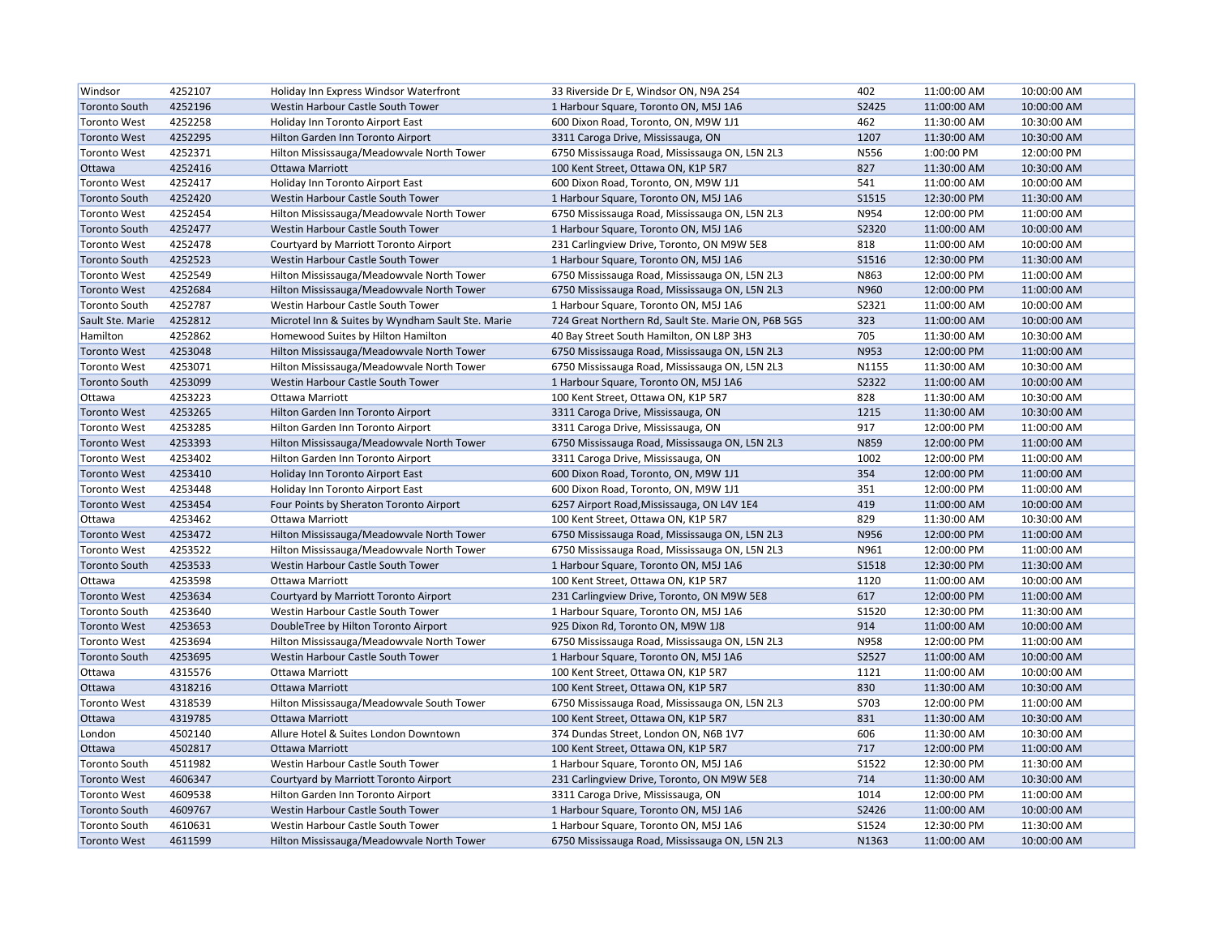| Windsor | 4252107 | Holiday Inn Express Windsor Waterfront | 33 Riverside Dr E, Windsor ON, N9A 2S4 | 402 | 11:00:00 AM | 10:00:00 AM |
|---|---|---|---|---|---|---|
| Toronto South | 4252196 | Westin Harbour Castle South Tower | 1 Harbour Square, Toronto ON, M5J 1A6 | S2425 | 11:00:00 AM | 10:00:00 AM |
| Toronto West | 4252258 | Holiday Inn Toronto Airport East | 600 Dixon Road, Toronto, ON, M9W 1J1 | 462 | 11:30:00 AM | 10:30:00 AM |
| Toronto West | 4252295 | Hilton Garden Inn Toronto Airport | 3311 Caroga Drive, Mississauga, ON | 1207 | 11:30:00 AM | 10:30:00 AM |
| Toronto West | 4252371 | Hilton Mississauga/Meadowvale North Tower | 6750 Mississauga Road, Mississauga ON, L5N 2L3 | N556 | 1:00:00 PM | 12:00:00 PM |
| Ottawa | 4252416 | Ottawa Marriott | 100 Kent Street, Ottawa ON, K1P 5R7 | 827 | 11:30:00 AM | 10:30:00 AM |
| Toronto West | 4252417 | Holiday Inn Toronto Airport East | 600 Dixon Road, Toronto, ON, M9W 1J1 | 541 | 11:00:00 AM | 10:00:00 AM |
| Toronto South | 4252420 | Westin Harbour Castle South Tower | 1 Harbour Square, Toronto ON, M5J 1A6 | S1515 | 12:30:00 PM | 11:30:00 AM |
| Toronto West | 4252454 | Hilton Mississauga/Meadowvale North Tower | 6750 Mississauga Road, Mississauga ON, L5N 2L3 | N954 | 12:00:00 PM | 11:00:00 AM |
| Toronto South | 4252477 | Westin Harbour Castle South Tower | 1 Harbour Square, Toronto ON, M5J 1A6 | S2320 | 11:00:00 AM | 10:00:00 AM |
| Toronto West | 4252478 | Courtyard by Marriott Toronto Airport | 231 Carlingview Drive, Toronto, ON M9W 5E8 | 818 | 11:00:00 AM | 10:00:00 AM |
| Toronto South | 4252523 | Westin Harbour Castle South Tower | 1 Harbour Square, Toronto ON, M5J 1A6 | S1516 | 12:30:00 PM | 11:30:00 AM |
| Toronto West | 4252549 | Hilton Mississauga/Meadowvale North Tower | 6750 Mississauga Road, Mississauga ON, L5N 2L3 | N863 | 12:00:00 PM | 11:00:00 AM |
| Toronto West | 4252684 | Hilton Mississauga/Meadowvale North Tower | 6750 Mississauga Road, Mississauga ON, L5N 2L3 | N960 | 12:00:00 PM | 11:00:00 AM |
| Toronto South | 4252787 | Westin Harbour Castle South Tower | 1 Harbour Square, Toronto ON, M5J 1A6 | S2321 | 11:00:00 AM | 10:00:00 AM |
| Sault Ste. Marie | 4252812 | Microtel Inn & Suites by Wyndham Sault Ste. Marie | 724 Great Northern Rd, Sault Ste. Marie ON, P6B 5G5 | 323 | 11:00:00 AM | 10:00:00 AM |
| Hamilton | 4252862 | Homewood Suites by Hilton Hamilton | 40 Bay Street South Hamilton, ON L8P 3H3 | 705 | 11:30:00 AM | 10:30:00 AM |
| Toronto West | 4253048 | Hilton Mississauga/Meadowvale North Tower | 6750 Mississauga Road, Mississauga ON, L5N 2L3 | N953 | 12:00:00 PM | 11:00:00 AM |
| Toronto West | 4253071 | Hilton Mississauga/Meadowvale North Tower | 6750 Mississauga Road, Mississauga ON, L5N 2L3 | N1155 | 11:30:00 AM | 10:30:00 AM |
| Toronto South | 4253099 | Westin Harbour Castle South Tower | 1 Harbour Square, Toronto ON, M5J 1A6 | S2322 | 11:00:00 AM | 10:00:00 AM |
| Ottawa | 4253223 | Ottawa Marriott | 100 Kent Street, Ottawa ON, K1P 5R7 | 828 | 11:30:00 AM | 10:30:00 AM |
| Toronto West | 4253265 | Hilton Garden Inn Toronto Airport | 3311 Caroga Drive, Mississauga, ON | 1215 | 11:30:00 AM | 10:30:00 AM |
| Toronto West | 4253285 | Hilton Garden Inn Toronto Airport | 3311 Caroga Drive, Mississauga, ON | 917 | 12:00:00 PM | 11:00:00 AM |
| Toronto West | 4253393 | Hilton Mississauga/Meadowvale North Tower | 6750 Mississauga Road, Mississauga ON, L5N 2L3 | N859 | 12:00:00 PM | 11:00:00 AM |
| Toronto West | 4253402 | Hilton Garden Inn Toronto Airport | 3311 Caroga Drive, Mississauga, ON | 1002 | 12:00:00 PM | 11:00:00 AM |
| Toronto West | 4253410 | Holiday Inn Toronto Airport East | 600 Dixon Road, Toronto, ON, M9W 1J1 | 354 | 12:00:00 PM | 11:00:00 AM |
| Toronto West | 4253448 | Holiday Inn Toronto Airport East | 600 Dixon Road, Toronto, ON, M9W 1J1 | 351 | 12:00:00 PM | 11:00:00 AM |
| Toronto West | 4253454 | Four Points by Sheraton Toronto Airport | 6257 Airport Road,Mississauga, ON L4V 1E4 | 419 | 11:00:00 AM | 10:00:00 AM |
| Ottawa | 4253462 | Ottawa Marriott | 100 Kent Street, Ottawa ON, K1P 5R7 | 829 | 11:30:00 AM | 10:30:00 AM |
| Toronto West | 4253472 | Hilton Mississauga/Meadowvale North Tower | 6750 Mississauga Road, Mississauga ON, L5N 2L3 | N956 | 12:00:00 PM | 11:00:00 AM |
| Toronto West | 4253522 | Hilton Mississauga/Meadowvale North Tower | 6750 Mississauga Road, Mississauga ON, L5N 2L3 | N961 | 12:00:00 PM | 11:00:00 AM |
| Toronto South | 4253533 | Westin Harbour Castle South Tower | 1 Harbour Square, Toronto ON, M5J 1A6 | S1518 | 12:30:00 PM | 11:30:00 AM |
| Ottawa | 4253598 | Ottawa Marriott | 100 Kent Street, Ottawa ON, K1P 5R7 | 1120 | 11:00:00 AM | 10:00:00 AM |
| Toronto West | 4253634 | Courtyard by Marriott Toronto Airport | 231 Carlingview Drive, Toronto, ON M9W 5E8 | 617 | 12:00:00 PM | 11:00:00 AM |
| Toronto South | 4253640 | Westin Harbour Castle South Tower | 1 Harbour Square, Toronto ON, M5J 1A6 | S1520 | 12:30:00 PM | 11:30:00 AM |
| Toronto West | 4253653 | DoubleTree by Hilton Toronto Airport | 925 Dixon Rd, Toronto ON, M9W 1J8 | 914 | 11:00:00 AM | 10:00:00 AM |
| Toronto West | 4253694 | Hilton Mississauga/Meadowvale North Tower | 6750 Mississauga Road, Mississauga ON, L5N 2L3 | N958 | 12:00:00 PM | 11:00:00 AM |
| Toronto South | 4253695 | Westin Harbour Castle South Tower | 1 Harbour Square, Toronto ON, M5J 1A6 | S2527 | 11:00:00 AM | 10:00:00 AM |
| Ottawa | 4315576 | Ottawa Marriott | 100 Kent Street, Ottawa ON, K1P 5R7 | 1121 | 11:00:00 AM | 10:00:00 AM |
| Ottawa | 4318216 | Ottawa Marriott | 100 Kent Street, Ottawa ON, K1P 5R7 | 830 | 11:30:00 AM | 10:30:00 AM |
| Toronto West | 4318539 | Hilton Mississauga/Meadowvale South Tower | 6750 Mississauga Road, Mississauga ON, L5N 2L3 | S703 | 12:00:00 PM | 11:00:00 AM |
| Ottawa | 4319785 | Ottawa Marriott | 100 Kent Street, Ottawa ON, K1P 5R7 | 831 | 11:30:00 AM | 10:30:00 AM |
| London | 4502140 | Allure Hotel & Suites London Downtown | 374 Dundas Street, London ON, N6B 1V7 | 606 | 11:30:00 AM | 10:30:00 AM |
| Ottawa | 4502817 | Ottawa Marriott | 100 Kent Street, Ottawa ON, K1P 5R7 | 717 | 12:00:00 PM | 11:00:00 AM |
| Toronto South | 4511982 | Westin Harbour Castle South Tower | 1 Harbour Square, Toronto ON, M5J 1A6 | S1522 | 12:30:00 PM | 11:30:00 AM |
| Toronto West | 4606347 | Courtyard by Marriott Toronto Airport | 231 Carlingview Drive, Toronto, ON M9W 5E8 | 714 | 11:30:00 AM | 10:30:00 AM |
| Toronto West | 4609538 | Hilton Garden Inn Toronto Airport | 3311 Caroga Drive, Mississauga, ON | 1014 | 12:00:00 PM | 11:00:00 AM |
| Toronto South | 4609767 | Westin Harbour Castle South Tower | 1 Harbour Square, Toronto ON, M5J 1A6 | S2426 | 11:00:00 AM | 10:00:00 AM |
| Toronto South | 4610631 | Westin Harbour Castle South Tower | 1 Harbour Square, Toronto ON, M5J 1A6 | S1524 | 12:30:00 PM | 11:30:00 AM |
| Toronto West | 4611599 | Hilton Mississauga/Meadowvale North Tower | 6750 Mississauga Road, Mississauga ON, L5N 2L3 | N1363 | 11:00:00 AM | 10:00:00 AM |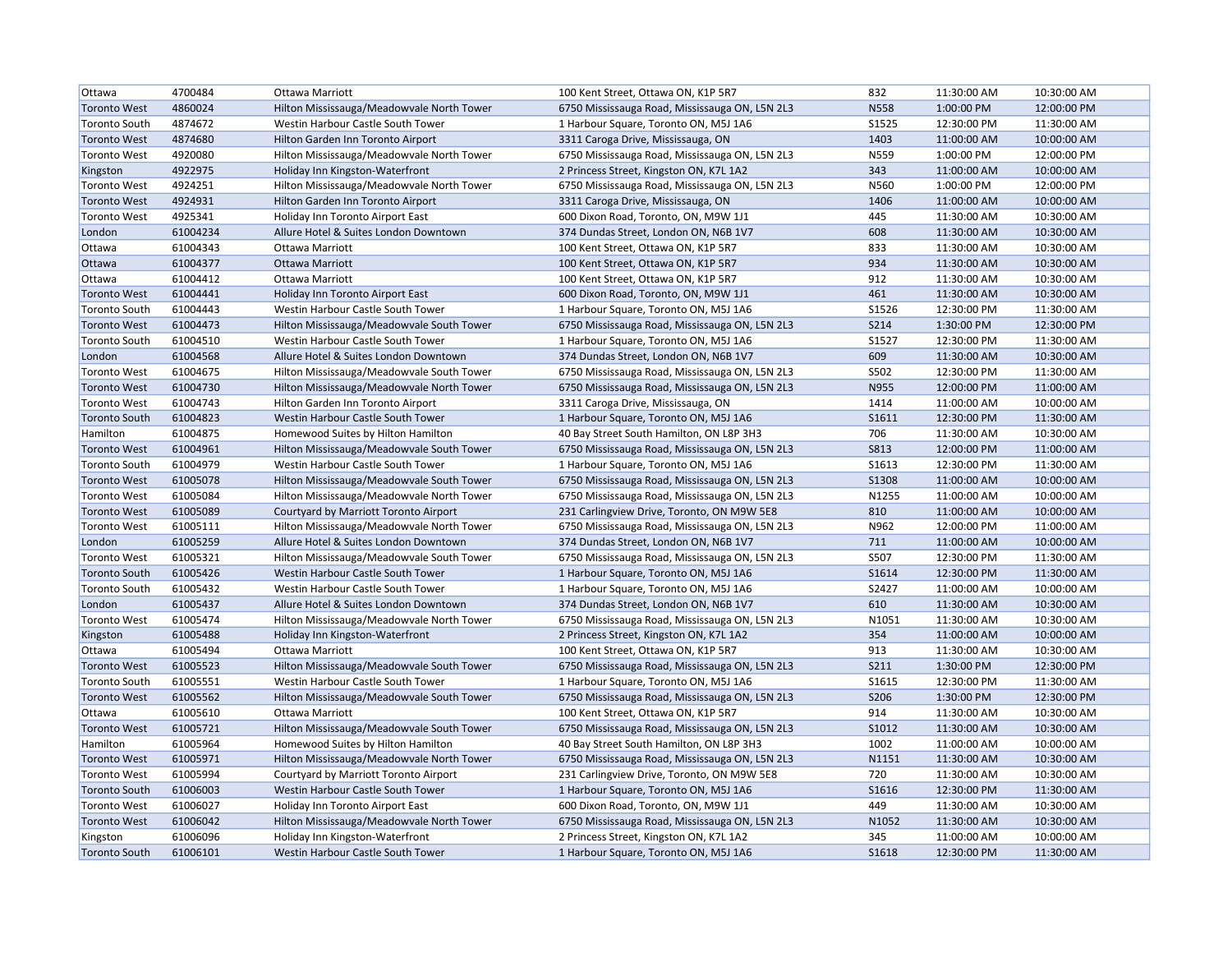| | | | | | | |
|---|---|---|---|---|---|---|
| Ottawa | 4700484 | Ottawa Marriott | 100 Kent Street, Ottawa ON, K1P 5R7 | 832 | 11:30:00 AM | 10:30:00 AM |
| Toronto West | 4860024 | Hilton Mississauga/Meadowvale North Tower | 6750 Mississauga Road, Mississauga ON, L5N 2L3 | N558 | 1:00:00 PM | 12:00:00 PM |
| Toronto South | 4874672 | Westin Harbour Castle South Tower | 1 Harbour Square, Toronto ON, M5J 1A6 | S1525 | 12:30:00 PM | 11:30:00 AM |
| Toronto West | 4874680 | Hilton Garden Inn Toronto Airport | 3311 Caroga Drive, Mississauga, ON | 1403 | 11:00:00 AM | 10:00:00 AM |
| Toronto West | 4920080 | Hilton Mississauga/Meadowvale North Tower | 6750 Mississauga Road, Mississauga ON, L5N 2L3 | N559 | 1:00:00 PM | 12:00:00 PM |
| Kingston | 4922975 | Holiday Inn Kingston-Waterfront | 2 Princess Street, Kingston ON, K7L 1A2 | 343 | 11:00:00 AM | 10:00:00 AM |
| Toronto West | 4924251 | Hilton Mississauga/Meadowvale North Tower | 6750 Mississauga Road, Mississauga ON, L5N 2L3 | N560 | 1:00:00 PM | 12:00:00 PM |
| Toronto West | 4924931 | Hilton Garden Inn Toronto Airport | 3311 Caroga Drive, Mississauga, ON | 1406 | 11:00:00 AM | 10:00:00 AM |
| Toronto West | 4925341 | Holiday Inn Toronto Airport East | 600 Dixon Road, Toronto, ON, M9W 1J1 | 445 | 11:30:00 AM | 10:30:00 AM |
| London | 61004234 | Allure Hotel & Suites London Downtown | 374 Dundas Street, London ON, N6B 1V7 | 608 | 11:30:00 AM | 10:30:00 AM |
| Ottawa | 61004343 | Ottawa Marriott | 100 Kent Street, Ottawa ON, K1P 5R7 | 833 | 11:30:00 AM | 10:30:00 AM |
| Ottawa | 61004377 | Ottawa Marriott | 100 Kent Street, Ottawa ON, K1P 5R7 | 934 | 11:30:00 AM | 10:30:00 AM |
| Ottawa | 61004412 | Ottawa Marriott | 100 Kent Street, Ottawa ON, K1P 5R7 | 912 | 11:30:00 AM | 10:30:00 AM |
| Toronto West | 61004441 | Holiday Inn Toronto Airport East | 600 Dixon Road, Toronto, ON, M9W 1J1 | 461 | 11:30:00 AM | 10:30:00 AM |
| Toronto South | 61004443 | Westin Harbour Castle South Tower | 1 Harbour Square, Toronto ON, M5J 1A6 | S1526 | 12:30:00 PM | 11:30:00 AM |
| Toronto West | 61004473 | Hilton Mississauga/Meadowvale South Tower | 6750 Mississauga Road, Mississauga ON, L5N 2L3 | S214 | 1:30:00 PM | 12:30:00 PM |
| Toronto South | 61004510 | Westin Harbour Castle South Tower | 1 Harbour Square, Toronto ON, M5J 1A6 | S1527 | 12:30:00 PM | 11:30:00 AM |
| London | 61004568 | Allure Hotel & Suites London Downtown | 374 Dundas Street, London ON, N6B 1V7 | 609 | 11:30:00 AM | 10:30:00 AM |
| Toronto West | 61004675 | Hilton Mississauga/Meadowvale South Tower | 6750 Mississauga Road, Mississauga ON, L5N 2L3 | S502 | 12:30:00 PM | 11:30:00 AM |
| Toronto West | 61004730 | Hilton Mississauga/Meadowvale North Tower | 6750 Mississauga Road, Mississauga ON, L5N 2L3 | N955 | 12:00:00 PM | 11:00:00 AM |
| Toronto West | 61004743 | Hilton Garden Inn Toronto Airport | 3311 Caroga Drive, Mississauga, ON | 1414 | 11:00:00 AM | 10:00:00 AM |
| Toronto South | 61004823 | Westin Harbour Castle South Tower | 1 Harbour Square, Toronto ON, M5J 1A6 | S1611 | 12:30:00 PM | 11:30:00 AM |
| Hamilton | 61004875 | Homewood Suites by Hilton Hamilton | 40 Bay Street South Hamilton, ON L8P 3H3 | 706 | 11:30:00 AM | 10:30:00 AM |
| Toronto West | 61004961 | Hilton Mississauga/Meadowvale South Tower | 6750 Mississauga Road, Mississauga ON, L5N 2L3 | S813 | 12:00:00 PM | 11:00:00 AM |
| Toronto South | 61004979 | Westin Harbour Castle South Tower | 1 Harbour Square, Toronto ON, M5J 1A6 | S1613 | 12:30:00 PM | 11:30:00 AM |
| Toronto West | 61005078 | Hilton Mississauga/Meadowvale South Tower | 6750 Mississauga Road, Mississauga ON, L5N 2L3 | S1308 | 11:00:00 AM | 10:00:00 AM |
| Toronto West | 61005084 | Hilton Mississauga/Meadowvale North Tower | 6750 Mississauga Road, Mississauga ON, L5N 2L3 | N1255 | 11:00:00 AM | 10:00:00 AM |
| Toronto West | 61005089 | Courtyard by Marriott Toronto Airport | 231 Carlingview Drive, Toronto, ON M9W 5E8 | 810 | 11:00:00 AM | 10:00:00 AM |
| Toronto West | 61005111 | Hilton Mississauga/Meadowvale North Tower | 6750 Mississauga Road, Mississauga ON, L5N 2L3 | N962 | 12:00:00 PM | 11:00:00 AM |
| London | 61005259 | Allure Hotel & Suites London Downtown | 374 Dundas Street, London ON, N6B 1V7 | 711 | 11:00:00 AM | 10:00:00 AM |
| Toronto West | 61005321 | Hilton Mississauga/Meadowvale South Tower | 6750 Mississauga Road, Mississauga ON, L5N 2L3 | S507 | 12:30:00 PM | 11:30:00 AM |
| Toronto South | 61005426 | Westin Harbour Castle South Tower | 1 Harbour Square, Toronto ON, M5J 1A6 | S1614 | 12:30:00 PM | 11:30:00 AM |
| Toronto South | 61005432 | Westin Harbour Castle South Tower | 1 Harbour Square, Toronto ON, M5J 1A6 | S2427 | 11:00:00 AM | 10:00:00 AM |
| London | 61005437 | Allure Hotel & Suites London Downtown | 374 Dundas Street, London ON, N6B 1V7 | 610 | 11:30:00 AM | 10:30:00 AM |
| Toronto West | 61005474 | Hilton Mississauga/Meadowvale North Tower | 6750 Mississauga Road, Mississauga ON, L5N 2L3 | N1051 | 11:30:00 AM | 10:30:00 AM |
| Kingston | 61005488 | Holiday Inn Kingston-Waterfront | 2 Princess Street, Kingston ON, K7L 1A2 | 354 | 11:00:00 AM | 10:00:00 AM |
| Ottawa | 61005494 | Ottawa Marriott | 100 Kent Street, Ottawa ON, K1P 5R7 | 913 | 11:30:00 AM | 10:30:00 AM |
| Toronto West | 61005523 | Hilton Mississauga/Meadowvale South Tower | 6750 Mississauga Road, Mississauga ON, L5N 2L3 | S211 | 1:30:00 PM | 12:30:00 PM |
| Toronto South | 61005551 | Westin Harbour Castle South Tower | 1 Harbour Square, Toronto ON, M5J 1A6 | S1615 | 12:30:00 PM | 11:30:00 AM |
| Toronto West | 61005562 | Hilton Mississauga/Meadowvale South Tower | 6750 Mississauga Road, Mississauga ON, L5N 2L3 | S206 | 1:30:00 PM | 12:30:00 PM |
| Ottawa | 61005610 | Ottawa Marriott | 100 Kent Street, Ottawa ON, K1P 5R7 | 914 | 11:30:00 AM | 10:30:00 AM |
| Toronto West | 61005721 | Hilton Mississauga/Meadowvale South Tower | 6750 Mississauga Road, Mississauga ON, L5N 2L3 | S1012 | 11:30:00 AM | 10:30:00 AM |
| Hamilton | 61005964 | Homewood Suites by Hilton Hamilton | 40 Bay Street South Hamilton, ON L8P 3H3 | 1002 | 11:00:00 AM | 10:00:00 AM |
| Toronto West | 61005971 | Hilton Mississauga/Meadowvale North Tower | 6750 Mississauga Road, Mississauga ON, L5N 2L3 | N1151 | 11:30:00 AM | 10:30:00 AM |
| Toronto West | 61005994 | Courtyard by Marriott Toronto Airport | 231 Carlingview Drive, Toronto, ON M9W 5E8 | 720 | 11:30:00 AM | 10:30:00 AM |
| Toronto South | 61006003 | Westin Harbour Castle South Tower | 1 Harbour Square, Toronto ON, M5J 1A6 | S1616 | 12:30:00 PM | 11:30:00 AM |
| Toronto West | 61006027 | Holiday Inn Toronto Airport East | 600 Dixon Road, Toronto, ON, M9W 1J1 | 449 | 11:30:00 AM | 10:30:00 AM |
| Toronto West | 61006042 | Hilton Mississauga/Meadowvale North Tower | 6750 Mississauga Road, Mississauga ON, L5N 2L3 | N1052 | 11:30:00 AM | 10:30:00 AM |
| Kingston | 61006096 | Holiday Inn Kingston-Waterfront | 2 Princess Street, Kingston ON, K7L 1A2 | 345 | 11:00:00 AM | 10:00:00 AM |
| Toronto South | 61006101 | Westin Harbour Castle South Tower | 1 Harbour Square, Toronto ON, M5J 1A6 | S1618 | 12:30:00 PM | 11:30:00 AM |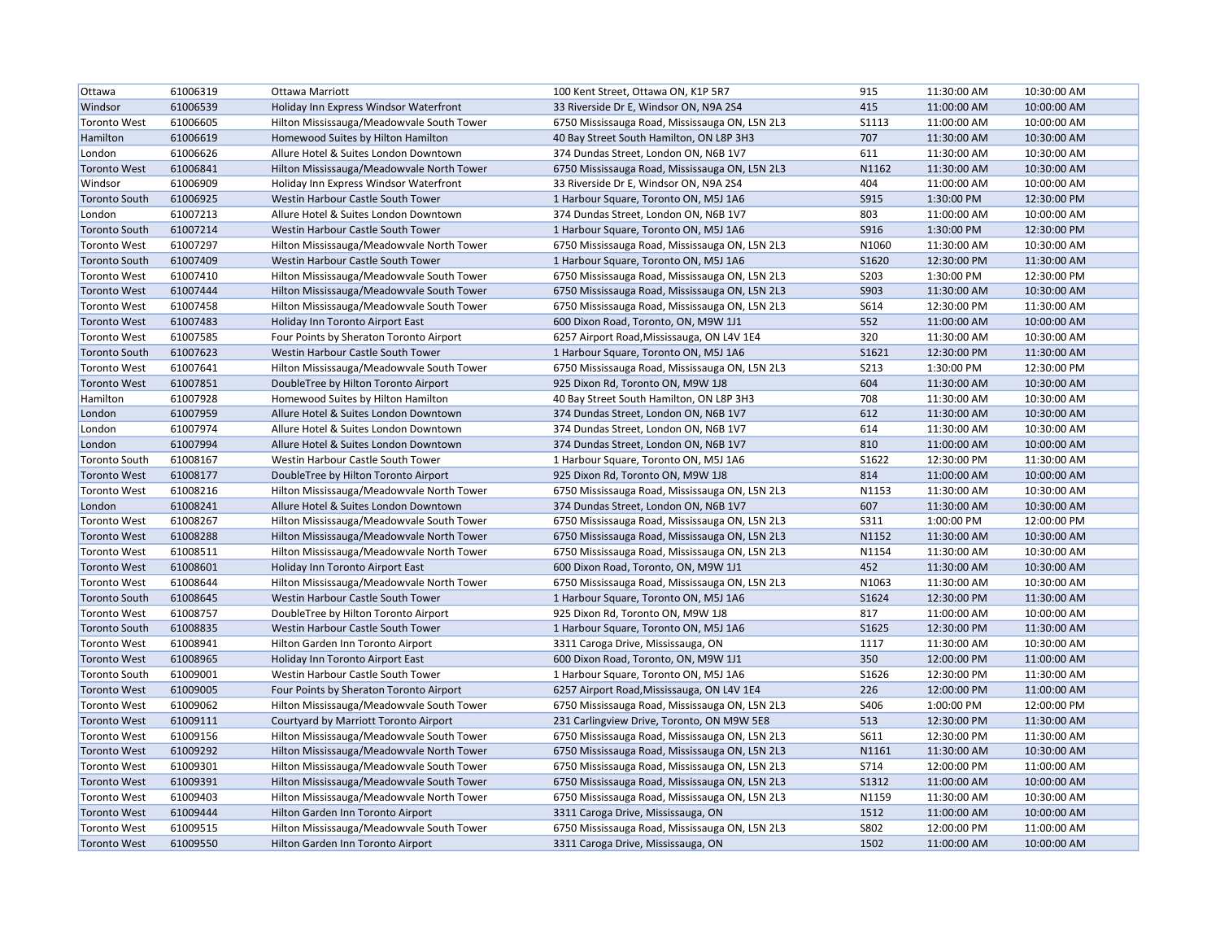| Ottawa | 61006319 | Ottawa Marriott | 100 Kent Street, Ottawa ON, K1P 5R7 | 915 | 11:30:00 AM | 10:30:00 AM |
|---|---|---|---|---|---|---|
| Windsor | 61006539 | Holiday Inn Express Windsor Waterfront | 33 Riverside Dr E, Windsor ON, N9A 2S4 | 415 | 11:00:00 AM | 10:00:00 AM |
| Toronto West | 61006605 | Hilton Mississauga/Meadowvale South Tower | 6750 Mississauga Road, Mississauga ON, L5N 2L3 | S1113 | 11:00:00 AM | 10:00:00 AM |
| Hamilton | 61006619 | Homewood Suites by Hilton Hamilton | 40 Bay Street South Hamilton, ON L8P 3H3 | 707 | 11:30:00 AM | 10:30:00 AM |
| London | 61006626 | Allure Hotel & Suites London Downtown | 374 Dundas Street, London ON, N6B 1V7 | 611 | 11:30:00 AM | 10:30:00 AM |
| Toronto West | 61006841 | Hilton Mississauga/Meadowvale North Tower | 6750 Mississauga Road, Mississauga ON, L5N 2L3 | N1162 | 11:30:00 AM | 10:30:00 AM |
| Windsor | 61006909 | Holiday Inn Express Windsor Waterfront | 33 Riverside Dr E, Windsor ON, N9A 2S4 | 404 | 11:00:00 AM | 10:00:00 AM |
| Toronto South | 61006925 | Westin Harbour Castle South Tower | 1 Harbour Square, Toronto ON, M5J 1A6 | S915 | 1:30:00 PM | 12:30:00 PM |
| London | 61007213 | Allure Hotel & Suites London Downtown | 374 Dundas Street, London ON, N6B 1V7 | 803 | 11:00:00 AM | 10:00:00 AM |
| Toronto South | 61007214 | Westin Harbour Castle South Tower | 1 Harbour Square, Toronto ON, M5J 1A6 | S916 | 1:30:00 PM | 12:30:00 PM |
| Toronto West | 61007297 | Hilton Mississauga/Meadowvale North Tower | 6750 Mississauga Road, Mississauga ON, L5N 2L3 | N1060 | 11:30:00 AM | 10:30:00 AM |
| Toronto South | 61007409 | Westin Harbour Castle South Tower | 1 Harbour Square, Toronto ON, M5J 1A6 | S1620 | 12:30:00 PM | 11:30:00 AM |
| Toronto West | 61007410 | Hilton Mississauga/Meadowvale South Tower | 6750 Mississauga Road, Mississauga ON, L5N 2L3 | S203 | 1:30:00 PM | 12:30:00 PM |
| Toronto West | 61007444 | Hilton Mississauga/Meadowvale South Tower | 6750 Mississauga Road, Mississauga ON, L5N 2L3 | S903 | 11:30:00 AM | 10:30:00 AM |
| Toronto West | 61007458 | Hilton Mississauga/Meadowvale South Tower | 6750 Mississauga Road, Mississauga ON, L5N 2L3 | S614 | 12:30:00 PM | 11:30:00 AM |
| Toronto West | 61007483 | Holiday Inn Toronto Airport East | 600 Dixon Road, Toronto, ON, M9W 1J1 | 552 | 11:00:00 AM | 10:00:00 AM |
| Toronto West | 61007585 | Four Points by Sheraton Toronto Airport | 6257 Airport Road,Mississauga, ON L4V 1E4 | 320 | 11:30:00 AM | 10:30:00 AM |
| Toronto South | 61007623 | Westin Harbour Castle South Tower | 1 Harbour Square, Toronto ON, M5J 1A6 | S1621 | 12:30:00 PM | 11:30:00 AM |
| Toronto West | 61007641 | Hilton Mississauga/Meadowvale South Tower | 6750 Mississauga Road, Mississauga ON, L5N 2L3 | S213 | 1:30:00 PM | 12:30:00 PM |
| Toronto West | 61007851 | DoubleTree by Hilton Toronto Airport | 925 Dixon Rd, Toronto ON, M9W 1J8 | 604 | 11:30:00 AM | 10:30:00 AM |
| Hamilton | 61007928 | Homewood Suites by Hilton Hamilton | 40 Bay Street South Hamilton, ON L8P 3H3 | 708 | 11:30:00 AM | 10:30:00 AM |
| London | 61007959 | Allure Hotel & Suites London Downtown | 374 Dundas Street, London ON, N6B 1V7 | 612 | 11:30:00 AM | 10:30:00 AM |
| London | 61007974 | Allure Hotel & Suites London Downtown | 374 Dundas Street, London ON, N6B 1V7 | 614 | 11:30:00 AM | 10:30:00 AM |
| London | 61007994 | Allure Hotel & Suites London Downtown | 374 Dundas Street, London ON, N6B 1V7 | 810 | 11:00:00 AM | 10:00:00 AM |
| Toronto South | 61008167 | Westin Harbour Castle South Tower | 1 Harbour Square, Toronto ON, M5J 1A6 | S1622 | 12:30:00 PM | 11:30:00 AM |
| Toronto West | 61008177 | DoubleTree by Hilton Toronto Airport | 925 Dixon Rd, Toronto ON, M9W 1J8 | 814 | 11:00:00 AM | 10:00:00 AM |
| Toronto West | 61008216 | Hilton Mississauga/Meadowvale North Tower | 6750 Mississauga Road, Mississauga ON, L5N 2L3 | N1153 | 11:30:00 AM | 10:30:00 AM |
| London | 61008241 | Allure Hotel & Suites London Downtown | 374 Dundas Street, London ON, N6B 1V7 | 607 | 11:30:00 AM | 10:30:00 AM |
| Toronto West | 61008267 | Hilton Mississauga/Meadowvale South Tower | 6750 Mississauga Road, Mississauga ON, L5N 2L3 | S311 | 1:00:00 PM | 12:00:00 PM |
| Toronto West | 61008288 | Hilton Mississauga/Meadowvale North Tower | 6750 Mississauga Road, Mississauga ON, L5N 2L3 | N1152 | 11:30:00 AM | 10:30:00 AM |
| Toronto West | 61008511 | Hilton Mississauga/Meadowvale North Tower | 6750 Mississauga Road, Mississauga ON, L5N 2L3 | N1154 | 11:30:00 AM | 10:30:00 AM |
| Toronto West | 61008601 | Holiday Inn Toronto Airport East | 600 Dixon Road, Toronto, ON, M9W 1J1 | 452 | 11:30:00 AM | 10:30:00 AM |
| Toronto West | 61008644 | Hilton Mississauga/Meadowvale North Tower | 6750 Mississauga Road, Mississauga ON, L5N 2L3 | N1063 | 11:30:00 AM | 10:30:00 AM |
| Toronto South | 61008645 | Westin Harbour Castle South Tower | 1 Harbour Square, Toronto ON, M5J 1A6 | S1624 | 12:30:00 PM | 11:30:00 AM |
| Toronto West | 61008757 | DoubleTree by Hilton Toronto Airport | 925 Dixon Rd, Toronto ON, M9W 1J8 | 817 | 11:00:00 AM | 10:00:00 AM |
| Toronto South | 61008835 | Westin Harbour Castle South Tower | 1 Harbour Square, Toronto ON, M5J 1A6 | S1625 | 12:30:00 PM | 11:30:00 AM |
| Toronto West | 61008941 | Hilton Garden Inn Toronto Airport | 3311 Caroga Drive, Mississauga, ON | 1117 | 11:30:00 AM | 10:30:00 AM |
| Toronto West | 61008965 | Holiday Inn Toronto Airport East | 600 Dixon Road, Toronto, ON, M9W 1J1 | 350 | 12:00:00 PM | 11:00:00 AM |
| Toronto South | 61009001 | Westin Harbour Castle South Tower | 1 Harbour Square, Toronto ON, M5J 1A6 | S1626 | 12:30:00 PM | 11:30:00 AM |
| Toronto West | 61009005 | Four Points by Sheraton Toronto Airport | 6257 Airport Road,Mississauga, ON L4V 1E4 | 226 | 12:00:00 PM | 11:00:00 AM |
| Toronto West | 61009062 | Hilton Mississauga/Meadowvale South Tower | 6750 Mississauga Road, Mississauga ON, L5N 2L3 | S406 | 1:00:00 PM | 12:00:00 PM |
| Toronto West | 61009111 | Courtyard by Marriott Toronto Airport | 231 Carlingview Drive, Toronto, ON M9W 5E8 | 513 | 12:30:00 PM | 11:30:00 AM |
| Toronto West | 61009156 | Hilton Mississauga/Meadowvale South Tower | 6750 Mississauga Road, Mississauga ON, L5N 2L3 | S611 | 12:30:00 PM | 11:30:00 AM |
| Toronto West | 61009292 | Hilton Mississauga/Meadowvale North Tower | 6750 Mississauga Road, Mississauga ON, L5N 2L3 | N1161 | 11:30:00 AM | 10:30:00 AM |
| Toronto West | 61009301 | Hilton Mississauga/Meadowvale South Tower | 6750 Mississauga Road, Mississauga ON, L5N 2L3 | S714 | 12:00:00 PM | 11:00:00 AM |
| Toronto West | 61009391 | Hilton Mississauga/Meadowvale South Tower | 6750 Mississauga Road, Mississauga ON, L5N 2L3 | S1312 | 11:00:00 AM | 10:00:00 AM |
| Toronto West | 61009403 | Hilton Mississauga/Meadowvale North Tower | 6750 Mississauga Road, Mississauga ON, L5N 2L3 | N1159 | 11:30:00 AM | 10:30:00 AM |
| Toronto West | 61009444 | Hilton Garden Inn Toronto Airport | 3311 Caroga Drive, Mississauga, ON | 1512 | 11:00:00 AM | 10:00:00 AM |
| Toronto West | 61009515 | Hilton Mississauga/Meadowvale South Tower | 6750 Mississauga Road, Mississauga ON, L5N 2L3 | S802 | 12:00:00 PM | 11:00:00 AM |
| Toronto West | 61009550 | Hilton Garden Inn Toronto Airport | 3311 Caroga Drive, Mississauga, ON | 1502 | 11:00:00 AM | 10:00:00 AM |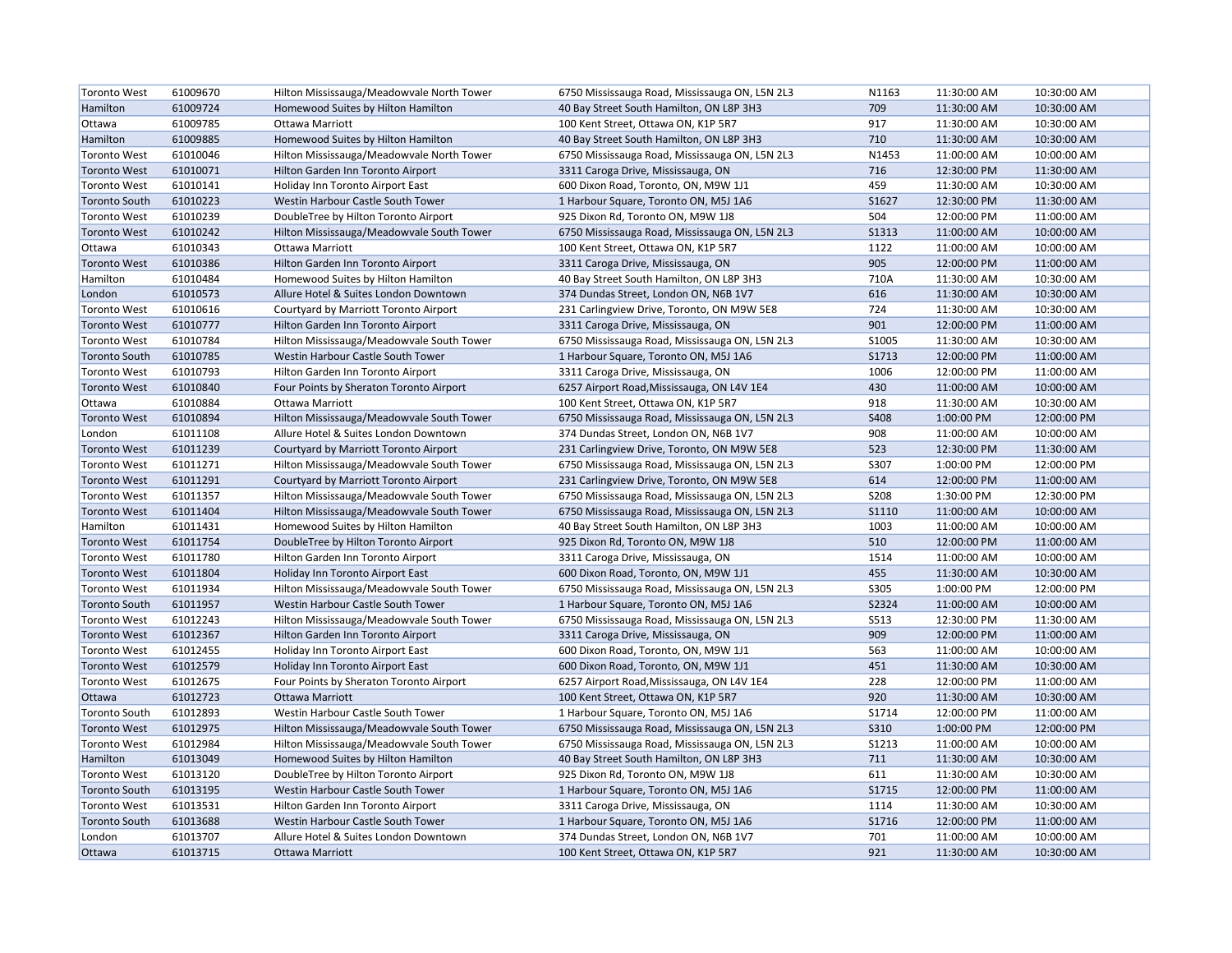| Toronto West | 61009670 | Hilton Mississauga/Meadowvale North Tower | 6750 Mississauga Road, Mississauga ON, L5N 2L3 | N1163 | 11:30:00 AM | 10:30:00 AM |
|---|---|---|---|---|---|---|
| Hamilton | 61009724 | Homewood Suites by Hilton Hamilton | 40 Bay Street South Hamilton, ON L8P 3H3 | 709 | 11:30:00 AM | 10:30:00 AM |
| Ottawa | 61009785 | Ottawa Marriott | 100 Kent Street, Ottawa ON, K1P 5R7 | 917 | 11:30:00 AM | 10:30:00 AM |
| Hamilton | 61009885 | Homewood Suites by Hilton Hamilton | 40 Bay Street South Hamilton, ON L8P 3H3 | 710 | 11:30:00 AM | 10:30:00 AM |
| Toronto West | 61010046 | Hilton Mississauga/Meadowvale North Tower | 6750 Mississauga Road, Mississauga ON, L5N 2L3 | N1453 | 11:00:00 AM | 10:00:00 AM |
| Toronto West | 61010071 | Hilton Garden Inn Toronto Airport | 3311 Caroga Drive, Mississauga, ON | 716 | 12:30:00 PM | 11:30:00 AM |
| Toronto West | 61010141 | Holiday Inn Toronto Airport East | 600 Dixon Road, Toronto, ON, M9W 1J1 | 459 | 11:30:00 AM | 10:30:00 AM |
| Toronto South | 61010223 | Westin Harbour Castle South Tower | 1 Harbour Square, Toronto ON, M5J 1A6 | S1627 | 12:30:00 PM | 11:30:00 AM |
| Toronto West | 61010239 | DoubleTree by Hilton Toronto Airport | 925 Dixon Rd, Toronto ON, M9W 1J8 | 504 | 12:00:00 PM | 11:00:00 AM |
| Toronto West | 61010242 | Hilton Mississauga/Meadowvale South Tower | 6750 Mississauga Road, Mississauga ON, L5N 2L3 | S1313 | 11:00:00 AM | 10:00:00 AM |
| Ottawa | 61010343 | Ottawa Marriott | 100 Kent Street, Ottawa ON, K1P 5R7 | 1122 | 11:00:00 AM | 10:00:00 AM |
| Toronto West | 61010386 | Hilton Garden Inn Toronto Airport | 3311 Caroga Drive, Mississauga, ON | 905 | 12:00:00 PM | 11:00:00 AM |
| Hamilton | 61010484 | Homewood Suites by Hilton Hamilton | 40 Bay Street South Hamilton, ON L8P 3H3 | 710A | 11:30:00 AM | 10:30:00 AM |
| London | 61010573 | Allure Hotel & Suites London Downtown | 374 Dundas Street, London ON, N6B 1V7 | 616 | 11:30:00 AM | 10:30:00 AM |
| Toronto West | 61010616 | Courtyard by Marriott Toronto Airport | 231 Carlingview Drive, Toronto, ON M9W 5E8 | 724 | 11:30:00 AM | 10:30:00 AM |
| Toronto West | 61010777 | Hilton Garden Inn Toronto Airport | 3311 Caroga Drive, Mississauga, ON | 901 | 12:00:00 PM | 11:00:00 AM |
| Toronto West | 61010784 | Hilton Mississauga/Meadowvale South Tower | 6750 Mississauga Road, Mississauga ON, L5N 2L3 | S1005 | 11:30:00 AM | 10:30:00 AM |
| Toronto South | 61010785 | Westin Harbour Castle South Tower | 1 Harbour Square, Toronto ON, M5J 1A6 | S1713 | 12:00:00 PM | 11:00:00 AM |
| Toronto West | 61010793 | Hilton Garden Inn Toronto Airport | 3311 Caroga Drive, Mississauga, ON | 1006 | 12:00:00 PM | 11:00:00 AM |
| Toronto West | 61010840 | Four Points by Sheraton Toronto Airport | 6257 Airport Road,Mississauga, ON L4V 1E4 | 430 | 11:00:00 AM | 10:00:00 AM |
| Ottawa | 61010884 | Ottawa Marriott | 100 Kent Street, Ottawa ON, K1P 5R7 | 918 | 11:30:00 AM | 10:30:00 AM |
| Toronto West | 61010894 | Hilton Mississauga/Meadowvale South Tower | 6750 Mississauga Road, Mississauga ON, L5N 2L3 | S408 | 1:00:00 PM | 12:00:00 PM |
| London | 61011108 | Allure Hotel & Suites London Downtown | 374 Dundas Street, London ON, N6B 1V7 | 908 | 11:00:00 AM | 10:00:00 AM |
| Toronto West | 61011239 | Courtyard by Marriott Toronto Airport | 231 Carlingview Drive, Toronto, ON M9W 5E8 | 523 | 12:30:00 PM | 11:30:00 AM |
| Toronto West | 61011271 | Hilton Mississauga/Meadowvale South Tower | 6750 Mississauga Road, Mississauga ON, L5N 2L3 | S307 | 1:00:00 PM | 12:00:00 PM |
| Toronto West | 61011291 | Courtyard by Marriott Toronto Airport | 231 Carlingview Drive, Toronto, ON M9W 5E8 | 614 | 12:00:00 PM | 11:00:00 AM |
| Toronto West | 61011357 | Hilton Mississauga/Meadowvale South Tower | 6750 Mississauga Road, Mississauga ON, L5N 2L3 | S208 | 1:30:00 PM | 12:30:00 PM |
| Toronto West | 61011404 | Hilton Mississauga/Meadowvale South Tower | 6750 Mississauga Road, Mississauga ON, L5N 2L3 | S1110 | 11:00:00 AM | 10:00:00 AM |
| Hamilton | 61011431 | Homewood Suites by Hilton Hamilton | 40 Bay Street South Hamilton, ON L8P 3H3 | 1003 | 11:00:00 AM | 10:00:00 AM |
| Toronto West | 61011754 | DoubleTree by Hilton Toronto Airport | 925 Dixon Rd, Toronto ON, M9W 1J8 | 510 | 12:00:00 PM | 11:00:00 AM |
| Toronto West | 61011780 | Hilton Garden Inn Toronto Airport | 3311 Caroga Drive, Mississauga, ON | 1514 | 11:00:00 AM | 10:00:00 AM |
| Toronto West | 61011804 | Holiday Inn Toronto Airport East | 600 Dixon Road, Toronto, ON, M9W 1J1 | 455 | 11:30:00 AM | 10:30:00 AM |
| Toronto West | 61011934 | Hilton Mississauga/Meadowvale South Tower | 6750 Mississauga Road, Mississauga ON, L5N 2L3 | S305 | 1:00:00 PM | 12:00:00 PM |
| Toronto South | 61011957 | Westin Harbour Castle South Tower | 1 Harbour Square, Toronto ON, M5J 1A6 | S2324 | 11:00:00 AM | 10:00:00 AM |
| Toronto West | 61012243 | Hilton Mississauga/Meadowvale South Tower | 6750 Mississauga Road, Mississauga ON, L5N 2L3 | S513 | 12:30:00 PM | 11:30:00 AM |
| Toronto West | 61012367 | Hilton Garden Inn Toronto Airport | 3311 Caroga Drive, Mississauga, ON | 909 | 12:00:00 PM | 11:00:00 AM |
| Toronto West | 61012455 | Holiday Inn Toronto Airport East | 600 Dixon Road, Toronto, ON, M9W 1J1 | 563 | 11:00:00 AM | 10:00:00 AM |
| Toronto West | 61012579 | Holiday Inn Toronto Airport East | 600 Dixon Road, Toronto, ON, M9W 1J1 | 451 | 11:30:00 AM | 10:30:00 AM |
| Toronto West | 61012675 | Four Points by Sheraton Toronto Airport | 6257 Airport Road,Mississauga, ON L4V 1E4 | 228 | 12:00:00 PM | 11:00:00 AM |
| Ottawa | 61012723 | Ottawa Marriott | 100 Kent Street, Ottawa ON, K1P 5R7 | 920 | 11:30:00 AM | 10:30:00 AM |
| Toronto South | 61012893 | Westin Harbour Castle South Tower | 1 Harbour Square, Toronto ON, M5J 1A6 | S1714 | 12:00:00 PM | 11:00:00 AM |
| Toronto West | 61012975 | Hilton Mississauga/Meadowvale South Tower | 6750 Mississauga Road, Mississauga ON, L5N 2L3 | S310 | 1:00:00 PM | 12:00:00 PM |
| Toronto West | 61012984 | Hilton Mississauga/Meadowvale South Tower | 6750 Mississauga Road, Mississauga ON, L5N 2L3 | S1213 | 11:00:00 AM | 10:00:00 AM |
| Hamilton | 61013049 | Homewood Suites by Hilton Hamilton | 40 Bay Street South Hamilton, ON L8P 3H3 | 711 | 11:30:00 AM | 10:30:00 AM |
| Toronto West | 61013120 | DoubleTree by Hilton Toronto Airport | 925 Dixon Rd, Toronto ON, M9W 1J8 | 611 | 11:30:00 AM | 10:30:00 AM |
| Toronto South | 61013195 | Westin Harbour Castle South Tower | 1 Harbour Square, Toronto ON, M5J 1A6 | S1715 | 12:00:00 PM | 11:00:00 AM |
| Toronto West | 61013531 | Hilton Garden Inn Toronto Airport | 3311 Caroga Drive, Mississauga, ON | 1114 | 11:30:00 AM | 10:30:00 AM |
| Toronto South | 61013688 | Westin Harbour Castle South Tower | 1 Harbour Square, Toronto ON, M5J 1A6 | S1716 | 12:00:00 PM | 11:00:00 AM |
| London | 61013707 | Allure Hotel & Suites London Downtown | 374 Dundas Street, London ON, N6B 1V7 | 701 | 11:00:00 AM | 10:00:00 AM |
| Ottawa | 61013715 | Ottawa Marriott | 100 Kent Street, Ottawa ON, K1P 5R7 | 921 | 11:30:00 AM | 10:30:00 AM |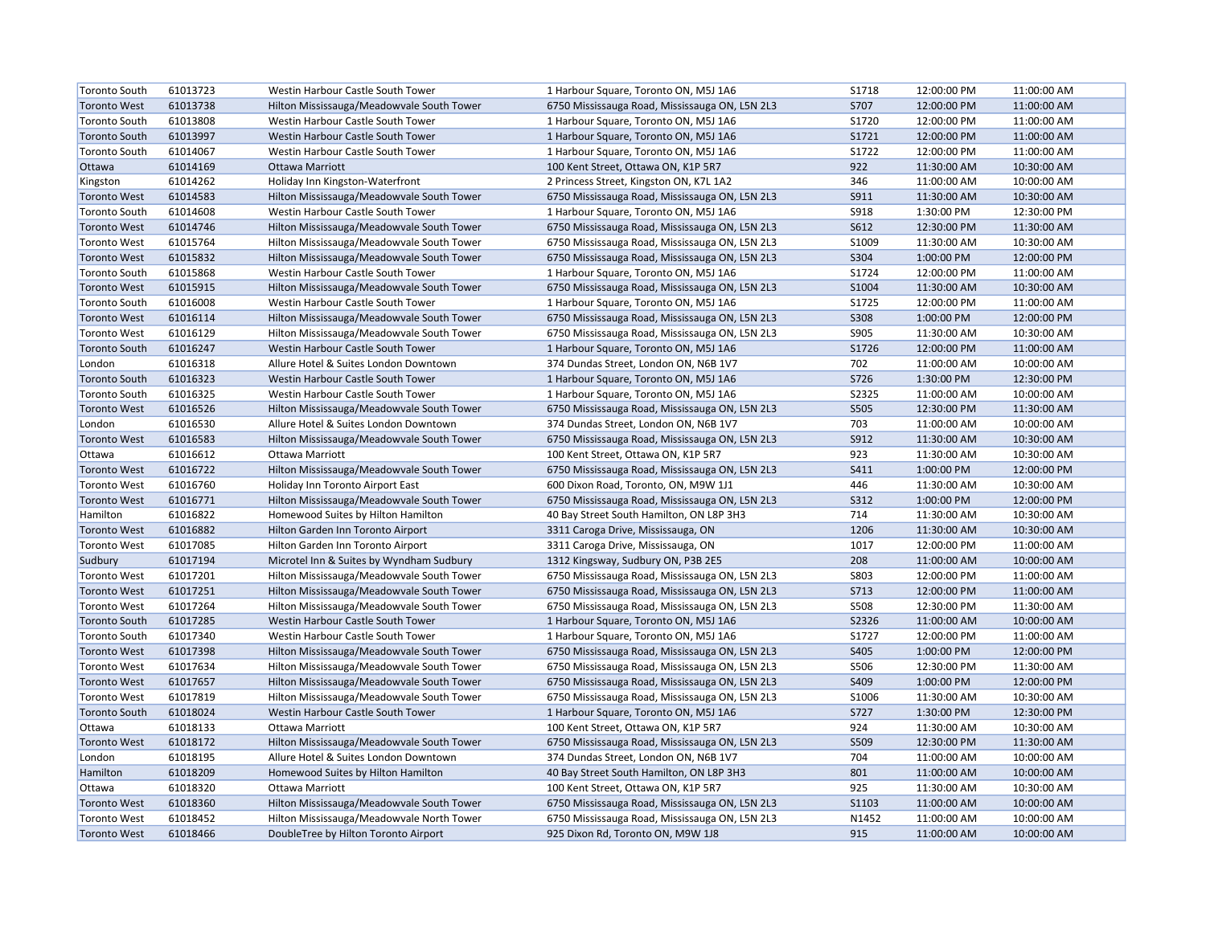| | | | | | | |
|---|---|---|---|---|---|---|
| Toronto South | 61013723 | Westin Harbour Castle South Tower | 1 Harbour Square, Toronto ON, M5J 1A6 | S1718 | 12:00:00 PM | 11:00:00 AM |
| Toronto West | 61013738 | Hilton Mississauga/Meadowvale South Tower | 6750 Mississauga Road, Mississauga ON, L5N 2L3 | S707 | 12:00:00 PM | 11:00:00 AM |
| Toronto South | 61013808 | Westin Harbour Castle South Tower | 1 Harbour Square, Toronto ON, M5J 1A6 | S1720 | 12:00:00 PM | 11:00:00 AM |
| Toronto South | 61013997 | Westin Harbour Castle South Tower | 1 Harbour Square, Toronto ON, M5J 1A6 | S1721 | 12:00:00 PM | 11:00:00 AM |
| Toronto South | 61014067 | Westin Harbour Castle South Tower | 1 Harbour Square, Toronto ON, M5J 1A6 | S1722 | 12:00:00 PM | 11:00:00 AM |
| Ottawa | 61014169 | Ottawa Marriott | 100 Kent Street, Ottawa ON, K1P 5R7 | 922 | 11:30:00 AM | 10:30:00 AM |
| Kingston | 61014262 | Holiday Inn Kingston-Waterfront | 2 Princess Street, Kingston ON, K7L 1A2 | 346 | 11:00:00 AM | 10:00:00 AM |
| Toronto West | 61014583 | Hilton Mississauga/Meadowvale South Tower | 6750 Mississauga Road, Mississauga ON, L5N 2L3 | S911 | 11:30:00 AM | 10:30:00 AM |
| Toronto South | 61014608 | Westin Harbour Castle South Tower | 1 Harbour Square, Toronto ON, M5J 1A6 | S918 | 1:30:00 PM | 12:30:00 PM |
| Toronto West | 61014746 | Hilton Mississauga/Meadowvale South Tower | 6750 Mississauga Road, Mississauga ON, L5N 2L3 | S612 | 12:30:00 PM | 11:30:00 AM |
| Toronto West | 61015764 | Hilton Mississauga/Meadowvale South Tower | 6750 Mississauga Road, Mississauga ON, L5N 2L3 | S1009 | 11:30:00 AM | 10:30:00 AM |
| Toronto West | 61015832 | Hilton Mississauga/Meadowvale South Tower | 6750 Mississauga Road, Mississauga ON, L5N 2L3 | S304 | 1:00:00 PM | 12:00:00 PM |
| Toronto South | 61015868 | Westin Harbour Castle South Tower | 1 Harbour Square, Toronto ON, M5J 1A6 | S1724 | 12:00:00 PM | 11:00:00 AM |
| Toronto West | 61015915 | Hilton Mississauga/Meadowvale South Tower | 6750 Mississauga Road, Mississauga ON, L5N 2L3 | S1004 | 11:30:00 AM | 10:30:00 AM |
| Toronto South | 61016008 | Westin Harbour Castle South Tower | 1 Harbour Square, Toronto ON, M5J 1A6 | S1725 | 12:00:00 PM | 11:00:00 AM |
| Toronto West | 61016114 | Hilton Mississauga/Meadowvale South Tower | 6750 Mississauga Road, Mississauga ON, L5N 2L3 | S308 | 1:00:00 PM | 12:00:00 PM |
| Toronto West | 61016129 | Hilton Mississauga/Meadowvale South Tower | 6750 Mississauga Road, Mississauga ON, L5N 2L3 | S905 | 11:30:00 AM | 10:30:00 AM |
| Toronto South | 61016247 | Westin Harbour Castle South Tower | 1 Harbour Square, Toronto ON, M5J 1A6 | S1726 | 12:00:00 PM | 11:00:00 AM |
| London | 61016318 | Allure Hotel & Suites London Downtown | 374 Dundas Street, London ON, N6B 1V7 | 702 | 11:00:00 AM | 10:00:00 AM |
| Toronto South | 61016323 | Westin Harbour Castle South Tower | 1 Harbour Square, Toronto ON, M5J 1A6 | S726 | 1:30:00 PM | 12:30:00 PM |
| Toronto South | 61016325 | Westin Harbour Castle South Tower | 1 Harbour Square, Toronto ON, M5J 1A6 | S2325 | 11:00:00 AM | 10:00:00 AM |
| Toronto West | 61016526 | Hilton Mississauga/Meadowvale South Tower | 6750 Mississauga Road, Mississauga ON, L5N 2L3 | S505 | 12:30:00 PM | 11:30:00 AM |
| London | 61016530 | Allure Hotel & Suites London Downtown | 374 Dundas Street, London ON, N6B 1V7 | 703 | 11:00:00 AM | 10:00:00 AM |
| Toronto West | 61016583 | Hilton Mississauga/Meadowvale South Tower | 6750 Mississauga Road, Mississauga ON, L5N 2L3 | S912 | 11:30:00 AM | 10:30:00 AM |
| Ottawa | 61016612 | Ottawa Marriott | 100 Kent Street, Ottawa ON, K1P 5R7 | 923 | 11:30:00 AM | 10:30:00 AM |
| Toronto West | 61016722 | Hilton Mississauga/Meadowvale South Tower | 6750 Mississauga Road, Mississauga ON, L5N 2L3 | S411 | 1:00:00 PM | 12:00:00 PM |
| Toronto West | 61016760 | Holiday Inn Toronto Airport East | 600 Dixon Road, Toronto, ON, M9W 1J1 | 446 | 11:30:00 AM | 10:30:00 AM |
| Toronto West | 61016771 | Hilton Mississauga/Meadowvale South Tower | 6750 Mississauga Road, Mississauga ON, L5N 2L3 | S312 | 1:00:00 PM | 12:00:00 PM |
| Hamilton | 61016822 | Homewood Suites by Hilton Hamilton | 40 Bay Street South Hamilton, ON L8P 3H3 | 714 | 11:30:00 AM | 10:30:00 AM |
| Toronto West | 61016882 | Hilton Garden Inn Toronto Airport | 3311 Caroga Drive, Mississauga, ON | 1206 | 11:30:00 AM | 10:30:00 AM |
| Toronto West | 61017085 | Hilton Garden Inn Toronto Airport | 3311 Caroga Drive, Mississauga, ON | 1017 | 12:00:00 PM | 11:00:00 AM |
| Sudbury | 61017194 | Microtel Inn & Suites by Wyndham Sudbury | 1312 Kingsway, Sudbury ON, P3B 2E5 | 208 | 11:00:00 AM | 10:00:00 AM |
| Toronto West | 61017201 | Hilton Mississauga/Meadowvale South Tower | 6750 Mississauga Road, Mississauga ON, L5N 2L3 | S803 | 12:00:00 PM | 11:00:00 AM |
| Toronto West | 61017251 | Hilton Mississauga/Meadowvale South Tower | 6750 Mississauga Road, Mississauga ON, L5N 2L3 | S713 | 12:00:00 PM | 11:00:00 AM |
| Toronto West | 61017264 | Hilton Mississauga/Meadowvale South Tower | 6750 Mississauga Road, Mississauga ON, L5N 2L3 | S508 | 12:30:00 PM | 11:30:00 AM |
| Toronto South | 61017285 | Westin Harbour Castle South Tower | 1 Harbour Square, Toronto ON, M5J 1A6 | S2326 | 11:00:00 AM | 10:00:00 AM |
| Toronto South | 61017340 | Westin Harbour Castle South Tower | 1 Harbour Square, Toronto ON, M5J 1A6 | S1727 | 12:00:00 PM | 11:00:00 AM |
| Toronto West | 61017398 | Hilton Mississauga/Meadowvale South Tower | 6750 Mississauga Road, Mississauga ON, L5N 2L3 | S405 | 1:00:00 PM | 12:00:00 PM |
| Toronto West | 61017634 | Hilton Mississauga/Meadowvale South Tower | 6750 Mississauga Road, Mississauga ON, L5N 2L3 | S506 | 12:30:00 PM | 11:30:00 AM |
| Toronto West | 61017657 | Hilton Mississauga/Meadowvale South Tower | 6750 Mississauga Road, Mississauga ON, L5N 2L3 | S409 | 1:00:00 PM | 12:00:00 PM |
| Toronto West | 61017819 | Hilton Mississauga/Meadowvale South Tower | 6750 Mississauga Road, Mississauga ON, L5N 2L3 | S1006 | 11:30:00 AM | 10:30:00 AM |
| Toronto South | 61018024 | Westin Harbour Castle South Tower | 1 Harbour Square, Toronto ON, M5J 1A6 | S727 | 1:30:00 PM | 12:30:00 PM |
| Ottawa | 61018133 | Ottawa Marriott | 100 Kent Street, Ottawa ON, K1P 5R7 | 924 | 11:30:00 AM | 10:30:00 AM |
| Toronto West | 61018172 | Hilton Mississauga/Meadowvale South Tower | 6750 Mississauga Road, Mississauga ON, L5N 2L3 | S509 | 12:30:00 PM | 11:30:00 AM |
| London | 61018195 | Allure Hotel & Suites London Downtown | 374 Dundas Street, London ON, N6B 1V7 | 704 | 11:00:00 AM | 10:00:00 AM |
| Hamilton | 61018209 | Homewood Suites by Hilton Hamilton | 40 Bay Street South Hamilton, ON L8P 3H3 | 801 | 11:00:00 AM | 10:00:00 AM |
| Ottawa | 61018320 | Ottawa Marriott | 100 Kent Street, Ottawa ON, K1P 5R7 | 925 | 11:30:00 AM | 10:30:00 AM |
| Toronto West | 61018360 | Hilton Mississauga/Meadowvale South Tower | 6750 Mississauga Road, Mississauga ON, L5N 2L3 | S1103 | 11:00:00 AM | 10:00:00 AM |
| Toronto West | 61018452 | Hilton Mississauga/Meadowvale North Tower | 6750 Mississauga Road, Mississauga ON, L5N 2L3 | N1452 | 11:00:00 AM | 10:00:00 AM |
| Toronto West | 61018466 | DoubleTree by Hilton Toronto Airport | 925 Dixon Rd, Toronto ON, M9W 1J8 | 915 | 11:00:00 AM | 10:00:00 AM |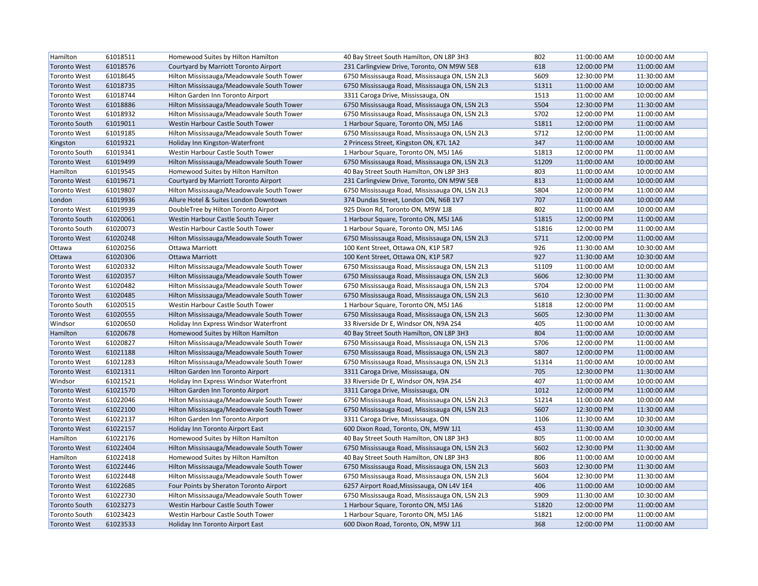| Hamilton | 61018511 | Homewood Suites by Hilton Hamilton | 40 Bay Street South Hamilton, ON L8P 3H3 | 802 | 11:00:00 AM | 10:00:00 AM |
|---|---|---|---|---|---|---|
| Toronto West | 61018576 | Courtyard by Marriott Toronto Airport | 231 Carlingview Drive, Toronto, ON M9W 5E8 | 618 | 12:00:00 PM | 11:00:00 AM |
| Toronto West | 61018645 | Hilton Mississauga/Meadowvale South Tower | 6750 Mississauga Road, Mississauga ON, L5N 2L3 | S609 | 12:30:00 PM | 11:30:00 AM |
| Toronto West | 61018735 | Hilton Mississauga/Meadowvale South Tower | 6750 Mississauga Road, Mississauga ON, L5N 2L3 | S1311 | 11:00:00 AM | 10:00:00 AM |
| Toronto West | 61018744 | Hilton Garden Inn Toronto Airport | 3311 Caroga Drive, Mississauga, ON | 1513 | 11:00:00 AM | 10:00:00 AM |
| Toronto West | 61018886 | Hilton Mississauga/Meadowvale South Tower | 6750 Mississauga Road, Mississauga ON, L5N 2L3 | S504 | 12:30:00 PM | 11:30:00 AM |
| Toronto West | 61018932 | Hilton Mississauga/Meadowvale South Tower | 6750 Mississauga Road, Mississauga ON, L5N 2L3 | S702 | 12:00:00 PM | 11:00:00 AM |
| Toronto South | 61019011 | Westin Harbour Castle South Tower | 1 Harbour Square, Toronto ON, M5J 1A6 | S1811 | 12:00:00 PM | 11:00:00 AM |
| Toronto West | 61019185 | Hilton Mississauga/Meadowvale South Tower | 6750 Mississauga Road, Mississauga ON, L5N 2L3 | S712 | 12:00:00 PM | 11:00:00 AM |
| Kingston | 61019321 | Holiday Inn Kingston-Waterfront | 2 Princess Street, Kingston ON, K7L 1A2 | 347 | 11:00:00 AM | 10:00:00 AM |
| Toronto South | 61019341 | Westin Harbour Castle South Tower | 1 Harbour Square, Toronto ON, M5J 1A6 | S1813 | 12:00:00 PM | 11:00:00 AM |
| Toronto West | 61019499 | Hilton Mississauga/Meadowvale South Tower | 6750 Mississauga Road, Mississauga ON, L5N 2L3 | S1209 | 11:00:00 AM | 10:00:00 AM |
| Hamilton | 61019545 | Homewood Suites by Hilton Hamilton | 40 Bay Street South Hamilton, ON L8P 3H3 | 803 | 11:00:00 AM | 10:00:00 AM |
| Toronto West | 61019671 | Courtyard by Marriott Toronto Airport | 231 Carlingview Drive, Toronto, ON M9W 5E8 | 813 | 11:00:00 AM | 10:00:00 AM |
| Toronto West | 61019807 | Hilton Mississauga/Meadowvale South Tower | 6750 Mississauga Road, Mississauga ON, L5N 2L3 | S804 | 12:00:00 PM | 11:00:00 AM |
| London | 61019936 | Allure Hotel & Suites London Downtown | 374 Dundas Street, London ON, N6B 1V7 | 707 | 11:00:00 AM | 10:00:00 AM |
| Toronto West | 61019939 | DoubleTree by Hilton Toronto Airport | 925 Dixon Rd, Toronto ON, M9W 1J8 | 802 | 11:00:00 AM | 10:00:00 AM |
| Toronto South | 61020061 | Westin Harbour Castle South Tower | 1 Harbour Square, Toronto ON, M5J 1A6 | S1815 | 12:00:00 PM | 11:00:00 AM |
| Toronto South | 61020073 | Westin Harbour Castle South Tower | 1 Harbour Square, Toronto ON, M5J 1A6 | S1816 | 12:00:00 PM | 11:00:00 AM |
| Toronto West | 61020248 | Hilton Mississauga/Meadowvale South Tower | 6750 Mississauga Road, Mississauga ON, L5N 2L3 | S711 | 12:00:00 PM | 11:00:00 AM |
| Ottawa | 61020256 | Ottawa Marriott | 100 Kent Street, Ottawa ON, K1P 5R7 | 926 | 11:30:00 AM | 10:30:00 AM |
| Ottawa | 61020306 | Ottawa Marriott | 100 Kent Street, Ottawa ON, K1P 5R7 | 927 | 11:30:00 AM | 10:30:00 AM |
| Toronto West | 61020332 | Hilton Mississauga/Meadowvale South Tower | 6750 Mississauga Road, Mississauga ON, L5N 2L3 | S1109 | 11:00:00 AM | 10:00:00 AM |
| Toronto West | 61020357 | Hilton Mississauga/Meadowvale South Tower | 6750 Mississauga Road, Mississauga ON, L5N 2L3 | S606 | 12:30:00 PM | 11:30:00 AM |
| Toronto West | 61020482 | Hilton Mississauga/Meadowvale South Tower | 6750 Mississauga Road, Mississauga ON, L5N 2L3 | S704 | 12:00:00 PM | 11:00:00 AM |
| Toronto West | 61020485 | Hilton Mississauga/Meadowvale South Tower | 6750 Mississauga Road, Mississauga ON, L5N 2L3 | S610 | 12:30:00 PM | 11:30:00 AM |
| Toronto South | 61020515 | Westin Harbour Castle South Tower | 1 Harbour Square, Toronto ON, M5J 1A6 | S1818 | 12:00:00 PM | 11:00:00 AM |
| Toronto West | 61020555 | Hilton Mississauga/Meadowvale South Tower | 6750 Mississauga Road, Mississauga ON, L5N 2L3 | S605 | 12:30:00 PM | 11:30:00 AM |
| Windsor | 61020650 | Holiday Inn Express Windsor Waterfront | 33 Riverside Dr E, Windsor ON, N9A 2S4 | 405 | 11:00:00 AM | 10:00:00 AM |
| Hamilton | 61020678 | Homewood Suites by Hilton Hamilton | 40 Bay Street South Hamilton, ON L8P 3H3 | 804 | 11:00:00 AM | 10:00:00 AM |
| Toronto West | 61020827 | Hilton Mississauga/Meadowvale South Tower | 6750 Mississauga Road, Mississauga ON, L5N 2L3 | S706 | 12:00:00 PM | 11:00:00 AM |
| Toronto West | 61021188 | Hilton Mississauga/Meadowvale South Tower | 6750 Mississauga Road, Mississauga ON, L5N 2L3 | S807 | 12:00:00 PM | 11:00:00 AM |
| Toronto West | 61021283 | Hilton Mississauga/Meadowvale South Tower | 6750 Mississauga Road, Mississauga ON, L5N 2L3 | S1314 | 11:00:00 AM | 10:00:00 AM |
| Toronto West | 61021311 | Hilton Garden Inn Toronto Airport | 3311 Caroga Drive, Mississauga, ON | 705 | 12:30:00 PM | 11:30:00 AM |
| Windsor | 61021521 | Holiday Inn Express Windsor Waterfront | 33 Riverside Dr E, Windsor ON, N9A 2S4 | 407 | 11:00:00 AM | 10:00:00 AM |
| Toronto West | 61021570 | Hilton Garden Inn Toronto Airport | 3311 Caroga Drive, Mississauga, ON | 1012 | 12:00:00 PM | 11:00:00 AM |
| Toronto West | 61022046 | Hilton Mississauga/Meadowvale South Tower | 6750 Mississauga Road, Mississauga ON, L5N 2L3 | S1214 | 11:00:00 AM | 10:00:00 AM |
| Toronto West | 61022100 | Hilton Mississauga/Meadowvale South Tower | 6750 Mississauga Road, Mississauga ON, L5N 2L3 | S607 | 12:30:00 PM | 11:30:00 AM |
| Toronto West | 61022137 | Hilton Garden Inn Toronto Airport | 3311 Caroga Drive, Mississauga, ON | 1106 | 11:30:00 AM | 10:30:00 AM |
| Toronto West | 61022157 | Holiday Inn Toronto Airport East | 600 Dixon Road, Toronto, ON, M9W 1J1 | 453 | 11:30:00 AM | 10:30:00 AM |
| Hamilton | 61022176 | Homewood Suites by Hilton Hamilton | 40 Bay Street South Hamilton, ON L8P 3H3 | 805 | 11:00:00 AM | 10:00:00 AM |
| Toronto West | 61022404 | Hilton Mississauga/Meadowvale South Tower | 6750 Mississauga Road, Mississauga ON, L5N 2L3 | S602 | 12:30:00 PM | 11:30:00 AM |
| Hamilton | 61022418 | Homewood Suites by Hilton Hamilton | 40 Bay Street South Hamilton, ON L8P 3H3 | 806 | 11:00:00 AM | 10:00:00 AM |
| Toronto West | 61022446 | Hilton Mississauga/Meadowvale South Tower | 6750 Mississauga Road, Mississauga ON, L5N 2L3 | S603 | 12:30:00 PM | 11:30:00 AM |
| Toronto West | 61022448 | Hilton Mississauga/Meadowvale South Tower | 6750 Mississauga Road, Mississauga ON, L5N 2L3 | S604 | 12:30:00 PM | 11:30:00 AM |
| Toronto West | 61022685 | Four Points by Sheraton Toronto Airport | 6257 Airport Road,Mississauga, ON L4V 1E4 | 406 | 11:00:00 AM | 10:00:00 AM |
| Toronto West | 61022730 | Hilton Mississauga/Meadowvale South Tower | 6750 Mississauga Road, Mississauga ON, L5N 2L3 | S909 | 11:30:00 AM | 10:30:00 AM |
| Toronto South | 61023273 | Westin Harbour Castle South Tower | 1 Harbour Square, Toronto ON, M5J 1A6 | S1820 | 12:00:00 PM | 11:00:00 AM |
| Toronto South | 61023423 | Westin Harbour Castle South Tower | 1 Harbour Square, Toronto ON, M5J 1A6 | S1821 | 12:00:00 PM | 11:00:00 AM |
| Toronto West | 61023533 | Holiday Inn Toronto Airport East | 600 Dixon Road, Toronto, ON, M9W 1J1 | 368 | 12:00:00 PM | 11:00:00 AM |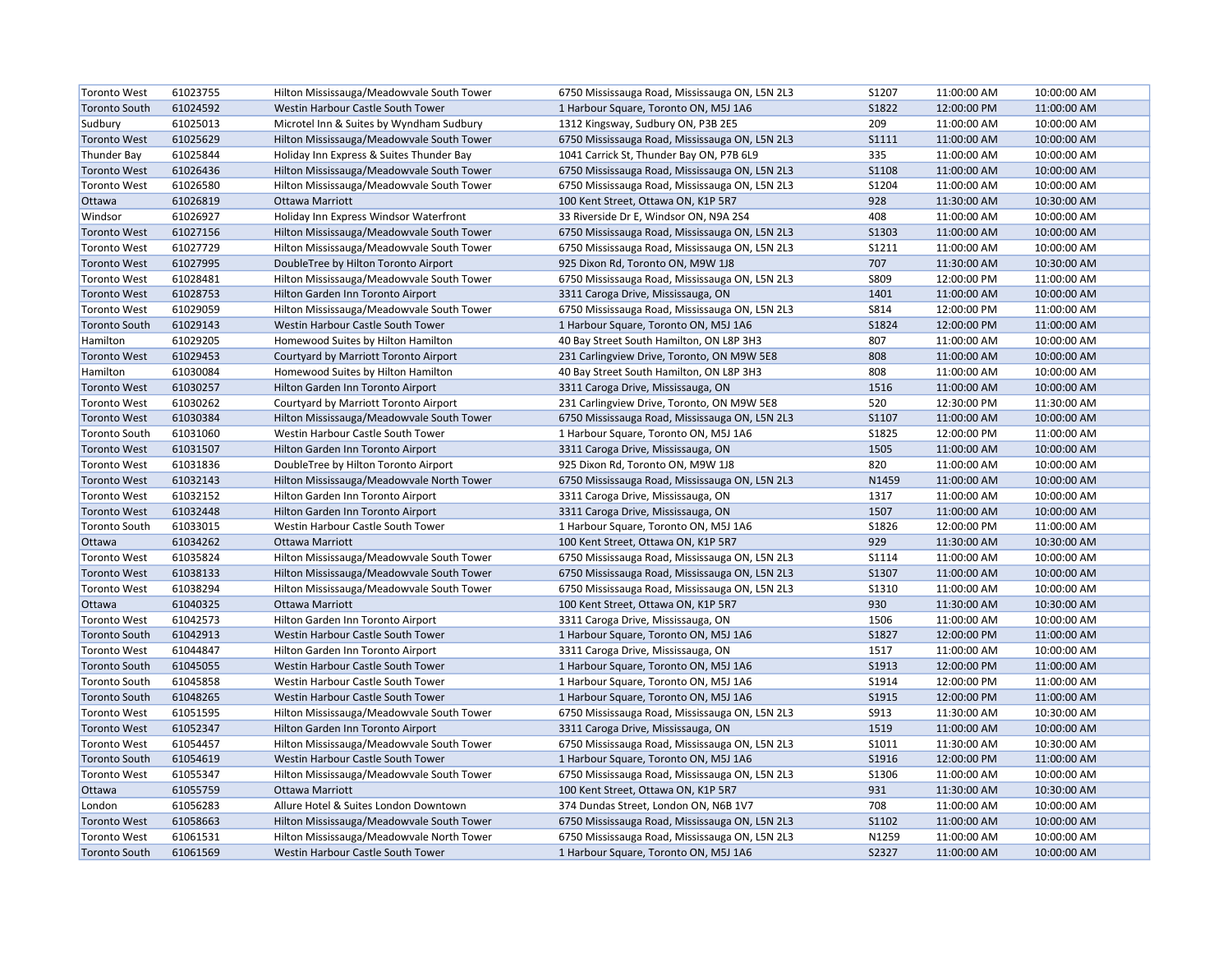| | | | | | | |
|---|---|---|---|---|---|---|
| Toronto West | 61023755 | Hilton Mississauga/Meadowvale South Tower | 6750 Mississauga Road, Mississauga ON, L5N 2L3 | S1207 | 11:00:00 AM | 10:00:00 AM |
| Toronto South | 61024592 | Westin Harbour Castle South Tower | 1 Harbour Square, Toronto ON, M5J 1A6 | S1822 | 12:00:00 PM | 11:00:00 AM |
| Sudbury | 61025013 | Microtel Inn & Suites by Wyndham Sudbury | 1312 Kingsway, Sudbury ON, P3B 2E5 | 209 | 11:00:00 AM | 10:00:00 AM |
| Toronto West | 61025629 | Hilton Mississauga/Meadowvale South Tower | 6750 Mississauga Road, Mississauga ON, L5N 2L3 | S1111 | 11:00:00 AM | 10:00:00 AM |
| Thunder Bay | 61025844 | Holiday Inn Express & Suites Thunder Bay | 1041 Carrick St, Thunder Bay ON, P7B 6L9 | 335 | 11:00:00 AM | 10:00:00 AM |
| Toronto West | 61026436 | Hilton Mississauga/Meadowvale South Tower | 6750 Mississauga Road, Mississauga ON, L5N 2L3 | S1108 | 11:00:00 AM | 10:00:00 AM |
| Toronto West | 61026580 | Hilton Mississauga/Meadowvale South Tower | 6750 Mississauga Road, Mississauga ON, L5N 2L3 | S1204 | 11:00:00 AM | 10:00:00 AM |
| Ottawa | 61026819 | Ottawa Marriott | 100 Kent Street, Ottawa ON, K1P 5R7 | 928 | 11:30:00 AM | 10:30:00 AM |
| Windsor | 61026927 | Holiday Inn Express Windsor Waterfront | 33 Riverside Dr E, Windsor ON, N9A 2S4 | 408 | 11:00:00 AM | 10:00:00 AM |
| Toronto West | 61027156 | Hilton Mississauga/Meadowvale South Tower | 6750 Mississauga Road, Mississauga ON, L5N 2L3 | S1303 | 11:00:00 AM | 10:00:00 AM |
| Toronto West | 61027729 | Hilton Mississauga/Meadowvale South Tower | 6750 Mississauga Road, Mississauga ON, L5N 2L3 | S1211 | 11:00:00 AM | 10:00:00 AM |
| Toronto West | 61027995 | DoubleTree by Hilton Toronto Airport | 925 Dixon Rd, Toronto ON, M9W 1J8 | 707 | 11:30:00 AM | 10:30:00 AM |
| Toronto West | 61028481 | Hilton Mississauga/Meadowvale South Tower | 6750 Mississauga Road, Mississauga ON, L5N 2L3 | S809 | 12:00:00 PM | 11:00:00 AM |
| Toronto West | 61028753 | Hilton Garden Inn Toronto Airport | 3311 Caroga Drive, Mississauga, ON | 1401 | 11:00:00 AM | 10:00:00 AM |
| Toronto West | 61029059 | Hilton Mississauga/Meadowvale South Tower | 6750 Mississauga Road, Mississauga ON, L5N 2L3 | S814 | 12:00:00 PM | 11:00:00 AM |
| Toronto South | 61029143 | Westin Harbour Castle South Tower | 1 Harbour Square, Toronto ON, M5J 1A6 | S1824 | 12:00:00 PM | 11:00:00 AM |
| Hamilton | 61029205 | Homewood Suites by Hilton Hamilton | 40 Bay Street South Hamilton, ON L8P 3H3 | 807 | 11:00:00 AM | 10:00:00 AM |
| Toronto West | 61029453 | Courtyard by Marriott Toronto Airport | 231 Carlingview Drive, Toronto, ON M9W 5E8 | 808 | 11:00:00 AM | 10:00:00 AM |
| Hamilton | 61030084 | Homewood Suites by Hilton Hamilton | 40 Bay Street South Hamilton, ON L8P 3H3 | 808 | 11:00:00 AM | 10:00:00 AM |
| Toronto West | 61030257 | Hilton Garden Inn Toronto Airport | 3311 Caroga Drive, Mississauga, ON | 1516 | 11:00:00 AM | 10:00:00 AM |
| Toronto West | 61030262 | Courtyard by Marriott Toronto Airport | 231 Carlingview Drive, Toronto, ON M9W 5E8 | 520 | 12:30:00 PM | 11:30:00 AM |
| Toronto West | 61030384 | Hilton Mississauga/Meadowvale South Tower | 6750 Mississauga Road, Mississauga ON, L5N 2L3 | S1107 | 11:00:00 AM | 10:00:00 AM |
| Toronto South | 61031060 | Westin Harbour Castle South Tower | 1 Harbour Square, Toronto ON, M5J 1A6 | S1825 | 12:00:00 PM | 11:00:00 AM |
| Toronto West | 61031507 | Hilton Garden Inn Toronto Airport | 3311 Caroga Drive, Mississauga, ON | 1505 | 11:00:00 AM | 10:00:00 AM |
| Toronto West | 61031836 | DoubleTree by Hilton Toronto Airport | 925 Dixon Rd, Toronto ON, M9W 1J8 | 820 | 11:00:00 AM | 10:00:00 AM |
| Toronto West | 61032143 | Hilton Mississauga/Meadowvale North Tower | 6750 Mississauga Road, Mississauga ON, L5N 2L3 | N1459 | 11:00:00 AM | 10:00:00 AM |
| Toronto West | 61032152 | Hilton Garden Inn Toronto Airport | 3311 Caroga Drive, Mississauga, ON | 1317 | 11:00:00 AM | 10:00:00 AM |
| Toronto West | 61032448 | Hilton Garden Inn Toronto Airport | 3311 Caroga Drive, Mississauga, ON | 1507 | 11:00:00 AM | 10:00:00 AM |
| Toronto South | 61033015 | Westin Harbour Castle South Tower | 1 Harbour Square, Toronto ON, M5J 1A6 | S1826 | 12:00:00 PM | 11:00:00 AM |
| Ottawa | 61034262 | Ottawa Marriott | 100 Kent Street, Ottawa ON, K1P 5R7 | 929 | 11:30:00 AM | 10:30:00 AM |
| Toronto West | 61035824 | Hilton Mississauga/Meadowvale South Tower | 6750 Mississauga Road, Mississauga ON, L5N 2L3 | S1114 | 11:00:00 AM | 10:00:00 AM |
| Toronto West | 61038133 | Hilton Mississauga/Meadowvale South Tower | 6750 Mississauga Road, Mississauga ON, L5N 2L3 | S1307 | 11:00:00 AM | 10:00:00 AM |
| Toronto West | 61038294 | Hilton Mississauga/Meadowvale South Tower | 6750 Mississauga Road, Mississauga ON, L5N 2L3 | S1310 | 11:00:00 AM | 10:00:00 AM |
| Ottawa | 61040325 | Ottawa Marriott | 100 Kent Street, Ottawa ON, K1P 5R7 | 930 | 11:30:00 AM | 10:30:00 AM |
| Toronto West | 61042573 | Hilton Garden Inn Toronto Airport | 3311 Caroga Drive, Mississauga, ON | 1506 | 11:00:00 AM | 10:00:00 AM |
| Toronto South | 61042913 | Westin Harbour Castle South Tower | 1 Harbour Square, Toronto ON, M5J 1A6 | S1827 | 12:00:00 PM | 11:00:00 AM |
| Toronto West | 61044847 | Hilton Garden Inn Toronto Airport | 3311 Caroga Drive, Mississauga, ON | 1517 | 11:00:00 AM | 10:00:00 AM |
| Toronto South | 61045055 | Westin Harbour Castle South Tower | 1 Harbour Square, Toronto ON, M5J 1A6 | S1913 | 12:00:00 PM | 11:00:00 AM |
| Toronto South | 61045858 | Westin Harbour Castle South Tower | 1 Harbour Square, Toronto ON, M5J 1A6 | S1914 | 12:00:00 PM | 11:00:00 AM |
| Toronto South | 61048265 | Westin Harbour Castle South Tower | 1 Harbour Square, Toronto ON, M5J 1A6 | S1915 | 12:00:00 PM | 11:00:00 AM |
| Toronto West | 61051595 | Hilton Mississauga/Meadowvale South Tower | 6750 Mississauga Road, Mississauga ON, L5N 2L3 | S913 | 11:30:00 AM | 10:30:00 AM |
| Toronto West | 61052347 | Hilton Garden Inn Toronto Airport | 3311 Caroga Drive, Mississauga, ON | 1519 | 11:00:00 AM | 10:00:00 AM |
| Toronto West | 61054457 | Hilton Mississauga/Meadowvale South Tower | 6750 Mississauga Road, Mississauga ON, L5N 2L3 | S1011 | 11:30:00 AM | 10:30:00 AM |
| Toronto South | 61054619 | Westin Harbour Castle South Tower | 1 Harbour Square, Toronto ON, M5J 1A6 | S1916 | 12:00:00 PM | 11:00:00 AM |
| Toronto West | 61055347 | Hilton Mississauga/Meadowvale South Tower | 6750 Mississauga Road, Mississauga ON, L5N 2L3 | S1306 | 11:00:00 AM | 10:00:00 AM |
| Ottawa | 61055759 | Ottawa Marriott | 100 Kent Street, Ottawa ON, K1P 5R7 | 931 | 11:30:00 AM | 10:30:00 AM |
| London | 61056283 | Allure Hotel & Suites London Downtown | 374 Dundas Street, London ON, N6B 1V7 | 708 | 11:00:00 AM | 10:00:00 AM |
| Toronto West | 61058663 | Hilton Mississauga/Meadowvale South Tower | 6750 Mississauga Road, Mississauga ON, L5N 2L3 | S1102 | 11:00:00 AM | 10:00:00 AM |
| Toronto West | 61061531 | Hilton Mississauga/Meadowvale North Tower | 6750 Mississauga Road, Mississauga ON, L5N 2L3 | N1259 | 11:00:00 AM | 10:00:00 AM |
| Toronto South | 61061569 | Westin Harbour Castle South Tower | 1 Harbour Square, Toronto ON, M5J 1A6 | S2327 | 11:00:00 AM | 10:00:00 AM |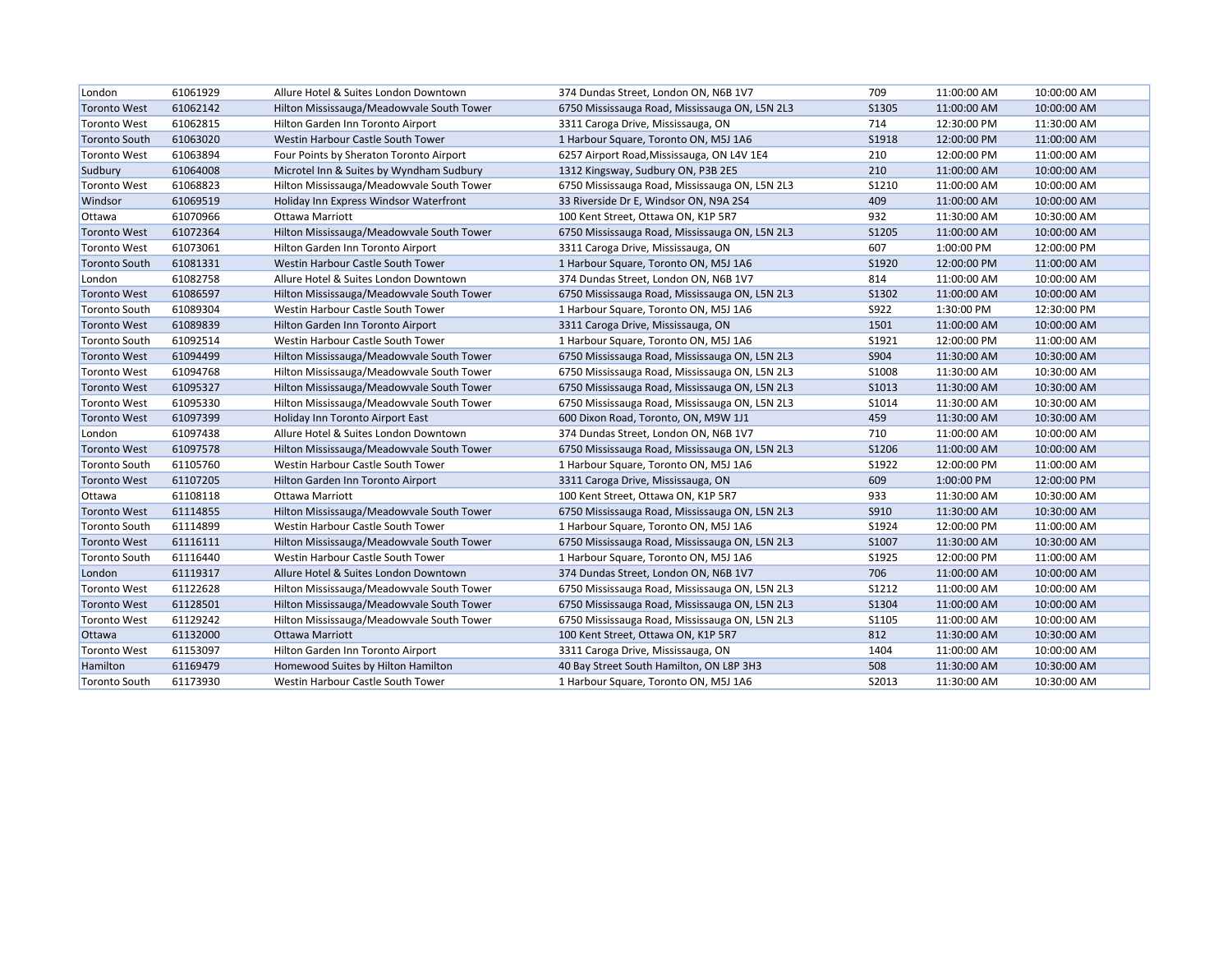| | | | | | | |
|---|---|---|---|---|---|---|
| London | 61061929 | Allure Hotel & Suites London Downtown | 374 Dundas Street, London ON, N6B 1V7 | 709 | 11:00:00 AM | 10:00:00 AM |
| Toronto West | 61062142 | Hilton Mississauga/Meadowvale South Tower | 6750 Mississauga Road, Mississauga ON, L5N 2L3 | S1305 | 11:00:00 AM | 10:00:00 AM |
| Toronto West | 61062815 | Hilton Garden Inn Toronto Airport | 3311 Caroga Drive, Mississauga, ON | 714 | 12:30:00 PM | 11:30:00 AM |
| Toronto South | 61063020 | Westin Harbour Castle South Tower | 1 Harbour Square, Toronto ON, M5J 1A6 | S1918 | 12:00:00 PM | 11:00:00 AM |
| Toronto West | 61063894 | Four Points by Sheraton Toronto Airport | 6257 Airport Road,Mississauga, ON L4V 1E4 | 210 | 12:00:00 PM | 11:00:00 AM |
| Sudbury | 61064008 | Microtel Inn & Suites by Wyndham Sudbury | 1312 Kingsway, Sudbury ON, P3B 2E5 | 210 | 11:00:00 AM | 10:00:00 AM |
| Toronto West | 61068823 | Hilton Mississauga/Meadowvale South Tower | 6750 Mississauga Road, Mississauga ON, L5N 2L3 | S1210 | 11:00:00 AM | 10:00:00 AM |
| Windsor | 61069519 | Holiday Inn Express Windsor Waterfront | 33 Riverside Dr E, Windsor ON, N9A 2S4 | 409 | 11:00:00 AM | 10:00:00 AM |
| Ottawa | 61070966 | Ottawa Marriott | 100 Kent Street, Ottawa ON, K1P 5R7 | 932 | 11:30:00 AM | 10:30:00 AM |
| Toronto West | 61072364 | Hilton Mississauga/Meadowvale South Tower | 6750 Mississauga Road, Mississauga ON, L5N 2L3 | S1205 | 11:00:00 AM | 10:00:00 AM |
| Toronto West | 61073061 | Hilton Garden Inn Toronto Airport | 3311 Caroga Drive, Mississauga, ON | 607 | 1:00:00 PM | 12:00:00 PM |
| Toronto South | 61081331 | Westin Harbour Castle South Tower | 1 Harbour Square, Toronto ON, M5J 1A6 | S1920 | 12:00:00 PM | 11:00:00 AM |
| London | 61082758 | Allure Hotel & Suites London Downtown | 374 Dundas Street, London ON, N6B 1V7 | 814 | 11:00:00 AM | 10:00:00 AM |
| Toronto West | 61086597 | Hilton Mississauga/Meadowvale South Tower | 6750 Mississauga Road, Mississauga ON, L5N 2L3 | S1302 | 11:00:00 AM | 10:00:00 AM |
| Toronto South | 61089304 | Westin Harbour Castle South Tower | 1 Harbour Square, Toronto ON, M5J 1A6 | S922 | 1:30:00 PM | 12:30:00 PM |
| Toronto West | 61089839 | Hilton Garden Inn Toronto Airport | 3311 Caroga Drive, Mississauga, ON | 1501 | 11:00:00 AM | 10:00:00 AM |
| Toronto South | 61092514 | Westin Harbour Castle South Tower | 1 Harbour Square, Toronto ON, M5J 1A6 | S1921 | 12:00:00 PM | 11:00:00 AM |
| Toronto West | 61094499 | Hilton Mississauga/Meadowvale South Tower | 6750 Mississauga Road, Mississauga ON, L5N 2L3 | S904 | 11:30:00 AM | 10:30:00 AM |
| Toronto West | 61094768 | Hilton Mississauga/Meadowvale South Tower | 6750 Mississauga Road, Mississauga ON, L5N 2L3 | S1008 | 11:30:00 AM | 10:30:00 AM |
| Toronto West | 61095327 | Hilton Mississauga/Meadowvale South Tower | 6750 Mississauga Road, Mississauga ON, L5N 2L3 | S1013 | 11:30:00 AM | 10:30:00 AM |
| Toronto West | 61095330 | Hilton Mississauga/Meadowvale South Tower | 6750 Mississauga Road, Mississauga ON, L5N 2L3 | S1014 | 11:30:00 AM | 10:30:00 AM |
| Toronto West | 61097399 | Holiday Inn Toronto Airport East | 600 Dixon Road, Toronto, ON, M9W 1J1 | 459 | 11:30:00 AM | 10:30:00 AM |
| London | 61097438 | Allure Hotel & Suites London Downtown | 374 Dundas Street, London ON, N6B 1V7 | 710 | 11:00:00 AM | 10:00:00 AM |
| Toronto West | 61097578 | Hilton Mississauga/Meadowvale South Tower | 6750 Mississauga Road, Mississauga ON, L5N 2L3 | S1206 | 11:00:00 AM | 10:00:00 AM |
| Toronto South | 61105760 | Westin Harbour Castle South Tower | 1 Harbour Square, Toronto ON, M5J 1A6 | S1922 | 12:00:00 PM | 11:00:00 AM |
| Toronto West | 61107205 | Hilton Garden Inn Toronto Airport | 3311 Caroga Drive, Mississauga, ON | 609 | 1:00:00 PM | 12:00:00 PM |
| Ottawa | 61108118 | Ottawa Marriott | 100 Kent Street, Ottawa ON, K1P 5R7 | 933 | 11:30:00 AM | 10:30:00 AM |
| Toronto West | 61114855 | Hilton Mississauga/Meadowvale South Tower | 6750 Mississauga Road, Mississauga ON, L5N 2L3 | S910 | 11:30:00 AM | 10:30:00 AM |
| Toronto South | 61114899 | Westin Harbour Castle South Tower | 1 Harbour Square, Toronto ON, M5J 1A6 | S1924 | 12:00:00 PM | 11:00:00 AM |
| Toronto West | 61116111 | Hilton Mississauga/Meadowvale South Tower | 6750 Mississauga Road, Mississauga ON, L5N 2L3 | S1007 | 11:30:00 AM | 10:30:00 AM |
| Toronto South | 61116440 | Westin Harbour Castle South Tower | 1 Harbour Square, Toronto ON, M5J 1A6 | S1925 | 12:00:00 PM | 11:00:00 AM |
| London | 61119317 | Allure Hotel & Suites London Downtown | 374 Dundas Street, London ON, N6B 1V7 | 706 | 11:00:00 AM | 10:00:00 AM |
| Toronto West | 61122628 | Hilton Mississauga/Meadowvale South Tower | 6750 Mississauga Road, Mississauga ON, L5N 2L3 | S1212 | 11:00:00 AM | 10:00:00 AM |
| Toronto West | 61128501 | Hilton Mississauga/Meadowvale South Tower | 6750 Mississauga Road, Mississauga ON, L5N 2L3 | S1304 | 11:00:00 AM | 10:00:00 AM |
| Toronto West | 61129242 | Hilton Mississauga/Meadowvale South Tower | 6750 Mississauga Road, Mississauga ON, L5N 2L3 | S1105 | 11:00:00 AM | 10:00:00 AM |
| Ottawa | 61132000 | Ottawa Marriott | 100 Kent Street, Ottawa ON, K1P 5R7 | 812 | 11:30:00 AM | 10:30:00 AM |
| Toronto West | 61153097 | Hilton Garden Inn Toronto Airport | 3311 Caroga Drive, Mississauga, ON | 1404 | 11:00:00 AM | 10:00:00 AM |
| Hamilton | 61169479 | Homewood Suites by Hilton Hamilton | 40 Bay Street South Hamilton, ON L8P 3H3 | 508 | 11:30:00 AM | 10:30:00 AM |
| Toronto South | 61173930 | Westin Harbour Castle South Tower | 1 Harbour Square, Toronto ON, M5J 1A6 | S2013 | 11:30:00 AM | 10:30:00 AM |